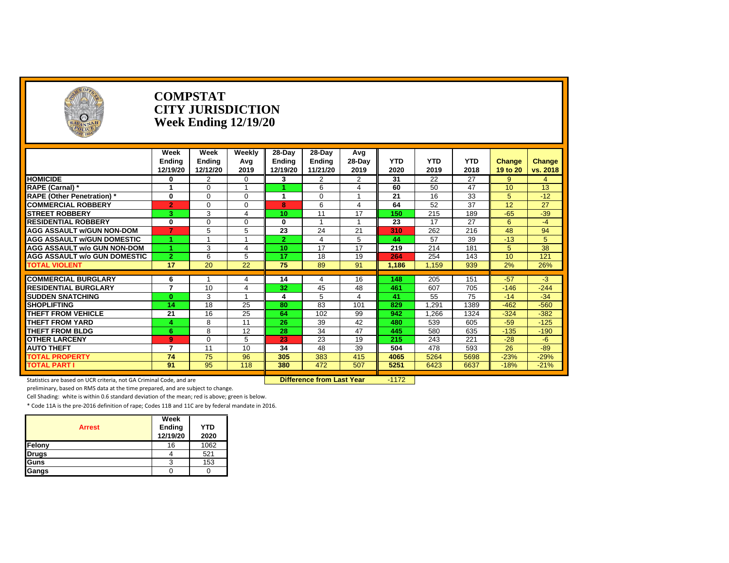# COMPSTAT
## CITY JURISDICTION
## Week Ending 12/19/20

| | Week Ending 12/19/20 | Week Ending 12/12/20 | Weekly Avg 2019 | 28-Day Ending 12/19/20 | 28-Day Ending 11/21/20 | Avg 28-Day 2019 | YTD 2020 | YTD 2019 | YTD 2018 | Change 19 to 20 | Change vs. 2018 |
|---|---|---|---|---|---|---|---|---|---|---|---|
| **HOMICIDE** | 0 | 2 | 0 | 3 | 2 | 2 | 31 | 22 | 27 | 9 | 4 |
| **RAPE (Carnal) *** | 1 | 0 | 1 | 1 | 6 | 4 | 60 | 50 | 47 | 10 | 13 |
| **RAPE (Other Penetration) *** | 0 | 0 | 0 | 1 | 0 | 1 | 21 | 16 | 33 | 5 | -12 |
| **COMMERCIAL ROBBERY** | 2 | 0 | 0 | 8 | 6 | 4 | 64 | 52 | 37 | 12 | 27 |
| **STREET ROBBERY** | 3 | 3 | 4 | 10 | 11 | 17 | 150 | 215 | 189 | -65 | -39 |
| **RESIDENTIAL ROBBERY** | 0 | 0 | 0 | 0 | 1 | 1 | 23 | 17 | 27 | 6 | -4 |
| **AGG ASSAULT w/GUN NON-DOM** | 7 | 5 | 5 | 23 | 24 | 21 | 310 | 262 | 216 | 48 | 94 |
| **AGG ASSAULT w/GUN DOMESTIC** | 1 | 1 | 1 | 2 | 4 | 5 | 44 | 57 | 39 | -13 | 5 |
| **AGG ASSAULT w/o GUN NON-DOM** | 1 | 3 | 4 | 10 | 17 | 17 | 219 | 214 | 181 | 5 | 38 |
| **AGG ASSAULT w/o GUN DOMESTIC** | 2 | 6 | 5 | 17 | 18 | 19 | 264 | 254 | 143 | 10 | 121 |
| **TOTAL VIOLENT** | 17 | 20 | 22 | 75 | 89 | 91 | 1,186 | 1,159 | 939 | 2% | 26% |
| **COMMERCIAL BURGLARY** | 6 | 1 | 4 | 14 | 4 | 16 | 148 | 205 | 151 | -57 | -3 |
| **RESIDENTIAL BURGLARY** | 7 | 10 | 4 | 32 | 45 | 48 | 461 | 607 | 705 | -146 | -244 |
| **SUDDEN SNATCHING** | 0 | 3 | 1 | 4 | 5 | 4 | 41 | 55 | 75 | -14 | -34 |
| **SHOPLIFTING** | 14 | 18 | 25 | 80 | 83 | 101 | 829 | 1,291 | 1389 | -462 | -560 |
| **THEFT FROM VEHICLE** | 21 | 16 | 25 | 64 | 102 | 99 | 942 | 1,266 | 1324 | -324 | -382 |
| **THEFT FROM YARD** | 4 | 8 | 11 | 26 | 39 | 42 | 480 | 539 | 605 | -59 | -125 |
| **THEFT FROM BLDG** | 6 | 8 | 12 | 28 | 34 | 47 | 445 | 580 | 635 | -135 | -190 |
| **OTHER LARCENY** | 9 | 0 | 5 | 23 | 23 | 19 | 215 | 243 | 221 | -28 | -6 |
| **AUTO THEFT** | 7 | 11 | 10 | 34 | 48 | 39 | 504 | 478 | 593 | 26 | -89 |
| **TOTAL PROPERTY** | 74 | 75 | 96 | 305 | 383 | 415 | 4065 | 5264 | 5698 | -23% | -29% |
| **TOTAL PART I** | 91 | 95 | 118 | 380 | 472 | 507 | 5251 | 6423 | 6637 | -18% | -21% |

**Difference from Last Year** -1172

Statistics are based on UCR criteria, not GA Criminal Code, and are preliminary, based on RMS data at the time prepared, and are subject to change.

Cell Shading: white is within 0.6 standard deviation of the mean; red is above; green is below.

* Code 11A is the pre-2016 definition of rape; Codes 11B and 11C are by federal mandate in 2016.

| Arrest | Week Ending 12/19/20 | YTD 2020 |
|---|---|---|
| **Felony** | 16 | 1062 |
| **Drugs** | 4 | 521 |
| **Guns** | 3 | 153 |
| **Gangs** | 0 | 0 |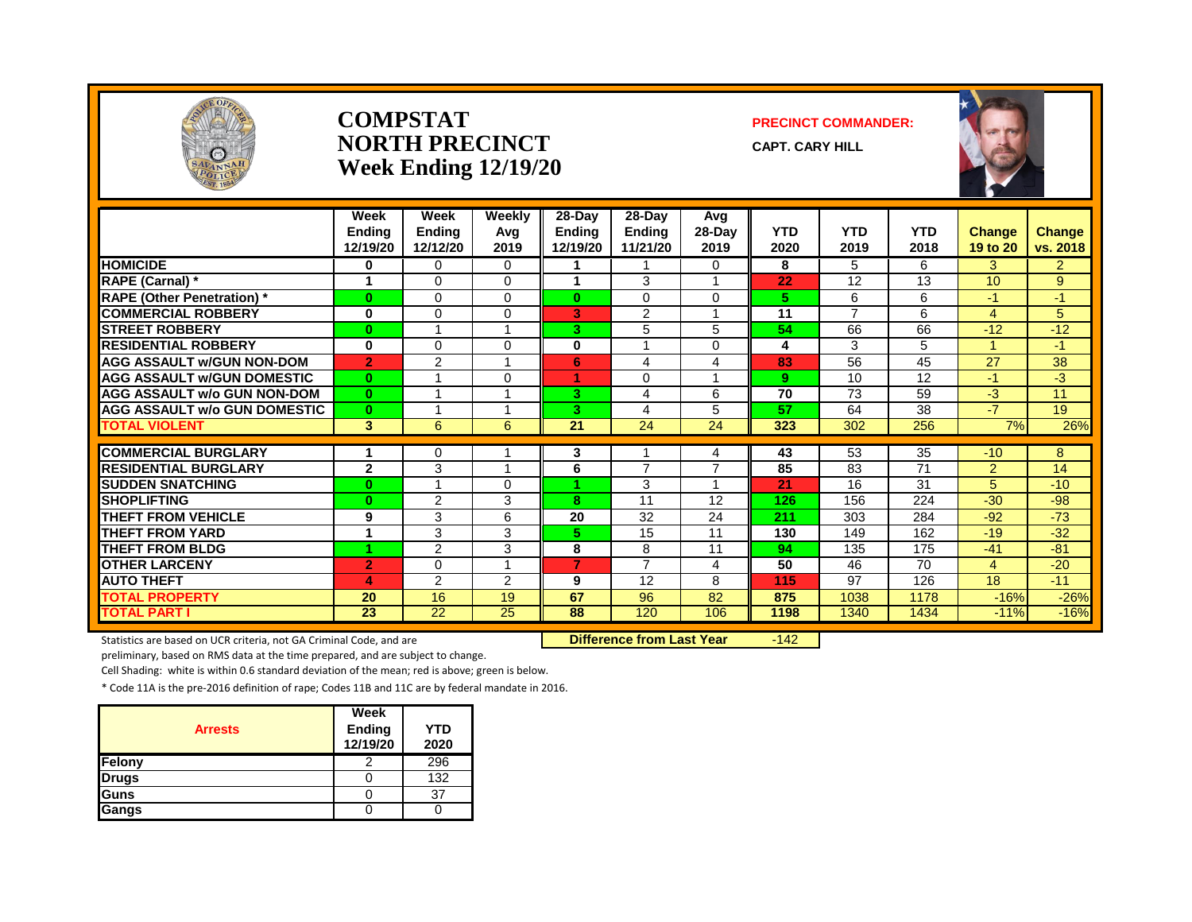# COMPSTAT
# NORTH PRECINCT
# Week Ending 12/19/20

**PRECINCT COMMANDER:**

**CAPT. CARY HILL**

| | Week Ending 12/19/20 | Week Ending 12/12/20 | Weekly Avg 2019 | 28-Day Ending 12/19/20 | 28-Day Ending 11/21/20 | Avg 28-Day 2019 | YTD 2020 | YTD 2019 | YTD 2018 | Change 19 to 20 | Change vs. 2018 |
|---|---|---|---|---|---|---|---|---|---|---|---|
| **HOMICIDE** | 0 | 0 | 0 | 1 | 1 | 0 | 8 | 5 | 6 | 3 | 2 |
| **RAPE (Carnal) *** | 1 | 0 | 0 | 1 | 3 | 1 | 22 | 12 | 13 | 10 | 9 |
| **RAPE (Other Penetration) *** | 0 | 0 | 0 | 0 | 0 | 0 | 5 | 6 | 6 | -1 | -1 |
| **COMMERCIAL ROBBERY** | 0 | 0 | 0 | 3 | 2 | 1 | 11 | 7 | 6 | 4 | 5 |
| **STREET ROBBERY** | 0 | 1 | 1 | 3 | 5 | 5 | 54 | 66 | 66 | -12 | -12 |
| **RESIDENTIAL ROBBERY** | 0 | 0 | 0 | 0 | 1 | 0 | 4 | 3 | 5 | 1 | -1 |
| **AGG ASSAULT w/GUN NON-DOM** | 2 | 2 | 1 | 6 | 4 | 4 | 83 | 56 | 45 | 27 | 38 |
| **AGG ASSAULT w/GUN DOMESTIC** | 0 | 1 | 0 | 1 | 0 | 1 | 9 | 10 | 12 | -1 | -3 |
| **AGG ASSAULT w/o GUN NON-DOM** | 0 | 1 | 1 | 3 | 4 | 6 | 70 | 73 | 59 | -3 | 11 |
| **AGG ASSAULT w/o GUN DOMESTIC** | 0 | 1 | 1 | 3 | 4 | 5 | 57 | 64 | 38 | -7 | 19 |
| **TOTAL VIOLENT** | 3 | 6 | 6 | 21 | 24 | 24 | 323 | 302 | 256 | 7% | 26% |
| **COMMERCIAL BURGLARY** | 1 | 0 | 1 | 3 | 1 | 4 | 43 | 53 | 35 | -10 | 8 |
| **RESIDENTIAL BURGLARY** | 2 | 3 | 1 | 6 | 7 | 7 | 85 | 83 | 71 | 2 | 14 |
| **SUDDEN SNATCHING** | 0 | 1 | 0 | 1 | 3 | 1 | 21 | 16 | 31 | 5 | -10 |
| **SHOPLIFTING** | 0 | 2 | 3 | 8 | 11 | 12 | 126 | 156 | 224 | -30 | -98 |
| **THEFT FROM VEHICLE** | 9 | 3 | 6 | 20 | 32 | 24 | 211 | 303 | 284 | -92 | -73 |
| **THEFT FROM YARD** | 1 | 3 | 3 | 5 | 15 | 11 | 130 | 149 | 162 | -19 | -32 |
| **THEFT FROM BLDG** | 1 | 2 | 3 | 8 | 8 | 11 | 94 | 135 | 175 | -41 | -81 |
| **OTHER LARCENY** | 2 | 0 | 1 | 7 | 7 | 4 | 50 | 46 | 70 | 4 | -20 |
| **AUTO THEFT** | 4 | 2 | 2 | 9 | 12 | 8 | 115 | 97 | 126 | 18 | -11 |
| **TOTAL PROPERTY** | 20 | 16 | 19 | 67 | 96 | 82 | 875 | 1038 | 1178 | -16% | -26% |
| **TOTAL PART I** | 23 | 22 | 25 | 88 | 120 | 106 | 1198 | 1340 | 1434 | -11% | -16% |

**Difference from Last Year** -142

Statistics are based on UCR criteria, not GA Criminal Code, and are preliminary, based on RMS data at the time prepared, and are subject to change.

Cell Shading: white is within 0.6 standard deviation of the mean; red is above; green is below.

* Code 11A is the pre-2016 definition of rape; Codes 11B and 11C are by federal mandate in 2016.

| Arrests | Week Ending 12/19/20 | YTD 2020 |
|---|---|---|
| **Felony** | 2 | 296 |
| **Drugs** | 0 | 132 |
| **Guns** | 0 | 37 |
| **Gangs** | 0 | 0 |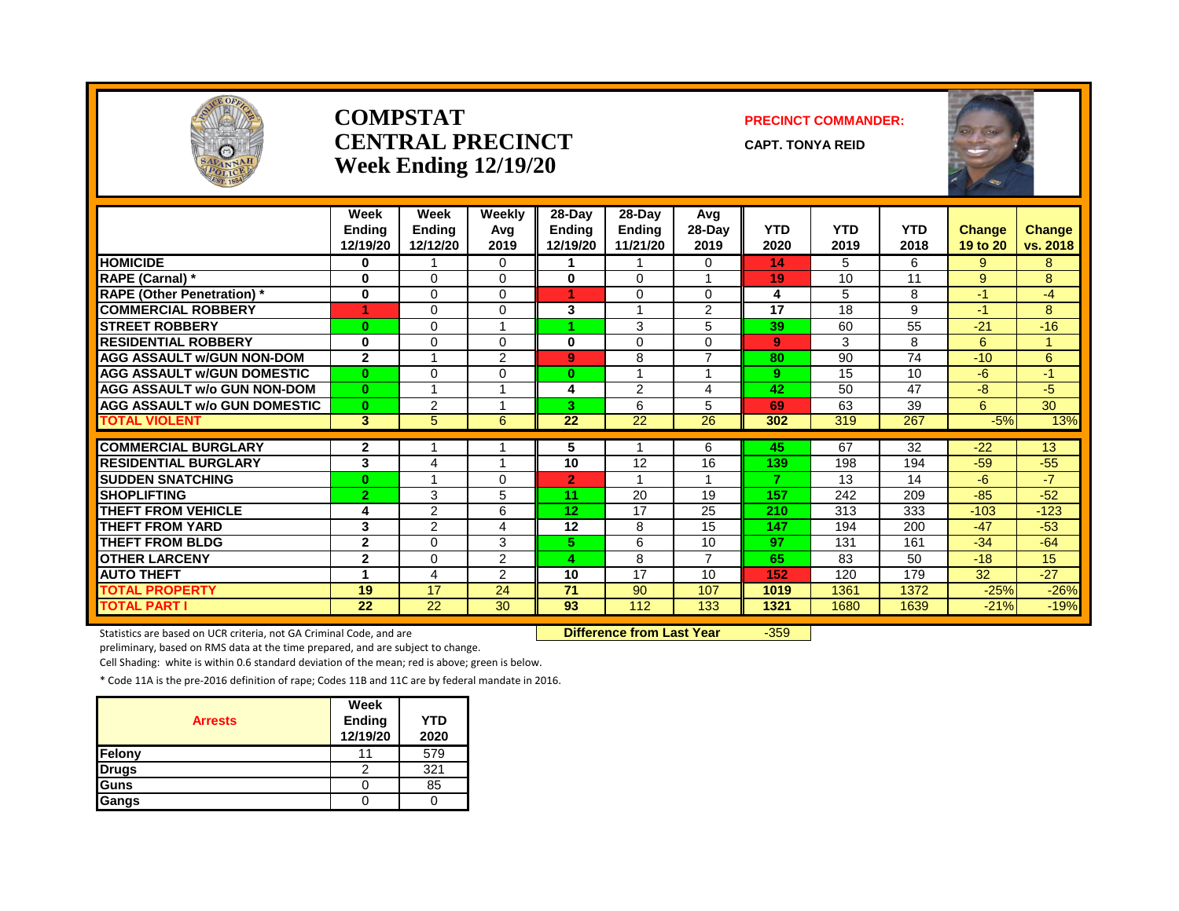# COMPSTAT
# CENTRAL PRECINCT
# Week Ending 12/19/20

**PRECINCT COMMANDER:**

**CAPT. TONYA REID**

| | Week Ending 12/19/20 | Week Ending 12/12/20 | Weekly Avg 2019 | 28-Day Ending 12/19/20 | 28-Day Ending 11/21/20 | Avg 28-Day 2019 | YTD 2020 | YTD 2019 | YTD 2018 | Change 19 to 20 | Change vs. 2018 |
|---|---|---|---|---|---|---|---|---|---|---|---|
| **HOMICIDE** | 0 | 1 | 0 | 1 | 1 | 0 | 14 | 5 | 6 | 9 | 8 |
| **RAPE (Carnal) *** | 0 | 0 | 0 | 0 | 0 | 1 | 19 | 10 | 11 | 9 | 8 |
| **RAPE (Other Penetration) *** | 0 | 0 | 0 | 1 | 0 | 0 | 4 | 5 | 8 | -1 | -4 |
| **COMMERCIAL ROBBERY** | 1 | 0 | 0 | 3 | 1 | 2 | 17 | 18 | 9 | -1 | 8 |
| **STREET ROBBERY** | 0 | 0 | 1 | 1 | 3 | 5 | 39 | 60 | 55 | -21 | -16 |
| **RESIDENTIAL ROBBERY** | 0 | 0 | 0 | 0 | 0 | 0 | 9 | 3 | 8 | 6 | 1 |
| **AGG ASSAULT w/GUN NON-DOM** | 2 | 1 | 2 | 9 | 8 | 7 | 80 | 90 | 74 | -10 | 6 |
| **AGG ASSAULT w/GUN DOMESTIC** | 0 | 0 | 0 | 0 | 1 | 1 | 9 | 15 | 10 | -6 | -1 |
| **AGG ASSAULT w/o GUN NON-DOM** | 0 | 1 | 1 | 4 | 2 | 4 | 42 | 50 | 47 | -8 | -5 |
| **AGG ASSAULT w/o GUN DOMESTIC** | 0 | 2 | 1 | 3 | 6 | 5 | 69 | 63 | 39 | 6 | 30 |
| **TOTAL VIOLENT** | 3 | 5 | 6 | 22 | 22 | 26 | 302 | 319 | 267 | -5% | 13% |
| **COMMERCIAL BURGLARY** | 2 | 1 | 1 | 5 | 1 | 6 | 45 | 67 | 32 | -22 | 13 |
| **RESIDENTIAL BURGLARY** | 3 | 4 | 1 | 10 | 12 | 16 | 139 | 198 | 194 | -59 | -55 |
| **SUDDEN SNATCHING** | 0 | 1 | 0 | 2 | 1 | 1 | 7 | 13 | 14 | -6 | -7 |
| **SHOPLIFTING** | 2 | 3 | 5 | 11 | 20 | 19 | 157 | 242 | 209 | -85 | -52 |
| **THEFT FROM VEHICLE** | 4 | 2 | 6 | 12 | 17 | 25 | 210 | 313 | 333 | -103 | -123 |
| **THEFT FROM YARD** | 3 | 2 | 4 | 12 | 8 | 15 | 147 | 194 | 200 | -47 | -53 |
| **THEFT FROM BLDG** | 2 | 0 | 3 | 5 | 6 | 10 | 97 | 131 | 161 | -34 | -64 |
| **OTHER LARCENY** | 2 | 0 | 2 | 4 | 8 | 7 | 65 | 83 | 50 | -18 | 15 |
| **AUTO THEFT** | 1 | 4 | 2 | 10 | 17 | 10 | 152 | 120 | 179 | 32 | -27 |
| **TOTAL PROPERTY** | 19 | 17 | 24 | 71 | 90 | 107 | 1019 | 1361 | 1372 | -25% | -26% |
| **TOTAL PART I** | 22 | 22 | 30 | 93 | 112 | 133 | 1321 | 1680 | 1639 | -21% | -19% |

**Difference from Last Year** -359

Statistics are based on UCR criteria, not GA Criminal Code, and are preliminary, based on RMS data at the time prepared, and are subject to change.

Cell Shading: white is within 0.6 standard deviation of the mean; red is above; green is below.

* Code 11A is the pre-2016 definition of rape; Codes 11B and 11C are by federal mandate in 2016.

| Arrests | Week Ending 12/19/20 | YTD 2020 |
|---|---|---|
| Felony | 11 | 579 |
| Drugs | 2 | 321 |
| Guns | 0 | 85 |
| Gangs | 0 | 0 |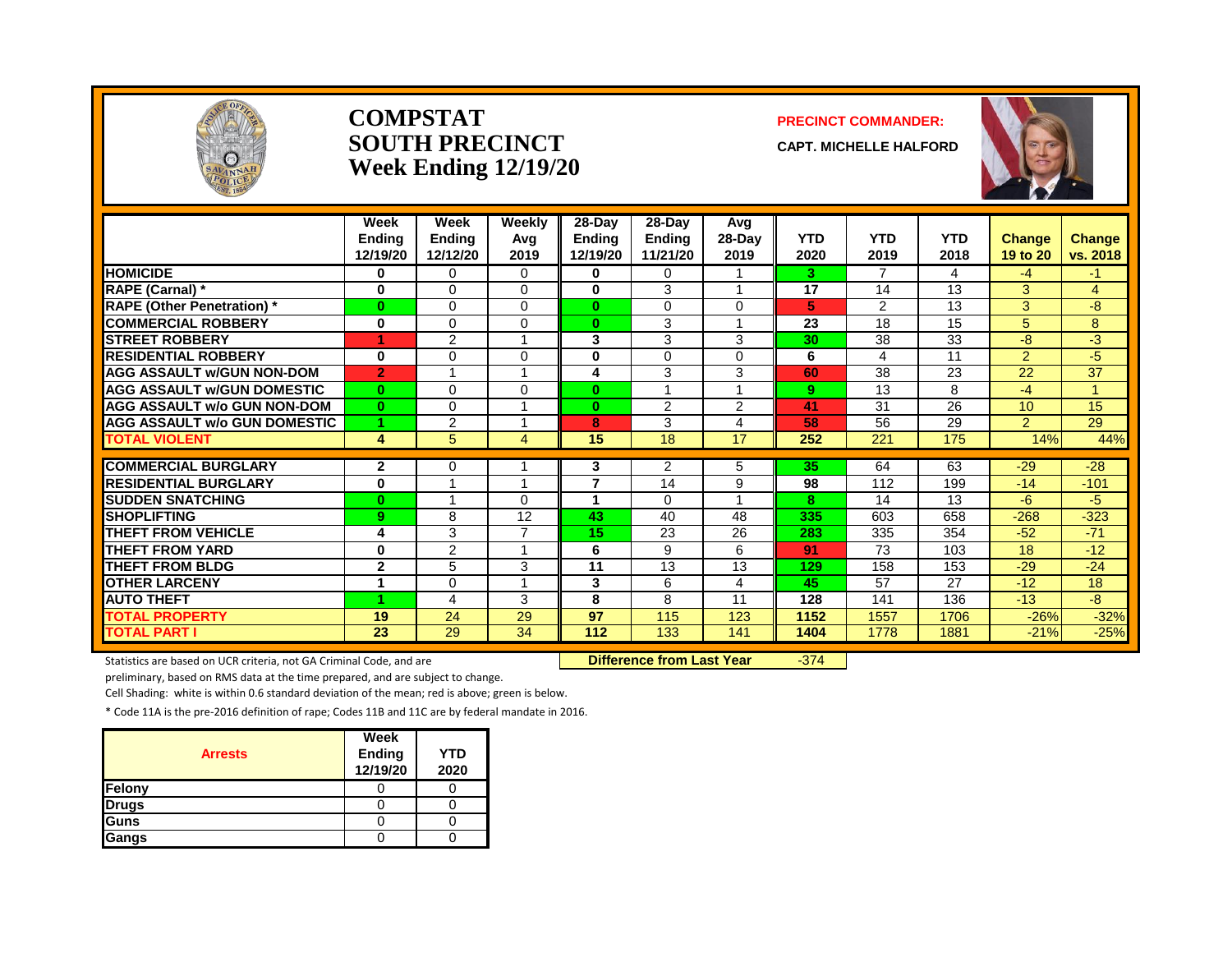# COMPSTAT
# SOUTH PRECINCT
## Week Ending 12/19/20

**PRECINCT COMMANDER:**

**CAPT. MICHELLE HALFORD**

| | Week Ending 12/19/20 | Week Ending 12/12/20 | Weekly Avg 2019 | 28-Day Ending 12/19/20 | 28-Day Ending 11/21/20 | Avg 28-Day 2019 | YTD 2020 | YTD 2019 | YTD 2018 | Change 19 to 20 | Change vs. 2018 |
|---|---|---|---|---|---|---|---|---|---|---|---|
| **HOMICIDE** | 0 | 0 | 0 | 0 | 0 | 1 | 3 | 7 | 4 | -4 | -1 |
| **RAPE (Carnal) *** | 0 | 0 | 0 | 0 | 3 | 1 | 17 | 14 | 13 | 3 | 4 |
| **RAPE (Other Penetration) *** | 0 | 0 | 0 | 0 | 0 | 0 | 5 | 2 | 13 | 3 | -8 |
| **COMMERCIAL ROBBERY** | 0 | 0 | 0 | 0 | 3 | 1 | 23 | 18 | 15 | 5 | 8 |
| **STREET ROBBERY** | 1 | 2 | 1 | 3 | 3 | 3 | 30 | 38 | 33 | -8 | -3 |
| **RESIDENTIAL ROBBERY** | 0 | 0 | 0 | 0 | 0 | 0 | 6 | 4 | 11 | 2 | -5 |
| **AGG ASSAULT w/GUN NON-DOM** | 2 | 1 | 1 | 4 | 3 | 3 | 60 | 38 | 23 | 22 | 37 |
| **AGG ASSAULT w/GUN DOMESTIC** | 0 | 0 | 0 | 0 | 1 | 1 | 9 | 13 | 8 | -4 | 1 |
| **AGG ASSAULT w/o GUN NON-DOM** | 0 | 0 | 1 | 0 | 2 | 2 | 41 | 31 | 26 | 10 | 15 |
| **AGG ASSAULT w/o GUN DOMESTIC** | 1 | 2 | 1 | 8 | 3 | 4 | 58 | 56 | 29 | 2 | 29 |
| **TOTAL VIOLENT** | 4 | 5 | 4 | 15 | 18 | 17 | 252 | 221 | 175 | 14% | 44% |
| **COMMERCIAL BURGLARY** | 2 | 0 | 1 | 3 | 2 | 5 | 35 | 64 | 63 | -29 | -28 |
| **RESIDENTIAL BURGLARY** | 0 | 1 | 1 | 7 | 14 | 9 | 98 | 112 | 199 | -14 | -101 |
| **SUDDEN SNATCHING** | 0 | 1 | 0 | 1 | 0 | 1 | 8 | 14 | 13 | -6 | -5 |
| **SHOPLIFTING** | 9 | 8 | 12 | 43 | 40 | 48 | 335 | 603 | 658 | -268 | -323 |
| **THEFT FROM VEHICLE** | 4 | 3 | 7 | 15 | 23 | 26 | 283 | 335 | 354 | -52 | -71 |
| **THEFT FROM YARD** | 0 | 2 | 1 | 6 | 9 | 6 | 91 | 73 | 103 | 18 | -12 |
| **THEFT FROM BLDG** | 2 | 5 | 3 | 11 | 13 | 13 | 129 | 158 | 153 | -29 | -24 |
| **OTHER LARCENY** | 1 | 0 | 1 | 3 | 6 | 4 | 45 | 57 | 27 | -12 | 18 |
| **AUTO THEFT** | 1 | 4 | 3 | 8 | 8 | 11 | 128 | 141 | 136 | -13 | -8 |
| **TOTAL PROPERTY** | 19 | 24 | 29 | 97 | 115 | 123 | 1152 | 1557 | 1706 | -26% | -32% |
| **TOTAL PART I** | 23 | 29 | 34 | 112 | 133 | 141 | 1404 | 1778 | 1881 | -21% | -25% |

**Difference from Last Year** -374

Statistics are based on UCR criteria, not GA Criminal Code, and are preliminary, based on RMS data at the time prepared, and are subject to change.

Cell Shading: white is within 0.6 standard deviation of the mean; red is above; green is below.

* Code 11A is the pre-2016 definition of rape; Codes 11B and 11C are by federal mandate in 2016.

| Arrests | Week Ending 12/19/20 | YTD 2020 |
|---|---|---|
| **Felony** | 0 | 0 |
| **Drugs** | 0 | 0 |
| **Guns** | 0 | 0 |
| **Gangs** | 0 | 0 |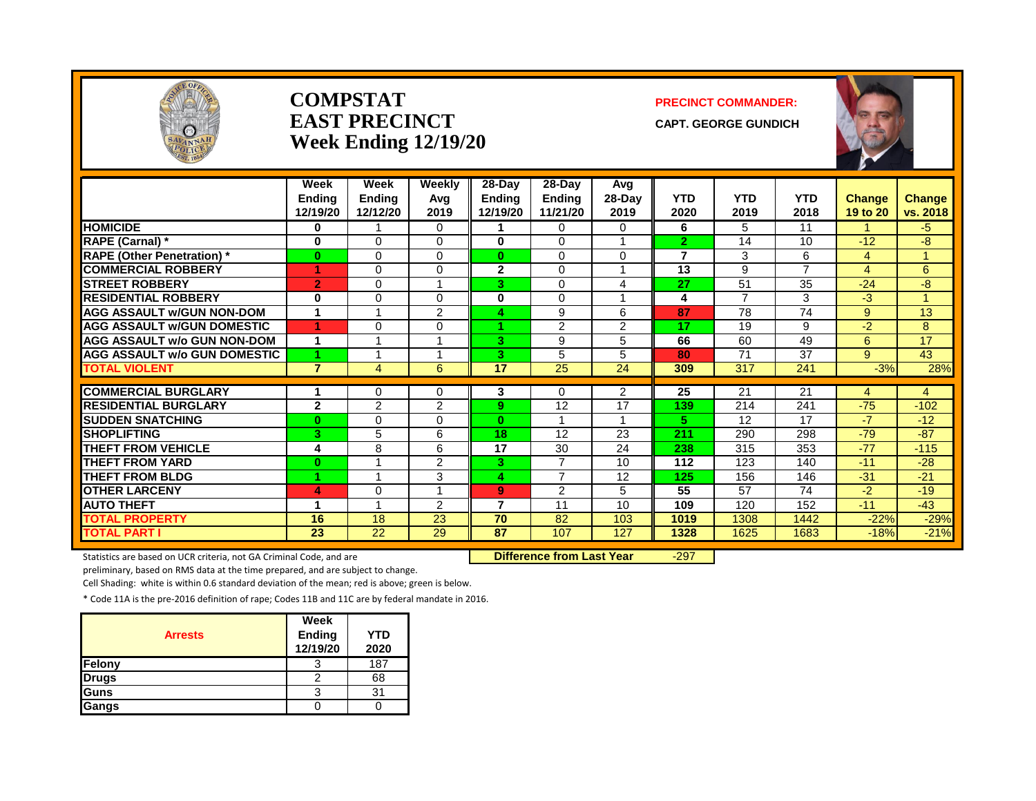# COMPSTAT
# EAST PRECINCT
## Week Ending 12/19/20

**PRECINCT COMMANDER:**

**CAPT. GEORGE GUNDICH**

| | Week Ending 12/19/20 | Week Ending 12/12/20 | Weekly Avg 2019 | 28-Day Ending 12/19/20 | 28-Day Ending 11/21/20 | Avg 28-Day 2019 | YTD 2020 | YTD 2019 | YTD 2018 | Change 19 to 20 | Change vs. 2018 |
|---|---|---|---|---|---|---|---|---|---|---|---|
| HOMICIDE | 0 | 1 | 0 | 1 | 0 | 0 | 6 | 5 | 11 | 1 | -5 |
| RAPE (Carnal) * | 0 | 0 | 0 | 0 | 0 | 1 | 2 | 14 | 10 | -12 | -8 |
| RAPE (Other Penetration) * | 0 | 0 | 0 | 0 | 0 | 0 | 7 | 3 | 6 | 4 | 1 |
| COMMERCIAL ROBBERY | 1 | 0 | 0 | 2 | 0 | 1 | 13 | 9 | 7 | 4 | 6 |
| STREET ROBBERY | 2 | 0 | 1 | 3 | 0 | 4 | 27 | 51 | 35 | -24 | -8 |
| RESIDENTIAL ROBBERY | 0 | 0 | 0 | 0 | 0 | 1 | 4 | 7 | 3 | -3 | 1 |
| AGG ASSAULT w/GUN NON-DOM | 1 | 1 | 2 | 4 | 9 | 6 | 87 | 78 | 74 | 9 | 13 |
| AGG ASSAULT w/GUN DOMESTIC | 1 | 0 | 0 | 1 | 2 | 2 | 17 | 19 | 9 | -2 | 8 |
| AGG ASSAULT w/o GUN NON-DOM | 1 | 1 | 1 | 3 | 9 | 5 | 66 | 60 | 49 | 6 | 17 |
| AGG ASSAULT w/o GUN DOMESTIC | 1 | 1 | 1 | 3 | 5 | 5 | 80 | 71 | 37 | 9 | 43 |
| TOTAL VIOLENT | 7 | 4 | 6 | 17 | 25 | 24 | 309 | 317 | 241 | -3% | 28% |
| COMMERCIAL BURGLARY | 1 | 0 | 0 | 3 | 0 | 2 | 25 | 21 | 21 | 4 | 4 |
| RESIDENTIAL BURGLARY | 2 | 2 | 2 | 9 | 12 | 17 | 139 | 214 | 241 | -75 | -102 |
| SUDDEN SNATCHING | 0 | 0 | 0 | 0 | 1 | 1 | 5 | 12 | 17 | -7 | -12 |
| SHOPLIFTING | 3 | 5 | 6 | 18 | 12 | 23 | 211 | 290 | 298 | -79 | -87 |
| THEFT FROM VEHICLE | 4 | 8 | 6 | 17 | 30 | 24 | 238 | 315 | 353 | -77 | -115 |
| THEFT FROM YARD | 0 | 1 | 2 | 3 | 7 | 10 | 112 | 123 | 140 | -11 | -28 |
| THEFT FROM BLDG | 1 | 1 | 3 | 4 | 7 | 12 | 125 | 156 | 146 | -31 | -21 |
| OTHER LARCENY | 4 | 0 | 1 | 9 | 2 | 5 | 55 | 57 | 74 | -2 | -19 |
| AUTO THEFT | 1 | 1 | 2 | 7 | 11 | 10 | 109 | 120 | 152 | -11 | -43 |
| TOTAL PROPERTY | 16 | 18 | 23 | 70 | 82 | 103 | 1019 | 1308 | 1442 | -22% | -29% |
| TOTAL PART I | 23 | 22 | 29 | 87 | 107 | 127 | 1328 | 1625 | 1683 | -18% | -21% |

**Difference from Last Year** -297

Statistics are based on UCR criteria, not GA Criminal Code, and are preliminary, based on RMS data at the time prepared, and are subject to change.

Cell Shading: white is within 0.6 standard deviation of the mean; red is above; green is below.

* Code 11A is the pre-2016 definition of rape; Codes 11B and 11C are by federal mandate in 2016.

| Arrests | Week Ending 12/19/20 | YTD 2020 |
|---|---|---|
| Felony | 3 | 187 |
| Drugs | 2 | 68 |
| Guns | 3 | 31 |
| Gangs | 0 | 0 |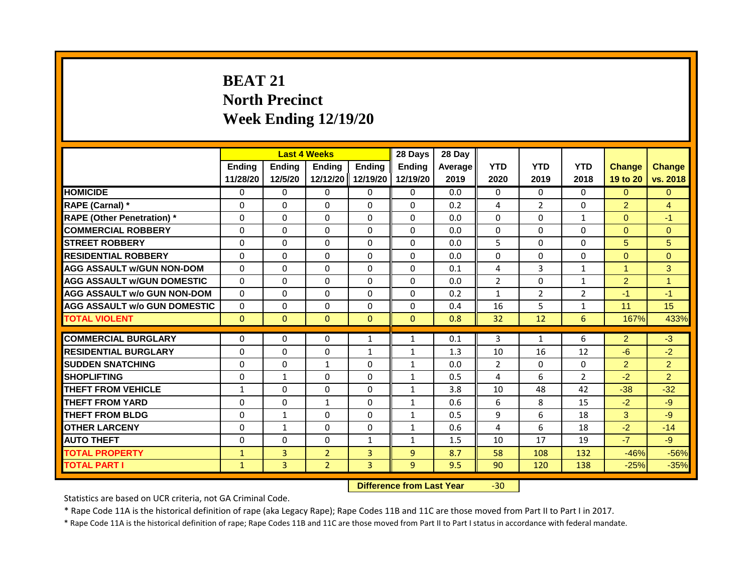# BEAT 21
# North Precinct
# Week Ending 12/19/20

| | Last 4 Weeks | | | | 28 Days | 28 Day | | | | | |
|---|---|---|---|---|---|---|---|---|---|---|---|
| | Ending 11/28/20 | Ending 12/5/20 | Ending 12/12/20 | Ending 12/19/20 | Ending 12/19/20 | Average 2019 | YTD 2020 | YTD 2019 | YTD 2018 | Change 19 to 20 | Change vs. 2018 |
| HOMICIDE | 0 | 0 | 0 | 0 | 0 | 0.0 | 0 | 0 | 0 | 0 | 0 |
| RAPE (Carnal) * | 0 | 0 | 0 | 0 | 0 | 0.2 | 4 | 2 | 0 | 2 | 4 |
| RAPE (Other Penetration) * | 0 | 0 | 0 | 0 | 0 | 0.0 | 0 | 0 | 1 | 0 | -1 |
| COMMERCIAL ROBBERY | 0 | 0 | 0 | 0 | 0 | 0.0 | 0 | 0 | 0 | 0 | 0 |
| STREET ROBBERY | 0 | 0 | 0 | 0 | 0 | 0.0 | 5 | 0 | 0 | 5 | 5 |
| RESIDENTIAL ROBBERY | 0 | 0 | 0 | 0 | 0 | 0.0 | 0 | 0 | 0 | 0 | 0 |
| AGG ASSAULT w/GUN NON-DOM | 0 | 0 | 0 | 0 | 0 | 0.1 | 4 | 3 | 1 | 1 | 3 |
| AGG ASSAULT w/GUN DOMESTIC | 0 | 0 | 0 | 0 | 0 | 0.0 | 2 | 0 | 1 | 2 | 1 |
| AGG ASSAULT w/o GUN NON-DOM | 0 | 0 | 0 | 0 | 0 | 0.2 | 1 | 2 | 2 | -1 | -1 |
| AGG ASSAULT w/o GUN DOMESTIC | 0 | 0 | 0 | 0 | 0 | 0.4 | 16 | 5 | 1 | 11 | 15 |
| TOTAL VIOLENT | 0 | 0 | 0 | 0 | 0 | 0.8 | 32 | 12 | 6 | 167% | 433% |
| COMMERCIAL BURGLARY | 0 | 0 | 0 | 1 | 1 | 0.1 | 3 | 1 | 6 | 2 | -3 |
| RESIDENTIAL BURGLARY | 0 | 0 | 0 | 1 | 1 | 1.3 | 10 | 16 | 12 | -6 | -2 |
| SUDDEN SNATCHING | 0 | 0 | 1 | 0 | 1 | 0.0 | 2 | 0 | 0 | 2 | 2 |
| SHOPLIFTING | 0 | 1 | 0 | 0 | 1 | 0.5 | 4 | 6 | 2 | -2 | 2 |
| THEFT FROM VEHICLE | 1 | 0 | 0 | 0 | 1 | 3.8 | 10 | 48 | 42 | -38 | -32 |
| THEFT FROM YARD | 0 | 0 | 1 | 0 | 1 | 0.6 | 6 | 8 | 15 | -2 | -9 |
| THEFT FROM BLDG | 0 | 1 | 0 | 0 | 1 | 0.5 | 9 | 6 | 18 | 3 | -9 |
| OTHER LARCENY | 0 | 1 | 0 | 0 | 1 | 0.6 | 4 | 6 | 18 | -2 | -14 |
| AUTO THEFT | 0 | 0 | 0 | 1 | 1 | 1.5 | 10 | 17 | 19 | -7 | -9 |
| TOTAL PROPERTY | 1 | 3 | 2 | 3 | 9 | 8.7 | 58 | 108 | 132 | -46% | -56% |
| TOTAL PART I | 1 | 3 | 2 | 3 | 9 | 9.5 | 90 | 120 | 138 | -25% | -35% |

**Difference from Last Year** -30

Statistics are based on UCR criteria, not GA Criminal Code.

* Rape Code 11A is the historical definition of rape (aka Legacy Rape); Rape Codes 11B and 11C are those moved from Part II to Part I in 2017.

* Rape Code 11A is the historical definition of rape; Rape Codes 11B and 11C are those moved from Part II to Part I status in accordance with federal mandate.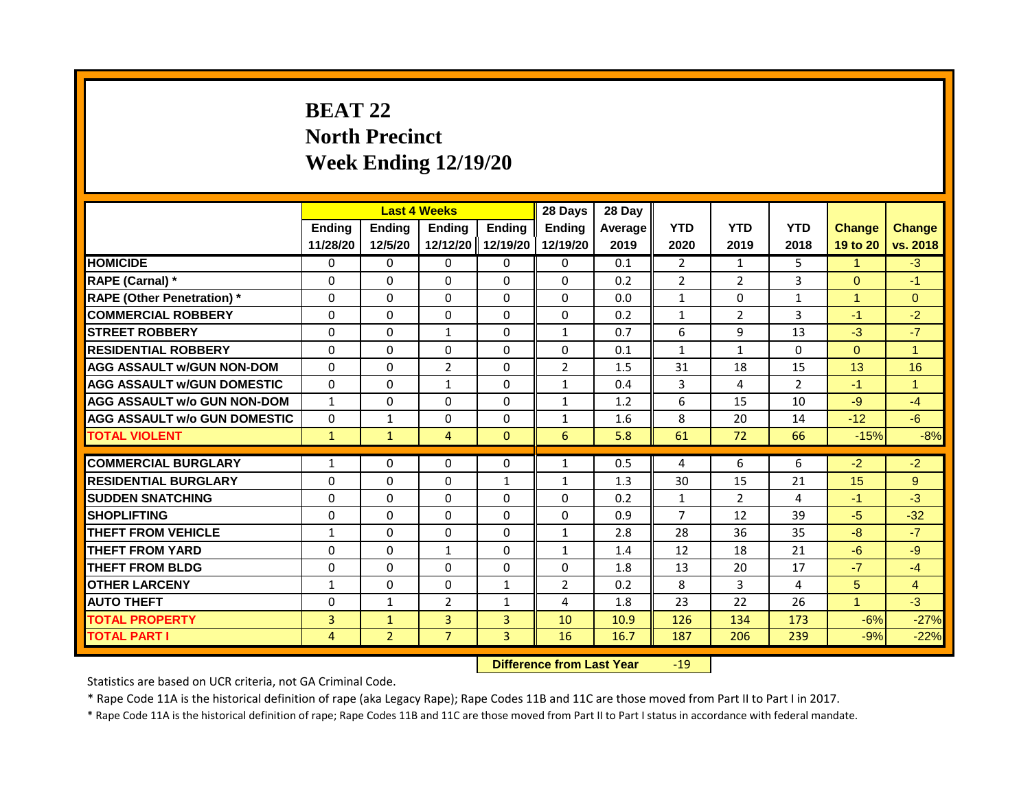# BEAT 22
# North Precinct
# Week Ending 12/19/20

| | Last 4 Weeks | | | | 28 Days | 28 Day | | | | | |
|---|---|---|---|---|---|---|---|---|---|---|---|
| | Ending 11/28/20 | Ending 12/5/20 | Ending 12/12/20 | Ending 12/19/20 | Ending 12/19/20 | Average 2019 | YTD 2020 | YTD 2019 | YTD 2018 | Change 19 to 20 | Change vs. 2018 |
| HOMICIDE | 0 | 0 | 0 | 0 | 0 | 0.1 | 2 | 1 | 5 | 1 | -3 |
| RAPE (Carnal) * | 0 | 0 | 0 | 0 | 0 | 0.2 | 2 | 2 | 3 | 0 | -1 |
| RAPE (Other Penetration) * | 0 | 0 | 0 | 0 | 0 | 0.0 | 1 | 0 | 1 | 1 | 0 |
| COMMERCIAL ROBBERY | 0 | 0 | 0 | 0 | 0 | 0.2 | 1 | 2 | 3 | -1 | -2 |
| STREET ROBBERY | 0 | 0 | 1 | 0 | 1 | 0.7 | 6 | 9 | 13 | -3 | -7 |
| RESIDENTIAL ROBBERY | 0 | 0 | 0 | 0 | 0 | 0.1 | 1 | 1 | 0 | 0 | 1 |
| AGG ASSAULT w/GUN NON-DOM | 0 | 0 | 2 | 0 | 2 | 1.5 | 31 | 18 | 15 | 13 | 16 |
| AGG ASSAULT w/GUN DOMESTIC | 0 | 0 | 1 | 0 | 1 | 0.4 | 3 | 4 | 2 | -1 | 1 |
| AGG ASSAULT w/o GUN NON-DOM | 1 | 0 | 0 | 0 | 1 | 1.2 | 6 | 15 | 10 | -9 | -4 |
| AGG ASSAULT w/o GUN DOMESTIC | 0 | 1 | 0 | 0 | 1 | 1.6 | 8 | 20 | 14 | -12 | -6 |
| TOTAL VIOLENT | 1 | 1 | 4 | 0 | 6 | 5.8 | 61 | 72 | 66 | -15% | -8% |
| COMMERCIAL BURGLARY | 1 | 0 | 0 | 0 | 1 | 0.5 | 4 | 6 | 6 | -2 | -2 |
| RESIDENTIAL BURGLARY | 0 | 0 | 0 | 1 | 1 | 1.3 | 30 | 15 | 21 | 15 | 9 |
| SUDDEN SNATCHING | 0 | 0 | 0 | 0 | 0 | 0.2 | 1 | 2 | 4 | -1 | -3 |
| SHOPLIFTING | 0 | 0 | 0 | 0 | 0 | 0.9 | 7 | 12 | 39 | -5 | -32 |
| THEFT FROM VEHICLE | 1 | 0 | 0 | 0 | 1 | 2.8 | 28 | 36 | 35 | -8 | -7 |
| THEFT FROM YARD | 0 | 0 | 1 | 0 | 1 | 1.4 | 12 | 18 | 21 | -6 | -9 |
| THEFT FROM BLDG | 0 | 0 | 0 | 0 | 0 | 1.8 | 13 | 20 | 17 | -7 | -4 |
| OTHER LARCENY | 1 | 0 | 0 | 1 | 2 | 0.2 | 8 | 3 | 4 | 5 | 4 |
| AUTO THEFT | 0 | 1 | 2 | 1 | 4 | 1.8 | 23 | 22 | 26 | 1 | -3 |
| TOTAL PROPERTY | 3 | 1 | 3 | 3 | 10 | 10.9 | 126 | 134 | 173 | -6% | -27% |
| TOTAL PART I | 4 | 2 | 7 | 3 | 16 | 16.7 | 187 | 206 | 239 | -9% | -22% |

**Difference from Last Year** -19

Statistics are based on UCR criteria, not GA Criminal Code.

* Rape Code 11A is the historical definition of rape (aka Legacy Rape); Rape Codes 11B and 11C are those moved from Part II to Part I in 2017.

* Rape Code 11A is the historical definition of rape; Rape Codes 11B and 11C are those moved from Part II to Part I status in accordance with federal mandate.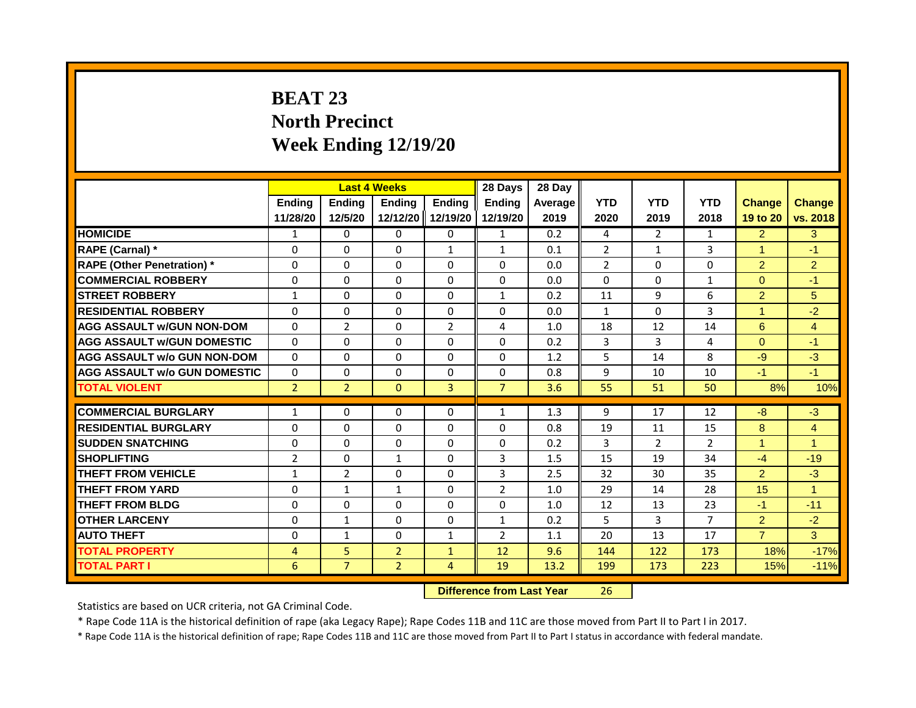# BEAT 23
# North Precinct
# Week Ending 12/19/20

| | Last 4 Weeks | | | | 28 Days | 28 Day | | | | | |
|---|---|---|---|---|---|---|---|---|---|---|---|
| | Ending 11/28/20 | Ending 12/5/20 | Ending 12/12/20 | Ending 12/19/20 | Ending 12/19/20 | Average 2019 | YTD 2020 | YTD 2019 | YTD 2018 | Change 19 to 20 | Change vs. 2018 |
| **HOMICIDE** | 1 | 0 | 0 | 0 | 1 | 0.2 | 4 | 2 | 1 | 2 | 3 |
| **RAPE (Carnal) *** | 0 | 0 | 0 | 1 | 1 | 0.1 | 2 | 1 | 3 | 1 | -1 |
| **RAPE (Other Penetration) *** | 0 | 0 | 0 | 0 | 0 | 0.0 | 2 | 0 | 0 | 2 | 2 |
| **COMMERCIAL ROBBERY** | 0 | 0 | 0 | 0 | 0 | 0.0 | 0 | 0 | 1 | 0 | -1 |
| **STREET ROBBERY** | 1 | 0 | 0 | 0 | 1 | 0.2 | 11 | 9 | 6 | 2 | 5 |
| **RESIDENTIAL ROBBERY** | 0 | 0 | 0 | 0 | 0 | 0.0 | 1 | 0 | 3 | 1 | -2 |
| **AGG ASSAULT w/GUN NON-DOM** | 0 | 2 | 0 | 2 | 4 | 1.0 | 18 | 12 | 14 | 6 | 4 |
| **AGG ASSAULT w/GUN DOMESTIC** | 0 | 0 | 0 | 0 | 0 | 0.2 | 3 | 3 | 4 | 0 | -1 |
| **AGG ASSAULT w/o GUN NON-DOM** | 0 | 0 | 0 | 0 | 0 | 1.2 | 5 | 14 | 8 | -9 | -3 |
| **AGG ASSAULT w/o GUN DOMESTIC** | 0 | 0 | 0 | 0 | 0 | 0.8 | 9 | 10 | 10 | -1 | -1 |
| **TOTAL VIOLENT** | 2 | 2 | 0 | 3 | 7 | 3.6 | 55 | 51 | 50 | 8% | 10% |
| **COMMERCIAL BURGLARY** | 1 | 0 | 0 | 0 | 1 | 1.3 | 9 | 17 | 12 | -8 | -3 |
| **RESIDENTIAL BURGLARY** | 0 | 0 | 0 | 0 | 0 | 0.8 | 19 | 11 | 15 | 8 | 4 |
| **SUDDEN SNATCHING** | 0 | 0 | 0 | 0 | 0 | 0.2 | 3 | 2 | 2 | 1 | 1 |
| **SHOPLIFTING** | 2 | 0 | 1 | 0 | 3 | 1.5 | 15 | 19 | 34 | -4 | -19 |
| **THEFT FROM VEHICLE** | 1 | 2 | 0 | 0 | 3 | 2.5 | 32 | 30 | 35 | 2 | -3 |
| **THEFT FROM YARD** | 0 | 1 | 1 | 0 | 2 | 1.0 | 29 | 14 | 28 | 15 | 1 |
| **THEFT FROM BLDG** | 0 | 0 | 0 | 0 | 0 | 1.0 | 12 | 13 | 23 | -1 | -11 |
| **OTHER LARCENY** | 0 | 1 | 0 | 0 | 1 | 0.2 | 5 | 3 | 7 | 2 | -2 |
| **AUTO THEFT** | 0 | 1 | 0 | 1 | 2 | 1.1 | 20 | 13 | 17 | 7 | 3 |
| **TOTAL PROPERTY** | 4 | 5 | 2 | 1 | 12 | 9.6 | 144 | 122 | 173 | 18% | -17% |
| **TOTAL PART I** | 6 | 7 | 2 | 4 | 19 | 13.2 | 199 | 173 | 223 | 15% | -11% |

**Difference from Last Year** 26

Statistics are based on UCR criteria, not GA Criminal Code.

* Rape Code 11A is the historical definition of rape (aka Legacy Rape); Rape Codes 11B and 11C are those moved from Part II to Part I in 2017.

* Rape Code 11A is the historical definition of rape; Rape Codes 11B and 11C are those moved from Part II to Part I status in accordance with federal mandate.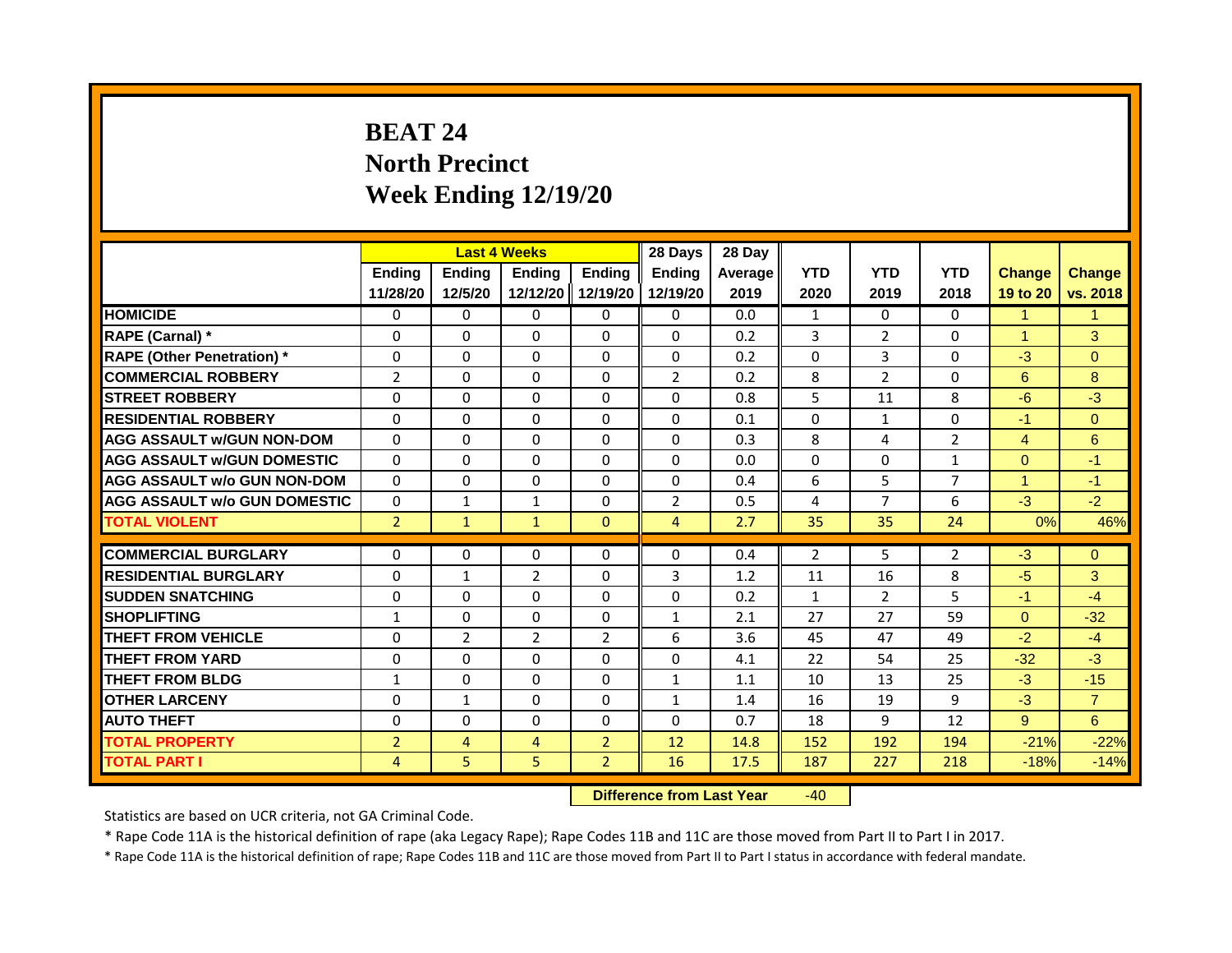# BEAT 24
## North Precinct
## Week Ending 12/19/20

| | Last 4 Weeks | | | | 28 Days | 28 Day | | | | | |
|---|---|---|---|---|---|---|---|---|---|---|---|
| | Ending 11/28/20 | Ending 12/5/20 | Ending 12/12/20 | Ending 12/19/20 | Ending 12/19/20 | Average 2019 | YTD 2020 | YTD 2019 | YTD 2018 | Change 19 to 20 | Change vs. 2018 |
| HOMICIDE | 0 | 0 | 0 | 0 | 0 | 0.0 | 1 | 0 | 0 | 1 | 1 |
| RAPE (Carnal) * | 0 | 0 | 0 | 0 | 0 | 0.2 | 3 | 2 | 0 | 1 | 3 |
| RAPE (Other Penetration) * | 0 | 0 | 0 | 0 | 0 | 0.2 | 0 | 3 | 0 | -3 | 0 |
| COMMERCIAL ROBBERY | 2 | 0 | 0 | 0 | 2 | 0.2 | 8 | 2 | 0 | 6 | 8 |
| STREET ROBBERY | 0 | 0 | 0 | 0 | 0 | 0.8 | 5 | 11 | 8 | -6 | -3 |
| RESIDENTIAL ROBBERY | 0 | 0 | 0 | 0 | 0 | 0.1 | 0 | 1 | 0 | -1 | 0 |
| AGG ASSAULT w/GUN NON-DOM | 0 | 0 | 0 | 0 | 0 | 0.3 | 8 | 4 | 2 | 4 | 6 |
| AGG ASSAULT w/GUN DOMESTIC | 0 | 0 | 0 | 0 | 0 | 0.0 | 0 | 0 | 1 | 0 | -1 |
| AGG ASSAULT w/o GUN NON-DOM | 0 | 0 | 0 | 0 | 0 | 0.4 | 6 | 5 | 7 | 1 | -1 |
| AGG ASSAULT w/o GUN DOMESTIC | 0 | 1 | 1 | 0 | 2 | 0.5 | 4 | 7 | 6 | -3 | -2 |
| TOTAL VIOLENT | 2 | 1 | 1 | 0 | 4 | 2.7 | 35 | 35 | 24 | 0% | 46% |
| COMMERCIAL BURGLARY | 0 | 0 | 0 | 0 | 0 | 0.4 | 2 | 5 | 2 | -3 | 0 |
| RESIDENTIAL BURGLARY | 0 | 1 | 2 | 0 | 3 | 1.2 | 11 | 16 | 8 | -5 | 3 |
| SUDDEN SNATCHING | 0 | 0 | 0 | 0 | 0 | 0.2 | 1 | 2 | 5 | -1 | -4 |
| SHOPLIFTING | 1 | 0 | 0 | 0 | 1 | 2.1 | 27 | 27 | 59 | 0 | -32 |
| THEFT FROM VEHICLE | 0 | 2 | 2 | 2 | 6 | 3.6 | 45 | 47 | 49 | -2 | -4 |
| THEFT FROM YARD | 0 | 0 | 0 | 0 | 0 | 4.1 | 22 | 54 | 25 | -32 | -3 |
| THEFT FROM BLDG | 1 | 0 | 0 | 0 | 1 | 1.1 | 10 | 13 | 25 | -3 | -15 |
| OTHER LARCENY | 0 | 1 | 0 | 0 | 1 | 1.4 | 16 | 19 | 9 | -3 | 7 |
| AUTO THEFT | 0 | 0 | 0 | 0 | 0 | 0.7 | 18 | 9 | 12 | 9 | 6 |
| TOTAL PROPERTY | 2 | 4 | 4 | 2 | 12 | 14.8 | 152 | 192 | 194 | -21% | -22% |
| TOTAL PART I | 4 | 5 | 5 | 2 | 16 | 17.5 | 187 | 227 | 218 | -18% | -14% |

**Difference from Last Year** -40

Statistics are based on UCR criteria, not GA Criminal Code.

* Rape Code 11A is the historical definition of rape (aka Legacy Rape); Rape Codes 11B and 11C are those moved from Part II to Part I in 2017.

* Rape Code 11A is the historical definition of rape; Rape Codes 11B and 11C are those moved from Part II to Part I status in accordance with federal mandate.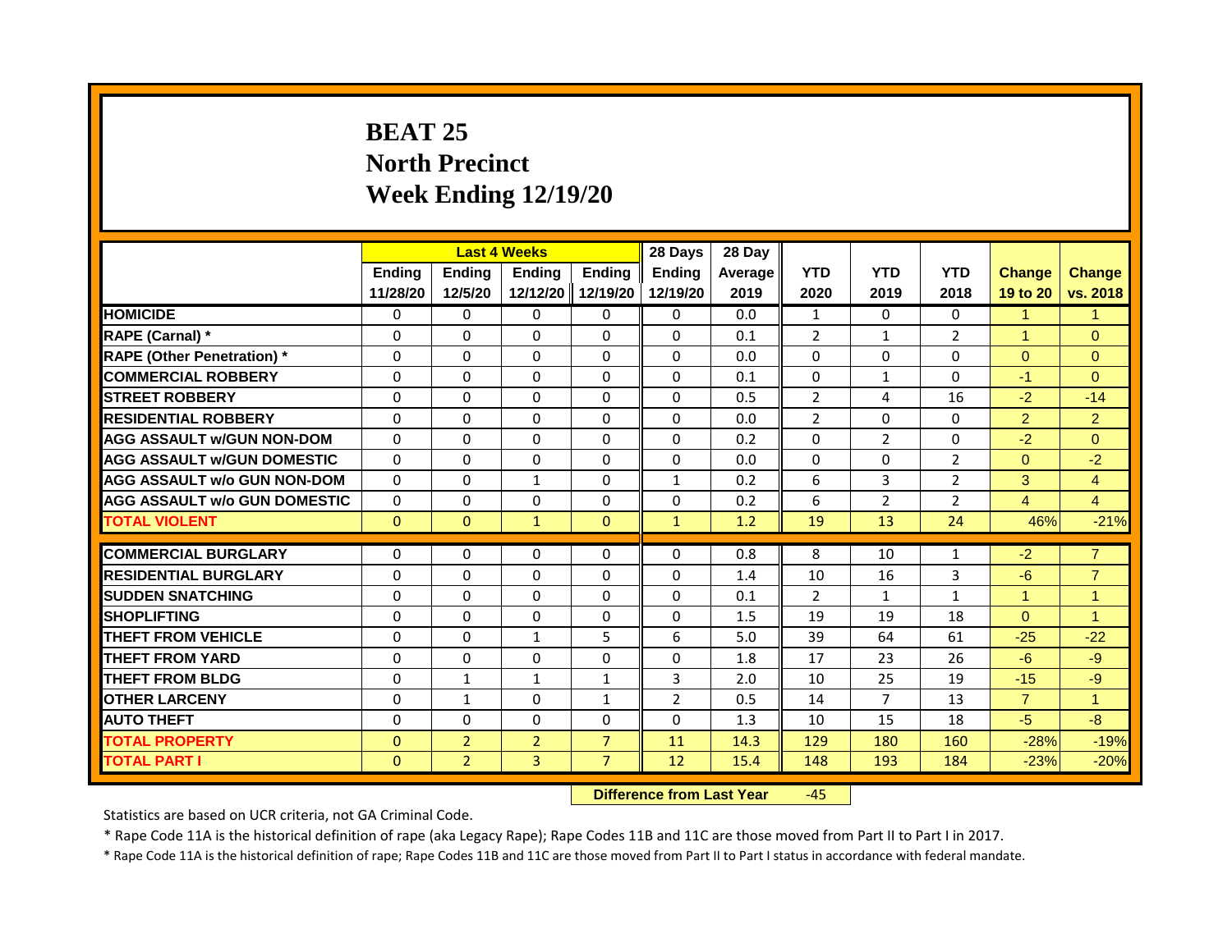# BEAT 25
## North Precinct
## Week Ending 12/19/20

| | Last 4 Weeks | | | | 28 Days | 28 Day | | | | | |
|---|---|---|---|---|---|---|---|---|---|---|---|
| | Ending 11/28/20 | Ending 12/5/20 | Ending 12/12/20 | Ending 12/19/20 | Ending 12/19/20 | Average 2019 | YTD 2020 | YTD 2019 | YTD 2018 | Change 19 to 20 | Change vs. 2018 |
| HOMICIDE | 0 | 0 | 0 | 0 | 0 | 0.0 | 1 | 0 | 0 | 1 | 1 |
| RAPE (Carnal) * | 0 | 0 | 0 | 0 | 0 | 0.1 | 2 | 1 | 2 | 1 | 0 |
| RAPE (Other Penetration) * | 0 | 0 | 0 | 0 | 0 | 0.0 | 0 | 0 | 0 | 0 | 0 |
| COMMERCIAL ROBBERY | 0 | 0 | 0 | 0 | 0 | 0.1 | 0 | 1 | 0 | -1 | 0 |
| STREET ROBBERY | 0 | 0 | 0 | 0 | 0 | 0.5 | 2 | 4 | 16 | -2 | -14 |
| RESIDENTIAL ROBBERY | 0 | 0 | 0 | 0 | 0 | 0.0 | 2 | 0 | 0 | 2 | 2 |
| AGG ASSAULT w/GUN NON-DOM | 0 | 0 | 0 | 0 | 0 | 0.2 | 0 | 2 | 0 | -2 | 0 |
| AGG ASSAULT w/GUN DOMESTIC | 0 | 0 | 0 | 0 | 0 | 0.0 | 0 | 0 | 2 | 0 | -2 |
| AGG ASSAULT w/o GUN NON-DOM | 0 | 0 | 1 | 0 | 1 | 0.2 | 6 | 3 | 2 | 3 | 4 |
| AGG ASSAULT w/o GUN DOMESTIC | 0 | 0 | 0 | 0 | 0 | 0.2 | 6 | 2 | 2 | 4 | 4 |
| TOTAL VIOLENT | 0 | 0 | 1 | 0 | 1 | 1.2 | 19 | 13 | 24 | 46% | -21% |
| COMMERCIAL BURGLARY | 0 | 0 | 0 | 0 | 0 | 0.8 | 8 | 10 | 1 | -2 | 7 |
| RESIDENTIAL BURGLARY | 0 | 0 | 0 | 0 | 0 | 1.4 | 10 | 16 | 3 | -6 | 7 |
| SUDDEN SNATCHING | 0 | 0 | 0 | 0 | 0 | 0.1 | 2 | 1 | 1 | 1 | 1 |
| SHOPLIFTING | 0 | 0 | 0 | 0 | 0 | 1.5 | 19 | 19 | 18 | 0 | 1 |
| THEFT FROM VEHICLE | 0 | 0 | 1 | 5 | 6 | 5.0 | 39 | 64 | 61 | -25 | -22 |
| THEFT FROM YARD | 0 | 0 | 0 | 0 | 0 | 1.8 | 17 | 23 | 26 | -6 | -9 |
| THEFT FROM BLDG | 0 | 1 | 1 | 1 | 3 | 2.0 | 10 | 25 | 19 | -15 | -9 |
| OTHER LARCENY | 0 | 1 | 0 | 1 | 2 | 0.5 | 14 | 7 | 13 | 7 | 1 |
| AUTO THEFT | 0 | 0 | 0 | 0 | 0 | 1.3 | 10 | 15 | 18 | -5 | -8 |
| TOTAL PROPERTY | 0 | 2 | 2 | 7 | 11 | 14.3 | 129 | 180 | 160 | -28% | -19% |
| TOTAL PART I | 0 | 2 | 3 | 7 | 12 | 15.4 | 148 | 193 | 184 | -23% | -20% |

**Difference from Last Year** -45

Statistics are based on UCR criteria, not GA Criminal Code.

* Rape Code 11A is the historical definition of rape (aka Legacy Rape); Rape Codes 11B and 11C are those moved from Part II to Part I in 2017.

* Rape Code 11A is the historical definition of rape; Rape Codes 11B and 11C are those moved from Part II to Part I status in accordance with federal mandate.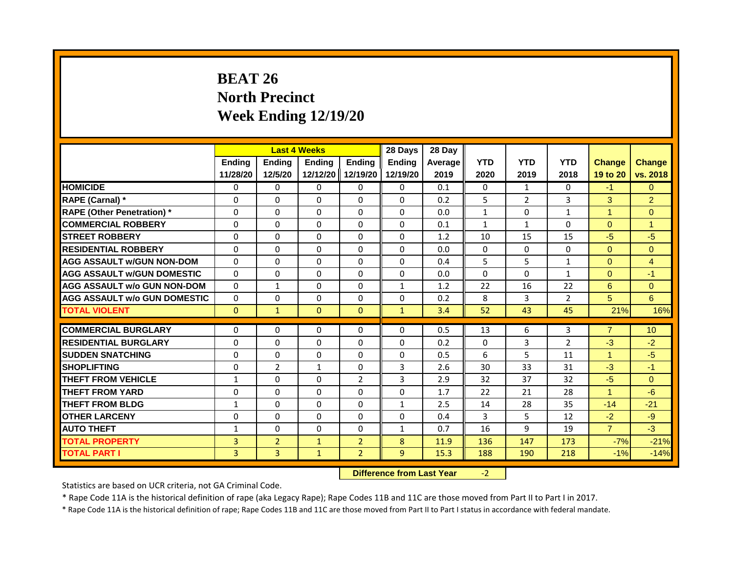# BEAT 26
## North Precinct
## Week Ending 12/19/20

| | Last 4 Weeks | | | | 28 Days | 28 Day | | | | | |
|---|---|---|---|---|---|---|---|---|---|---|---|
| | Ending 11/28/20 | Ending 12/5/20 | Ending 12/12/20 | Ending 12/19/20 | Ending 12/19/20 | Average 2019 | YTD 2020 | YTD 2019 | YTD 2018 | Change 19 to 20 | Change vs. 2018 |
| **HOMICIDE** | 0 | 0 | 0 | 0 | 0 | 0.1 | 0 | 1 | 0 | -1 | 0 |
| **RAPE (Carnal) *** | 0 | 0 | 0 | 0 | 0 | 0.2 | 5 | 2 | 3 | 3 | 2 |
| **RAPE (Other Penetration) *** | 0 | 0 | 0 | 0 | 0 | 0.0 | 1 | 0 | 1 | 1 | 0 |
| **COMMERCIAL ROBBERY** | 0 | 0 | 0 | 0 | 0 | 0.1 | 1 | 1 | 0 | 0 | 1 |
| **STREET ROBBERY** | 0 | 0 | 0 | 0 | 0 | 1.2 | 10 | 15 | 15 | -5 | -5 |
| **RESIDENTIAL ROBBERY** | 0 | 0 | 0 | 0 | 0 | 0.0 | 0 | 0 | 0 | 0 | 0 |
| **AGG ASSAULT w/GUN NON-DOM** | 0 | 0 | 0 | 0 | 0 | 0.4 | 5 | 5 | 1 | 0 | 4 |
| **AGG ASSAULT w/GUN DOMESTIC** | 0 | 0 | 0 | 0 | 0 | 0.0 | 0 | 0 | 1 | 0 | -1 |
| **AGG ASSAULT w/o GUN NON-DOM** | 0 | 1 | 0 | 0 | 1 | 1.2 | 22 | 16 | 22 | 6 | 0 |
| **AGG ASSAULT w/o GUN DOMESTIC** | 0 | 0 | 0 | 0 | 0 | 0.2 | 8 | 3 | 2 | 5 | 6 |
| **TOTAL VIOLENT** | 0 | 1 | 0 | 0 | 1 | 3.4 | 52 | 43 | 45 | 21% | 16% |
| **COMMERCIAL BURGLARY** | 0 | 0 | 0 | 0 | 0 | 0.5 | 13 | 6 | 3 | 7 | 10 |
| **RESIDENTIAL BURGLARY** | 0 | 0 | 0 | 0 | 0 | 0.2 | 0 | 3 | 2 | -3 | -2 |
| **SUDDEN SNATCHING** | 0 | 0 | 0 | 0 | 0 | 0.5 | 6 | 5 | 11 | 1 | -5 |
| **SHOPLIFTING** | 0 | 2 | 1 | 0 | 3 | 2.6 | 30 | 33 | 31 | -3 | -1 |
| **THEFT FROM VEHICLE** | 1 | 0 | 0 | 2 | 3 | 2.9 | 32 | 37 | 32 | -5 | 0 |
| **THEFT FROM YARD** | 0 | 0 | 0 | 0 | 0 | 1.7 | 22 | 21 | 28 | 1 | -6 |
| **THEFT FROM BLDG** | 1 | 0 | 0 | 0 | 1 | 2.5 | 14 | 28 | 35 | -14 | -21 |
| **OTHER LARCENY** | 0 | 0 | 0 | 0 | 0 | 0.4 | 3 | 5 | 12 | -2 | -9 |
| **AUTO THEFT** | 1 | 0 | 0 | 0 | 1 | 0.7 | 16 | 9 | 19 | 7 | -3 |
| **TOTAL PROPERTY** | 3 | 2 | 1 | 2 | 8 | 11.9 | 136 | 147 | 173 | -7% | -21% |
| **TOTAL PART I** | 3 | 3 | 1 | 2 | 9 | 15.3 | 188 | 190 | 218 | -1% | -14% |

**Difference from Last Year** -2

Statistics are based on UCR criteria, not GA Criminal Code.

* Rape Code 11A is the historical definition of rape (aka Legacy Rape); Rape Codes 11B and 11C are those moved from Part II to Part I in 2017.

* Rape Code 11A is the historical definition of rape; Rape Codes 11B and 11C are those moved from Part II to Part I status in accordance with federal mandate.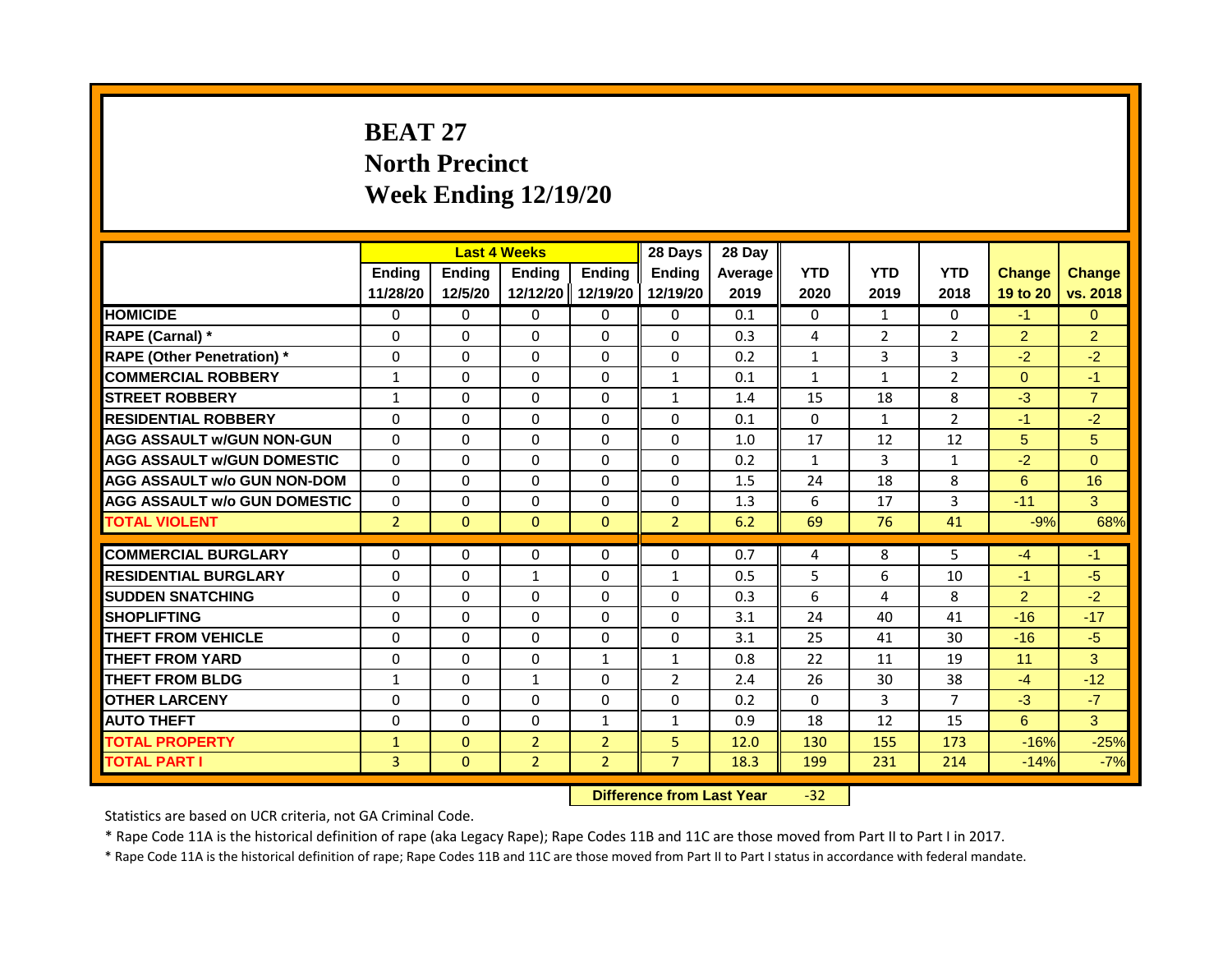# BEAT 27
## North Precinct
## Week Ending 12/19/20

| | Last 4 Weeks | | | | 28 Days | 28 Day | | | | | |
|---|---|---|---|---|---|---|---|---|---|---|---|
| | Ending 11/28/20 | Ending 12/5/20 | Ending 12/12/20 | Ending 12/19/20 | Ending 12/19/20 | Average 2019 | YTD 2020 | YTD 2019 | YTD 2018 | Change 19 to 20 | Change vs. 2018 |
| HOMICIDE | 0 | 0 | 0 | 0 | 0 | 0.1 | 0 | 1 | 0 | -1 | 0 |
| RAPE (Carnal) * | 0 | 0 | 0 | 0 | 0 | 0.3 | 4 | 2 | 2 | 2 | 2 |
| RAPE (Other Penetration) * | 0 | 0 | 0 | 0 | 0 | 0.2 | 1 | 3 | 3 | -2 | -2 |
| COMMERCIAL ROBBERY | 1 | 0 | 0 | 0 | 1 | 0.1 | 1 | 1 | 2 | 0 | -1 |
| STREET ROBBERY | 1 | 0 | 0 | 0 | 1 | 1.4 | 15 | 18 | 8 | -3 | 7 |
| RESIDENTIAL ROBBERY | 0 | 0 | 0 | 0 | 0 | 0.1 | 0 | 1 | 2 | -1 | -2 |
| AGG ASSAULT w/GUN NON-GUN | 0 | 0 | 0 | 0 | 0 | 1.0 | 17 | 12 | 12 | 5 | 5 |
| AGG ASSAULT w/GUN DOMESTIC | 0 | 0 | 0 | 0 | 0 | 0.2 | 1 | 3 | 1 | -2 | 0 |
| AGG ASSAULT w/o GUN NON-DOM | 0 | 0 | 0 | 0 | 0 | 1.5 | 24 | 18 | 8 | 6 | 16 |
| AGG ASSAULT w/o GUN DOMESTIC | 0 | 0 | 0 | 0 | 0 | 1.3 | 6 | 17 | 3 | -11 | 3 |
| TOTAL VIOLENT | 2 | 0 | 0 | 0 | 2 | 6.2 | 69 | 76 | 41 | -9% | 68% |
| COMMERCIAL BURGLARY | 0 | 0 | 0 | 0 | 0 | 0.7 | 4 | 8 | 5 | -4 | -1 |
| RESIDENTIAL BURGLARY | 0 | 0 | 1 | 0 | 1 | 0.5 | 5 | 6 | 10 | -1 | -5 |
| SUDDEN SNATCHING | 0 | 0 | 0 | 0 | 0 | 0.3 | 6 | 4 | 8 | 2 | -2 |
| SHOPLIFTING | 0 | 0 | 0 | 0 | 0 | 3.1 | 24 | 40 | 41 | -16 | -17 |
| THEFT FROM VEHICLE | 0 | 0 | 0 | 0 | 0 | 3.1 | 25 | 41 | 30 | -16 | -5 |
| THEFT FROM YARD | 0 | 0 | 0 | 1 | 1 | 0.8 | 22 | 11 | 19 | 11 | 3 |
| THEFT FROM BLDG | 1 | 0 | 1 | 0 | 2 | 2.4 | 26 | 30 | 38 | -4 | -12 |
| OTHER LARCENY | 0 | 0 | 0 | 0 | 0 | 0.2 | 0 | 3 | 7 | -3 | -7 |
| AUTO THEFT | 0 | 0 | 0 | 1 | 1 | 0.9 | 18 | 12 | 15 | 6 | 3 |
| TOTAL PROPERTY | 1 | 0 | 2 | 2 | 5 | 12.0 | 130 | 155 | 173 | -16% | -25% |
| TOTAL PART I | 3 | 0 | 2 | 2 | 7 | 18.3 | 199 | 231 | 214 | -14% | -7% |

**Difference from Last Year** -32

Statistics are based on UCR criteria, not GA Criminal Code.

* Rape Code 11A is the historical definition of rape (aka Legacy Rape); Rape Codes 11B and 11C are those moved from Part II to Part I in 2017.

* Rape Code 11A is the historical definition of rape; Rape Codes 11B and 11C are those moved from Part II to Part I status in accordance with federal mandate.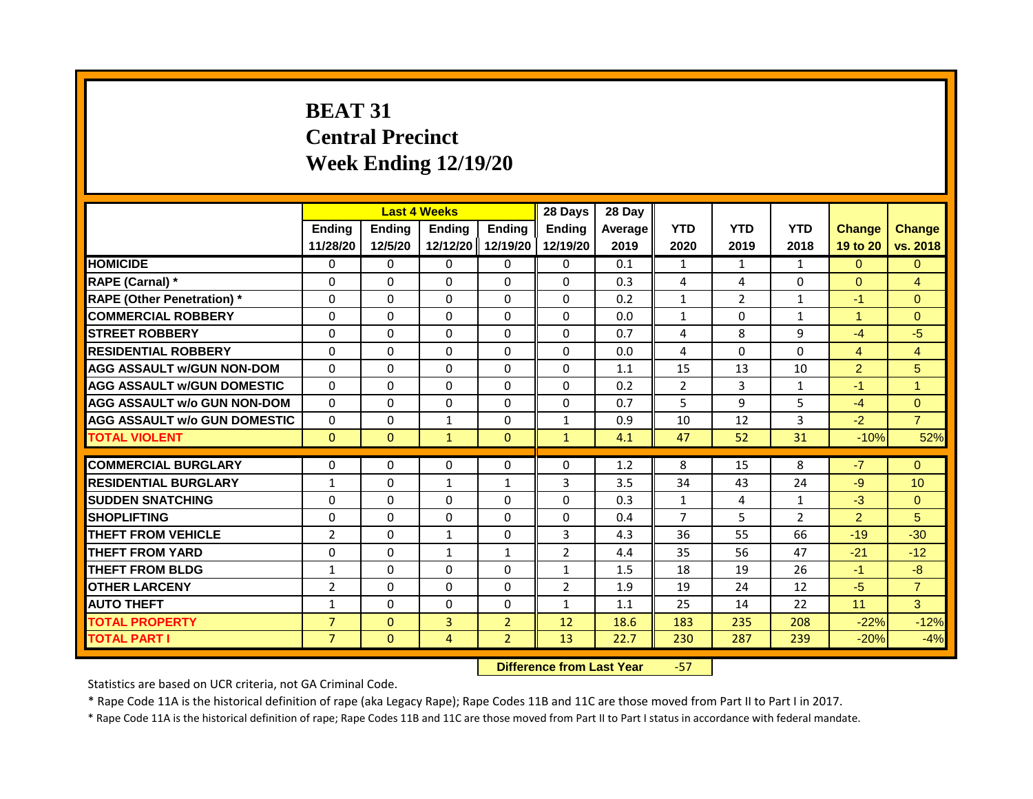# BEAT 31
# Central Precinct
# Week Ending 12/19/20

| | Last 4 Weeks | | | | 28 Days | 28 Day | | | | | |
|---|---|---|---|---|---|---|---|---|---|---|---|
| | Ending 11/28/20 | Ending 12/5/20 | Ending 12/12/20 | Ending 12/19/20 | Ending 12/19/20 | Average 2019 | YTD 2020 | YTD 2019 | YTD 2018 | Change 19 to 20 | Change vs. 2018 |
| HOMICIDE | 0 | 0 | 0 | 0 | 0 | 0.1 | 1 | 1 | 1 | 0 | 0 |
| RAPE (Carnal) * | 0 | 0 | 0 | 0 | 0 | 0.3 | 4 | 4 | 0 | 0 | 4 |
| RAPE (Other Penetration) * | 0 | 0 | 0 | 0 | 0 | 0.2 | 1 | 2 | 1 | -1 | 0 |
| COMMERCIAL ROBBERY | 0 | 0 | 0 | 0 | 0 | 0.0 | 1 | 0 | 1 | 1 | 0 |
| STREET ROBBERY | 0 | 0 | 0 | 0 | 0 | 0.7 | 4 | 8 | 9 | -4 | -5 |
| RESIDENTIAL ROBBERY | 0 | 0 | 0 | 0 | 0 | 0.0 | 4 | 0 | 0 | 4 | 4 |
| AGG ASSAULT w/GUN NON-DOM | 0 | 0 | 0 | 0 | 0 | 1.1 | 15 | 13 | 10 | 2 | 5 |
| AGG ASSAULT w/GUN DOMESTIC | 0 | 0 | 0 | 0 | 0 | 0.2 | 2 | 3 | 1 | -1 | 1 |
| AGG ASSAULT w/o GUN NON-DOM | 0 | 0 | 0 | 0 | 0 | 0.7 | 5 | 9 | 5 | -4 | 0 |
| AGG ASSAULT w/o GUN DOMESTIC | 0 | 0 | 1 | 0 | 1 | 0.9 | 10 | 12 | 3 | -2 | 7 |
| TOTAL VIOLENT | 0 | 0 | 1 | 0 | 1 | 4.1 | 47 | 52 | 31 | -10% | 52% |
| COMMERCIAL BURGLARY | 0 | 0 | 0 | 0 | 0 | 1.2 | 8 | 15 | 8 | -7 | 0 |
| RESIDENTIAL BURGLARY | 1 | 0 | 1 | 1 | 3 | 3.5 | 34 | 43 | 24 | -9 | 10 |
| SUDDEN SNATCHING | 0 | 0 | 0 | 0 | 0 | 0.3 | 1 | 4 | 1 | -3 | 0 |
| SHOPLIFTING | 0 | 0 | 0 | 0 | 0 | 0.4 | 7 | 5 | 2 | 2 | 5 |
| THEFT FROM VEHICLE | 2 | 0 | 1 | 0 | 3 | 4.3 | 36 | 55 | 66 | -19 | -30 |
| THEFT FROM YARD | 0 | 0 | 1 | 1 | 2 | 4.4 | 35 | 56 | 47 | -21 | -12 |
| THEFT FROM BLDG | 1 | 0 | 0 | 0 | 1 | 1.5 | 18 | 19 | 26 | -1 | -8 |
| OTHER LARCENY | 2 | 0 | 0 | 0 | 2 | 1.9 | 19 | 24 | 12 | -5 | 7 |
| AUTO THEFT | 1 | 0 | 0 | 0 | 1 | 1.1 | 25 | 14 | 22 | 11 | 3 |
| TOTAL PROPERTY | 7 | 0 | 3 | 2 | 12 | 18.6 | 183 | 235 | 208 | -22% | -12% |
| TOTAL PART I | 7 | 0 | 4 | 2 | 13 | 22.7 | 230 | 287 | 239 | -20% | -4% |

**Difference from Last Year** -57

Statistics are based on UCR criteria, not GA Criminal Code.

* Rape Code 11A is the historical definition of rape (aka Legacy Rape); Rape Codes 11B and 11C are those moved from Part II to Part I in 2017.

* Rape Code 11A is the historical definition of rape; Rape Codes 11B and 11C are those moved from Part II to Part I status in accordance with federal mandate.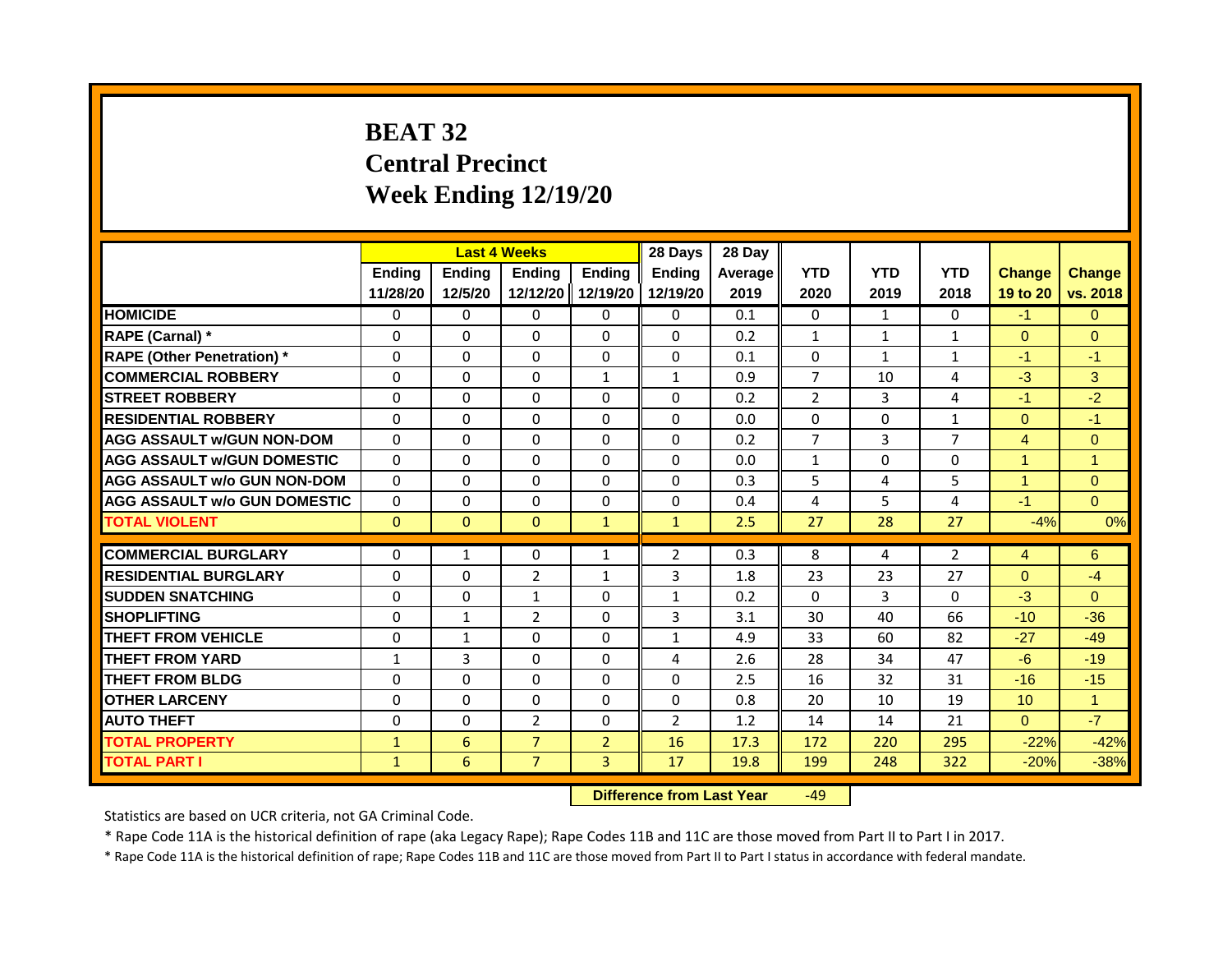# BEAT 32
## Central Precinct
## Week Ending 12/19/20

| | Last 4 Weeks | | | | 28 Days | 28 Day | | | | | |
|---|---|---|---|---|---|---|---|---|---|---|---|
| | Ending 11/28/20 | Ending 12/5/20 | Ending 12/12/20 | Ending 12/19/20 | Ending 12/19/20 | Average 2019 | YTD 2020 | YTD 2019 | YTD 2018 | Change 19 to 20 | Change vs. 2018 |
| HOMICIDE | 0 | 0 | 0 | 0 | 0 | 0.1 | 0 | 1 | 0 | -1 | 0 |
| RAPE (Carnal) * | 0 | 0 | 0 | 0 | 0 | 0.2 | 1 | 1 | 1 | 0 | 0 |
| RAPE (Other Penetration) * | 0 | 0 | 0 | 0 | 0 | 0.1 | 0 | 1 | 1 | -1 | -1 |
| COMMERCIAL ROBBERY | 0 | 0 | 0 | 1 | 1 | 0.9 | 7 | 10 | 4 | -3 | 3 |
| STREET ROBBERY | 0 | 0 | 0 | 0 | 0 | 0.2 | 2 | 3 | 4 | -1 | -2 |
| RESIDENTIAL ROBBERY | 0 | 0 | 0 | 0 | 0 | 0.0 | 0 | 0 | 1 | 0 | -1 |
| AGG ASSAULT w/GUN NON-DOM | 0 | 0 | 0 | 0 | 0 | 0.2 | 7 | 3 | 7 | 4 | 0 |
| AGG ASSAULT w/GUN DOMESTIC | 0 | 0 | 0 | 0 | 0 | 0.0 | 1 | 0 | 0 | 1 | 1 |
| AGG ASSAULT w/o GUN NON-DOM | 0 | 0 | 0 | 0 | 0 | 0.3 | 5 | 4 | 5 | 1 | 0 |
| AGG ASSAULT w/o GUN DOMESTIC | 0 | 0 | 0 | 0 | 0 | 0.4 | 4 | 5 | 4 | -1 | 0 |
| TOTAL VIOLENT | 0 | 0 | 0 | 1 | 1 | 2.5 | 27 | 28 | 27 | -4% | 0% |
| COMMERCIAL BURGLARY | 0 | 1 | 0 | 1 | 2 | 0.3 | 8 | 4 | 2 | 4 | 6 |
| RESIDENTIAL BURGLARY | 0 | 0 | 2 | 1 | 3 | 1.8 | 23 | 23 | 27 | 0 | -4 |
| SUDDEN SNATCHING | 0 | 0 | 1 | 0 | 1 | 0.2 | 0 | 3 | 0 | -3 | 0 |
| SHOPLIFTING | 0 | 1 | 2 | 0 | 3 | 3.1 | 30 | 40 | 66 | -10 | -36 |
| THEFT FROM VEHICLE | 0 | 1 | 0 | 0 | 1 | 4.9 | 33 | 60 | 82 | -27 | -49 |
| THEFT FROM YARD | 1 | 3 | 0 | 0 | 4 | 2.6 | 28 | 34 | 47 | -6 | -19 |
| THEFT FROM BLDG | 0 | 0 | 0 | 0 | 0 | 2.5 | 16 | 32 | 31 | -16 | -15 |
| OTHER LARCENY | 0 | 0 | 0 | 0 | 0 | 0.8 | 20 | 10 | 19 | 10 | 1 |
| AUTO THEFT | 0 | 0 | 2 | 0 | 2 | 1.2 | 14 | 14 | 21 | 0 | -7 |
| TOTAL PROPERTY | 1 | 6 | 7 | 2 | 16 | 17.3 | 172 | 220 | 295 | -22% | -42% |
| TOTAL PART I | 1 | 6 | 7 | 3 | 17 | 19.8 | 199 | 248 | 322 | -20% | -38% |

**Difference from Last Year** -49

Statistics are based on UCR criteria, not GA Criminal Code.

* Rape Code 11A is the historical definition of rape (aka Legacy Rape); Rape Codes 11B and 11C are those moved from Part II to Part I in 2017.

* Rape Code 11A is the historical definition of rape; Rape Codes 11B and 11C are those moved from Part II to Part I status in accordance with federal mandate.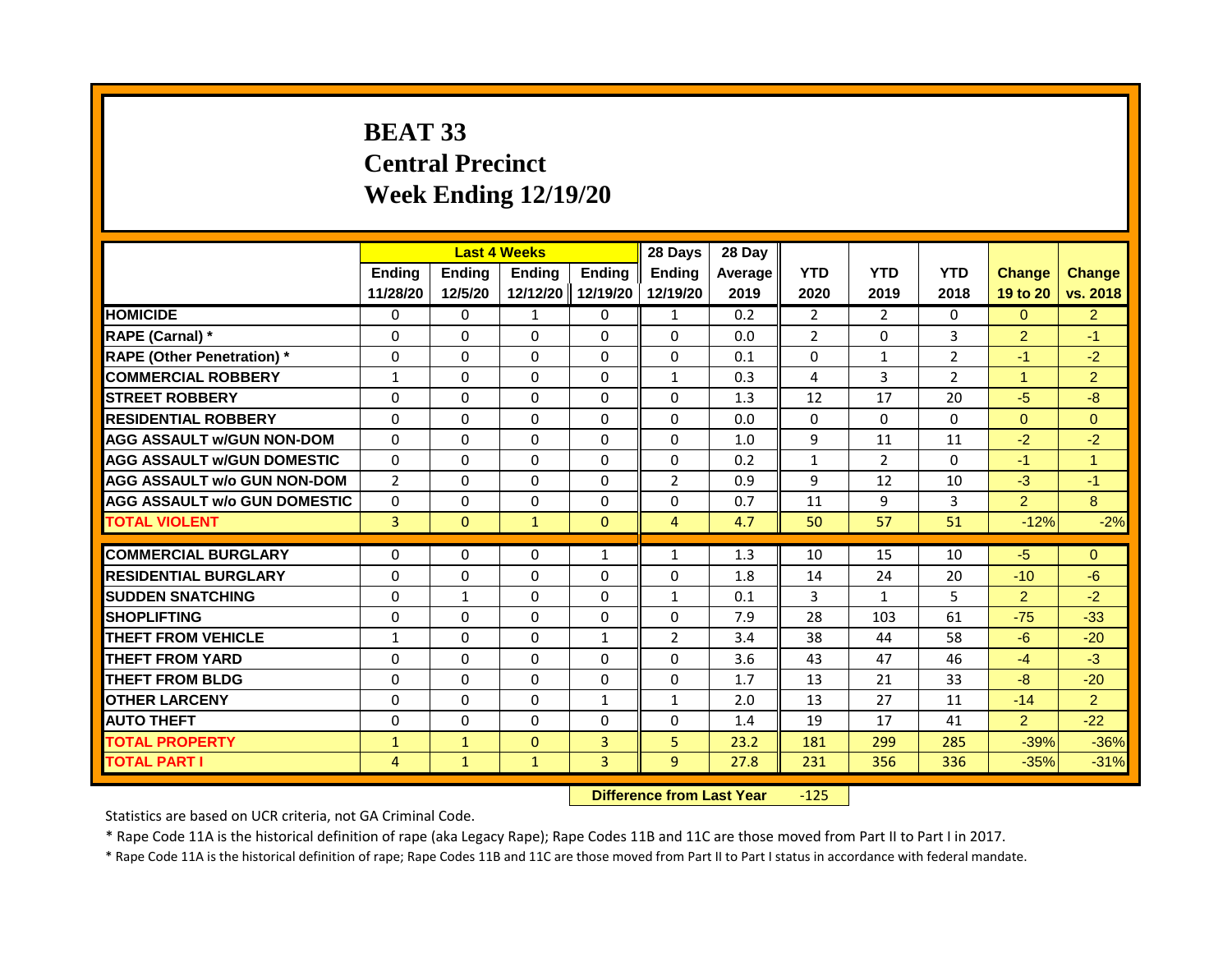# BEAT 33
## Central Precinct
## Week Ending 12/19/20

| | Last 4 Weeks | | | | 28 Days | 28 Day | | | | | |
|---|---|---|---|---|---|---|---|---|---|---|---|
| | Ending 11/28/20 | Ending 12/5/20 | Ending 12/12/20 | Ending 12/19/20 | Ending 12/19/20 | Average 2019 | YTD 2020 | YTD 2019 | YTD 2018 | Change 19 to 20 | Change vs. 2018 |
| HOMICIDE | 0 | 0 | 1 | 0 | 1 | 0.2 | 2 | 2 | 0 | 0 | 2 |
| RAPE (Carnal) * | 0 | 0 | 0 | 0 | 0 | 0.0 | 2 | 0 | 3 | 2 | -1 |
| RAPE (Other Penetration) * | 0 | 0 | 0 | 0 | 0 | 0.1 | 0 | 1 | 2 | -1 | -2 |
| COMMERCIAL ROBBERY | 1 | 0 | 0 | 0 | 1 | 0.3 | 4 | 3 | 2 | 1 | 2 |
| STREET ROBBERY | 0 | 0 | 0 | 0 | 0 | 1.3 | 12 | 17 | 20 | -5 | -8 |
| RESIDENTIAL ROBBERY | 0 | 0 | 0 | 0 | 0 | 0.0 | 0 | 0 | 0 | 0 | 0 |
| AGG ASSAULT w/GUN NON-DOM | 0 | 0 | 0 | 0 | 0 | 1.0 | 9 | 11 | 11 | -2 | -2 |
| AGG ASSAULT w/GUN DOMESTIC | 0 | 0 | 0 | 0 | 0 | 0.2 | 1 | 2 | 0 | -1 | 1 |
| AGG ASSAULT w/o GUN NON-DOM | 2 | 0 | 0 | 0 | 2 | 0.9 | 9 | 12 | 10 | -3 | -1 |
| AGG ASSAULT w/o GUN DOMESTIC | 0 | 0 | 0 | 0 | 0 | 0.7 | 11 | 9 | 3 | 2 | 8 |
| TOTAL VIOLENT | 3 | 0 | 1 | 0 | 4 | 4.7 | 50 | 57 | 51 | -12% | -2% |
| COMMERCIAL BURGLARY | 0 | 0 | 0 | 1 | 1 | 1.3 | 10 | 15 | 10 | -5 | 0 |
| RESIDENTIAL BURGLARY | 0 | 0 | 0 | 0 | 0 | 1.8 | 14 | 24 | 20 | -10 | -6 |
| SUDDEN SNATCHING | 0 | 1 | 0 | 0 | 1 | 0.1 | 3 | 1 | 5 | 2 | -2 |
| SHOPLIFTING | 0 | 0 | 0 | 0 | 0 | 7.9 | 28 | 103 | 61 | -75 | -33 |
| THEFT FROM VEHICLE | 1 | 0 | 0 | 1 | 2 | 3.4 | 38 | 44 | 58 | -6 | -20 |
| THEFT FROM YARD | 0 | 0 | 0 | 0 | 0 | 3.6 | 43 | 47 | 46 | -4 | -3 |
| THEFT FROM BLDG | 0 | 0 | 0 | 0 | 0 | 1.7 | 13 | 21 | 33 | -8 | -20 |
| OTHER LARCENY | 0 | 0 | 0 | 1 | 1 | 2.0 | 13 | 27 | 11 | -14 | 2 |
| AUTO THEFT | 0 | 0 | 0 | 0 | 0 | 1.4 | 19 | 17 | 41 | 2 | -22 |
| TOTAL PROPERTY | 1 | 1 | 0 | 3 | 5 | 23.2 | 181 | 299 | 285 | -39% | -36% |
| TOTAL PART I | 4 | 1 | 1 | 3 | 9 | 27.8 | 231 | 356 | 336 | -35% | -31% |

**Difference from Last Year** -125

Statistics are based on UCR criteria, not GA Criminal Code.

* Rape Code 11A is the historical definition of rape (aka Legacy Rape); Rape Codes 11B and 11C are those moved from Part II to Part I in 2017.

* Rape Code 11A is the historical definition of rape; Rape Codes 11B and 11C are those moved from Part II to Part I status in accordance with federal mandate.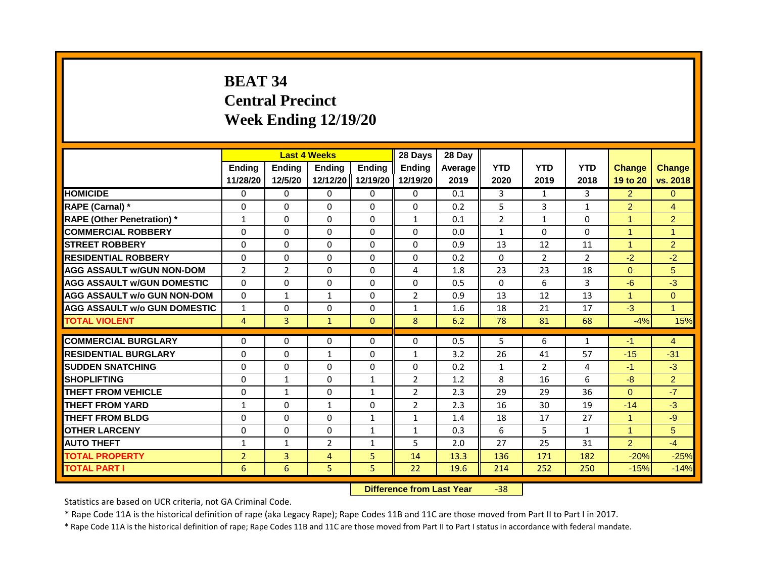# BEAT 34
## Central Precinct
## Week Ending 12/19/20

| | Last 4 Weeks | | | | 28 Days | 28 Day | | | | | |
|---|---|---|---|---|---|---|---|---|---|---|---|
| | Ending 11/28/20 | Ending 12/5/20 | Ending 12/12/20 | Ending 12/19/20 | Ending 12/19/20 | Average 2019 | YTD 2020 | YTD 2019 | YTD 2018 | Change 19 to 20 | Change vs. 2018 |
| HOMICIDE | 0 | 0 | 0 | 0 | 0 | 0.1 | 3 | 1 | 3 | 2 | 0 |
| RAPE (Carnal) * | 0 | 0 | 0 | 0 | 0 | 0.2 | 5 | 3 | 1 | 2 | 4 |
| RAPE (Other Penetration) * | 1 | 0 | 0 | 0 | 1 | 0.1 | 2 | 1 | 0 | 1 | 2 |
| COMMERCIAL ROBBERY | 0 | 0 | 0 | 0 | 0 | 0.0 | 1 | 0 | 0 | 1 | 1 |
| STREET ROBBERY | 0 | 0 | 0 | 0 | 0 | 0.9 | 13 | 12 | 11 | 1 | 2 |
| RESIDENTIAL ROBBERY | 0 | 0 | 0 | 0 | 0 | 0.2 | 0 | 2 | 2 | -2 | -2 |
| AGG ASSAULT w/GUN NON-DOM | 2 | 2 | 0 | 0 | 4 | 1.8 | 23 | 23 | 18 | 0 | 5 |
| AGG ASSAULT w/GUN DOMESTIC | 0 | 0 | 0 | 0 | 0 | 0.5 | 0 | 6 | 3 | -6 | -3 |
| AGG ASSAULT w/o GUN NON-DOM | 0 | 1 | 1 | 0 | 2 | 0.9 | 13 | 12 | 13 | 1 | 0 |
| AGG ASSAULT w/o GUN DOMESTIC | 1 | 0 | 0 | 0 | 1 | 1.6 | 18 | 21 | 17 | -3 | 1 |
| TOTAL VIOLENT | 4 | 3 | 1 | 0 | 8 | 6.2 | 78 | 81 | 68 | -4% | 15% |
| COMMERCIAL BURGLARY | 0 | 0 | 0 | 0 | 0 | 0.5 | 5 | 6 | 1 | -1 | 4 |
| RESIDENTIAL BURGLARY | 0 | 0 | 1 | 0 | 1 | 3.2 | 26 | 41 | 57 | -15 | -31 |
| SUDDEN SNATCHING | 0 | 0 | 0 | 0 | 0 | 0.2 | 1 | 2 | 4 | -1 | -3 |
| SHOPLIFTING | 0 | 1 | 0 | 1 | 2 | 1.2 | 8 | 16 | 6 | -8 | 2 |
| THEFT FROM VEHICLE | 0 | 1 | 0 | 1 | 2 | 2.3 | 29 | 29 | 36 | 0 | -7 |
| THEFT FROM YARD | 1 | 0 | 1 | 0 | 2 | 2.3 | 16 | 30 | 19 | -14 | -3 |
| THEFT FROM BLDG | 0 | 0 | 0 | 1 | 1 | 1.4 | 18 | 17 | 27 | 1 | -9 |
| OTHER LARCENY | 0 | 0 | 0 | 1 | 1 | 0.3 | 6 | 5 | 1 | 1 | 5 |
| AUTO THEFT | 1 | 1 | 2 | 1 | 5 | 2.0 | 27 | 25 | 31 | 2 | -4 |
| TOTAL PROPERTY | 2 | 3 | 4 | 5 | 14 | 13.3 | 136 | 171 | 182 | -20% | -25% |
| TOTAL PART I | 6 | 6 | 5 | 5 | 22 | 19.6 | 214 | 252 | 250 | -15% | -14% |

**Difference from Last Year** -38

Statistics are based on UCR criteria, not GA Criminal Code.

* Rape Code 11A is the historical definition of rape (aka Legacy Rape); Rape Codes 11B and 11C are those moved from Part II to Part I in 2017.

* Rape Code 11A is the historical definition of rape; Rape Codes 11B and 11C are those moved from Part II to Part I status in accordance with federal mandate.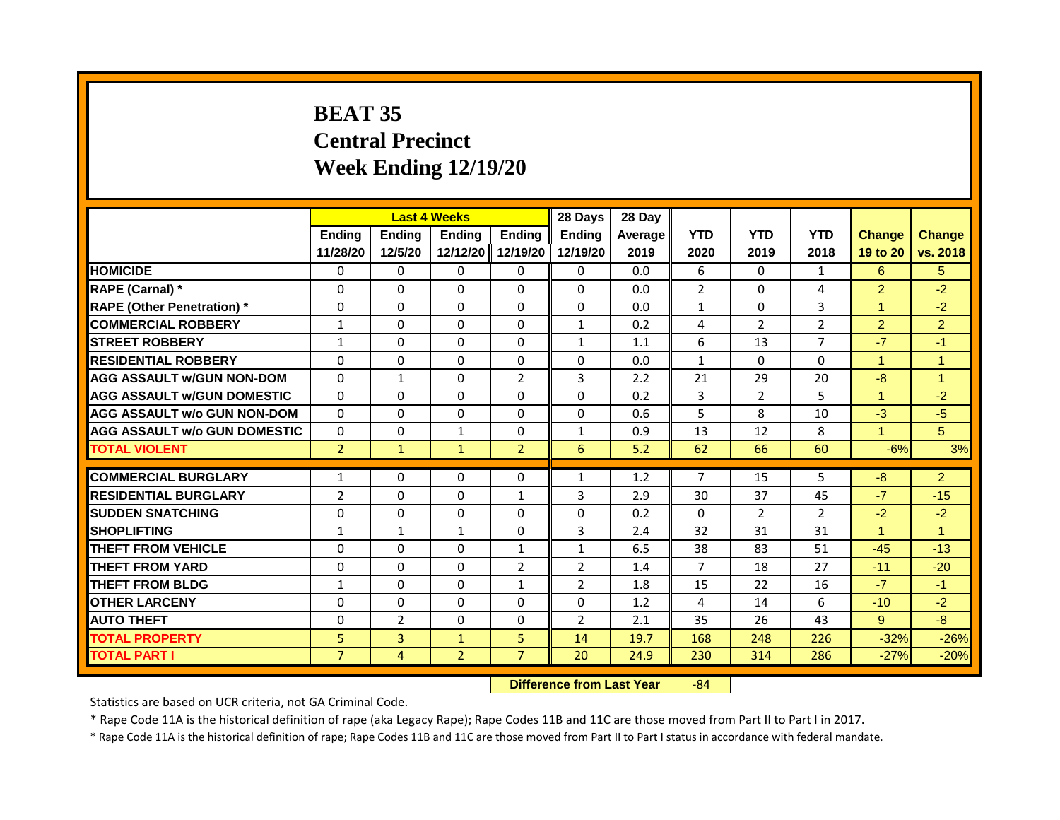# BEAT 35
## Central Precinct
## Week Ending 12/19/20

| | Last 4 Weeks | | | | 28 Days | 28 Day | | | | | |
|---|---|---|---|---|---|---|---|---|---|---|---|
| | Ending 11/28/20 | Ending 12/5/20 | Ending 12/12/20 | Ending 12/19/20 | Ending 12/19/20 | Average 2019 | YTD 2020 | YTD 2019 | YTD 2018 | Change 19 to 20 | Change vs. 2018 |
| **HOMICIDE** | 0 | 0 | 0 | 0 | 0 | 0.0 | 6 | 0 | 1 | 6 | 5 |
| **RAPE (Carnal) *** | 0 | 0 | 0 | 0 | 0 | 0.0 | 2 | 0 | 4 | 2 | -2 |
| **RAPE (Other Penetration) *** | 0 | 0 | 0 | 0 | 0 | 0.0 | 1 | 0 | 3 | 1 | -2 |
| **COMMERCIAL ROBBERY** | 1 | 0 | 0 | 0 | 1 | 0.2 | 4 | 2 | 2 | 2 | 2 |
| **STREET ROBBERY** | 1 | 0 | 0 | 0 | 1 | 1.1 | 6 | 13 | 7 | -7 | -1 |
| **RESIDENTIAL ROBBERY** | 0 | 0 | 0 | 0 | 0 | 0.0 | 1 | 0 | 0 | 1 | 1 |
| **AGG ASSAULT w/GUN NON-DOM** | 0 | 1 | 0 | 2 | 3 | 2.2 | 21 | 29 | 20 | -8 | 1 |
| **AGG ASSAULT w/GUN DOMESTIC** | 0 | 0 | 0 | 0 | 0 | 0.2 | 3 | 2 | 5 | 1 | -2 |
| **AGG ASSAULT w/o GUN NON-DOM** | 0 | 0 | 0 | 0 | 0 | 0.6 | 5 | 8 | 10 | -3 | -5 |
| **AGG ASSAULT w/o GUN DOMESTIC** | 0 | 0 | 1 | 0 | 1 | 0.9 | 13 | 12 | 8 | 1 | 5 |
| **TOTAL VIOLENT** | 2 | 1 | 1 | 2 | 6 | 5.2 | 62 | 66 | 60 | -6% | 3% |
| **COMMERCIAL BURGLARY** | 1 | 0 | 0 | 0 | 1 | 1.2 | 7 | 15 | 5 | -8 | 2 |
| **RESIDENTIAL BURGLARY** | 2 | 0 | 0 | 1 | 3 | 2.9 | 30 | 37 | 45 | -7 | -15 |
| **SUDDEN SNATCHING** | 0 | 0 | 0 | 0 | 0 | 0.2 | 0 | 2 | 2 | -2 | -2 |
| **SHOPLIFTING** | 1 | 1 | 1 | 0 | 3 | 2.4 | 32 | 31 | 31 | 1 | 1 |
| **THEFT FROM VEHICLE** | 0 | 0 | 0 | 1 | 1 | 6.5 | 38 | 83 | 51 | -45 | -13 |
| **THEFT FROM YARD** | 0 | 0 | 0 | 2 | 2 | 1.4 | 7 | 18 | 27 | -11 | -20 |
| **THEFT FROM BLDG** | 1 | 0 | 0 | 1 | 2 | 1.8 | 15 | 22 | 16 | -7 | -1 |
| **OTHER LARCENY** | 0 | 0 | 0 | 0 | 0 | 1.2 | 4 | 14 | 6 | -10 | -2 |
| **AUTO THEFT** | 0 | 2 | 0 | 0 | 2 | 2.1 | 35 | 26 | 43 | 9 | -8 |
| **TOTAL PROPERTY** | 5 | 3 | 1 | 5 | 14 | 19.7 | 168 | 248 | 226 | -32% | -26% |
| **TOTAL PART I** | 7 | 4 | 2 | 7 | 20 | 24.9 | 230 | 314 | 286 | -27% | -20% |

**Difference from Last Year** -84

Statistics are based on UCR criteria, not GA Criminal Code.

* Rape Code 11A is the historical definition of rape (aka Legacy Rape); Rape Codes 11B and 11C are those moved from Part II to Part I in 2017.

* Rape Code 11A is the historical definition of rape; Rape Codes 11B and 11C are those moved from Part II to Part I status in accordance with federal mandate.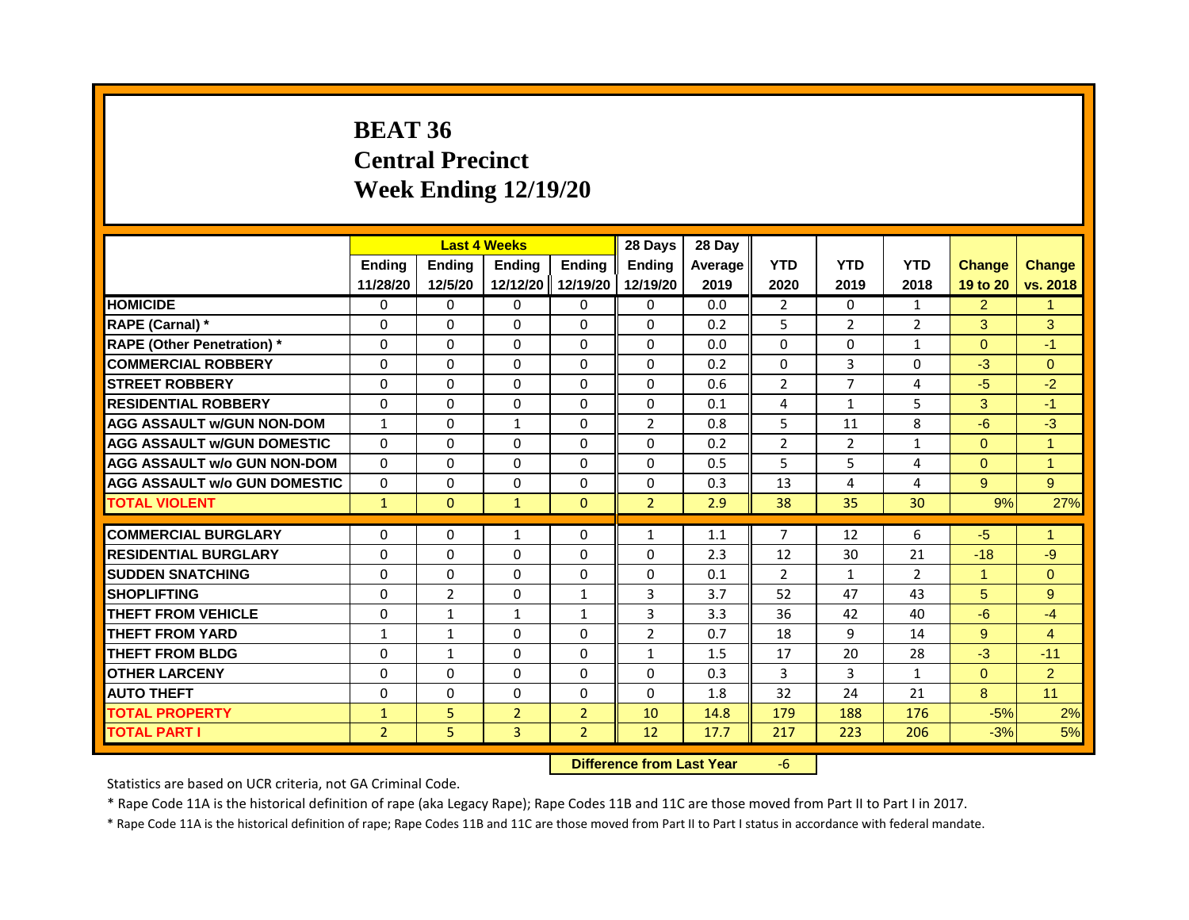# BEAT 36
# Central Precinct
# Week Ending 12/19/20

| | Last 4 Weeks | | | | 28 Days | 28 Day | | | | | |
|---|---|---|---|---|---|---|---|---|---|---|---|
| | Ending 11/28/20 | Ending 12/5/20 | Ending 12/12/20 | Ending 12/19/20 | Ending 12/19/20 | Average 2019 | YTD 2020 | YTD 2019 | YTD 2018 | Change 19 to 20 | Change vs. 2018 |
| **HOMICIDE** | 0 | 0 | 0 | 0 | 0 | 0.0 | 2 | 0 | 1 | 2 | 1 |
| **RAPE (Carnal) *** | 0 | 0 | 0 | 0 | 0 | 0.2 | 5 | 2 | 2 | 3 | 3 |
| **RAPE (Other Penetration) *** | 0 | 0 | 0 | 0 | 0 | 0.0 | 0 | 0 | 1 | 0 | -1 |
| **COMMERCIAL ROBBERY** | 0 | 0 | 0 | 0 | 0 | 0.2 | 0 | 3 | 0 | -3 | 0 |
| **STREET ROBBERY** | 0 | 0 | 0 | 0 | 0 | 0.6 | 2 | 7 | 4 | -5 | -2 |
| **RESIDENTIAL ROBBERY** | 0 | 0 | 0 | 0 | 0 | 0.1 | 4 | 1 | 5 | 3 | -1 |
| **AGG ASSAULT w/GUN NON-DOM** | 1 | 0 | 1 | 0 | 2 | 0.8 | 5 | 11 | 8 | -6 | -3 |
| **AGG ASSAULT w/GUN DOMESTIC** | 0 | 0 | 0 | 0 | 0 | 0.2 | 2 | 2 | 1 | 0 | 1 |
| **AGG ASSAULT w/o GUN NON-DOM** | 0 | 0 | 0 | 0 | 0 | 0.5 | 5 | 5 | 4 | 0 | 1 |
| **AGG ASSAULT w/o GUN DOMESTIC** | 0 | 0 | 0 | 0 | 0 | 0.3 | 13 | 4 | 4 | 9 | 9 |
| **TOTAL VIOLENT** | 1 | 0 | 1 | 0 | 2 | 2.9 | 38 | 35 | 30 | 9% | 27% |
| **COMMERCIAL BURGLARY** | 0 | 0 | 1 | 0 | 1 | 1.1 | 7 | 12 | 6 | -5 | 1 |
| **RESIDENTIAL BURGLARY** | 0 | 0 | 0 | 0 | 0 | 2.3 | 12 | 30 | 21 | -18 | -9 |
| **SUDDEN SNATCHING** | 0 | 0 | 0 | 0 | 0 | 0.1 | 2 | 1 | 2 | 1 | 0 |
| **SHOPLIFTING** | 0 | 2 | 0 | 1 | 3 | 3.7 | 52 | 47 | 43 | 5 | 9 |
| **THEFT FROM VEHICLE** | 0 | 1 | 1 | 1 | 3 | 3.3 | 36 | 42 | 40 | -6 | -4 |
| **THEFT FROM YARD** | 1 | 1 | 0 | 0 | 2 | 0.7 | 18 | 9 | 14 | 9 | 4 |
| **THEFT FROM BLDG** | 0 | 1 | 0 | 0 | 1 | 1.5 | 17 | 20 | 28 | -3 | -11 |
| **OTHER LARCENY** | 0 | 0 | 0 | 0 | 0 | 0.3 | 3 | 3 | 1 | 0 | 2 |
| **AUTO THEFT** | 0 | 0 | 0 | 0 | 0 | 1.8 | 32 | 24 | 21 | 8 | 11 |
| **TOTAL PROPERTY** | 1 | 5 | 2 | 2 | 10 | 14.8 | 179 | 188 | 176 | -5% | 2% |
| **TOTAL PART I** | 2 | 5 | 3 | 2 | 12 | 17.7 | 217 | 223 | 206 | -3% | 5% |

**Difference from Last Year** -6

Statistics are based on UCR criteria, not GA Criminal Code.

* Rape Code 11A is the historical definition of rape (aka Legacy Rape); Rape Codes 11B and 11C are those moved from Part II to Part I in 2017.

* Rape Code 11A is the historical definition of rape; Rape Codes 11B and 11C are those moved from Part II to Part I status in accordance with federal mandate.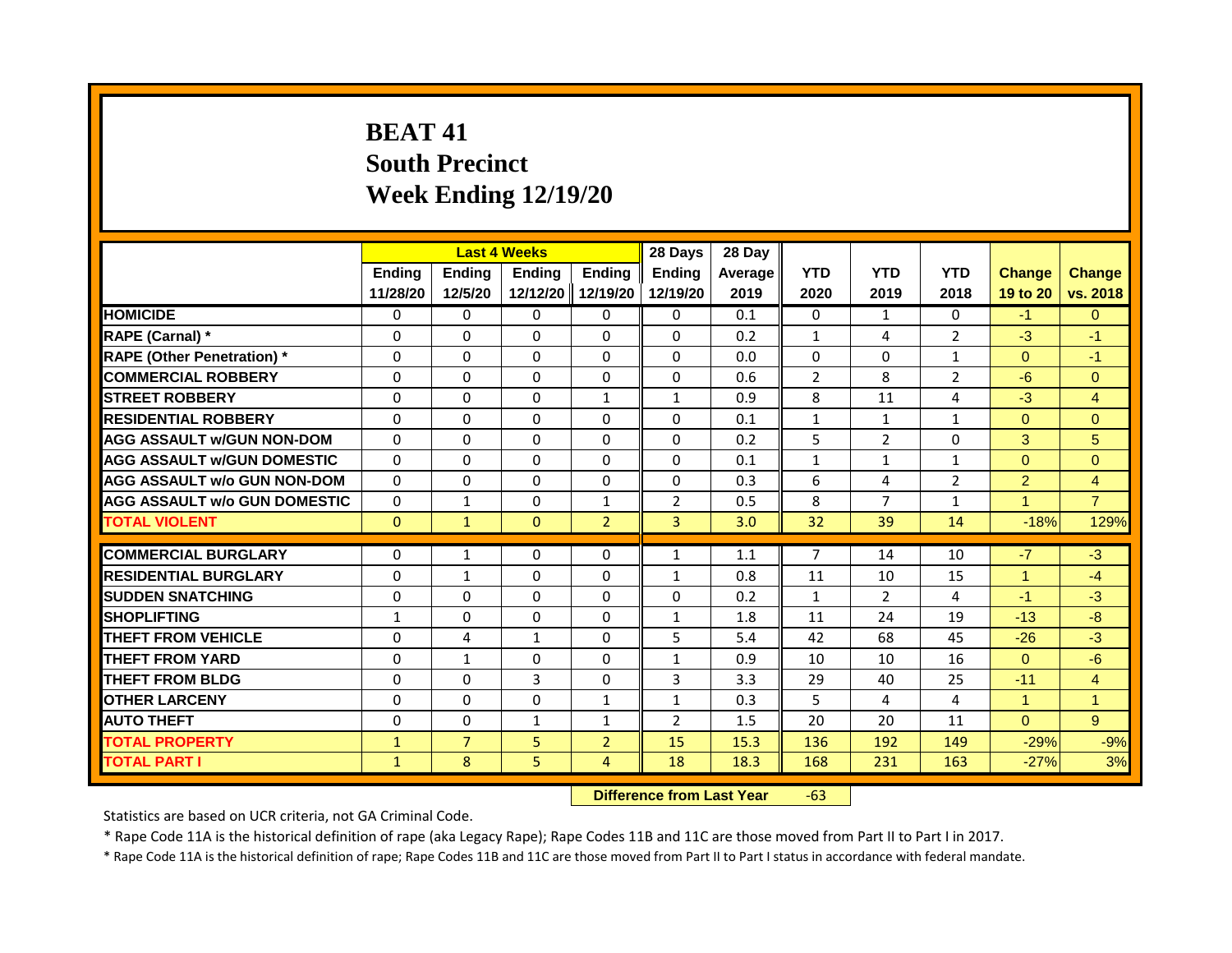# BEAT 41
## South Precinct
## Week Ending 12/19/20

| | Last 4 Weeks | | | | 28 Days | 28 Day | | | | | |
|---|---|---|---|---|---|---|---|---|---|---|---|
| | Ending 11/28/20 | Ending 12/5/20 | Ending 12/12/20 | Ending 12/19/20 | Ending 12/19/20 | Average 2019 | YTD 2020 | YTD 2019 | YTD 2018 | Change 19 to 20 | Change vs. 2018 |
| HOMICIDE | 0 | 0 | 0 | 0 | 0 | 0.1 | 0 | 1 | 0 | -1 | 0 |
| RAPE (Carnal) * | 0 | 0 | 0 | 0 | 0 | 0.2 | 1 | 4 | 2 | -3 | -1 |
| RAPE (Other Penetration) * | 0 | 0 | 0 | 0 | 0 | 0.0 | 0 | 0 | 1 | 0 | -1 |
| COMMERCIAL ROBBERY | 0 | 0 | 0 | 0 | 0 | 0.6 | 2 | 8 | 2 | -6 | 0 |
| STREET ROBBERY | 0 | 0 | 0 | 1 | 1 | 0.9 | 8 | 11 | 4 | -3 | 4 |
| RESIDENTIAL ROBBERY | 0 | 0 | 0 | 0 | 0 | 0.1 | 1 | 1 | 1 | 0 | 0 |
| AGG ASSAULT w/GUN NON-DOM | 0 | 0 | 0 | 0 | 0 | 0.2 | 5 | 2 | 0 | 3 | 5 |
| AGG ASSAULT w/GUN DOMESTIC | 0 | 0 | 0 | 0 | 0 | 0.1 | 1 | 1 | 1 | 0 | 0 |
| AGG ASSAULT w/o GUN NON-DOM | 0 | 0 | 0 | 0 | 0 | 0.3 | 6 | 4 | 2 | 2 | 4 |
| AGG ASSAULT w/o GUN DOMESTIC | 0 | 1 | 0 | 1 | 2 | 0.5 | 8 | 7 | 1 | 1 | 7 |
| TOTAL VIOLENT | 0 | 1 | 0 | 2 | 3 | 3.0 | 32 | 39 | 14 | -18% | 129% |
| COMMERCIAL BURGLARY | 0 | 1 | 0 | 0 | 1 | 1.1 | 7 | 14 | 10 | -7 | -3 |
| RESIDENTIAL BURGLARY | 0 | 1 | 0 | 0 | 1 | 0.8 | 11 | 10 | 15 | 1 | -4 |
| SUDDEN SNATCHING | 0 | 0 | 0 | 0 | 0 | 0.2 | 1 | 2 | 4 | -1 | -3 |
| SHOPLIFTING | 1 | 0 | 0 | 0 | 1 | 1.8 | 11 | 24 | 19 | -13 | -8 |
| THEFT FROM VEHICLE | 0 | 4 | 1 | 0 | 5 | 5.4 | 42 | 68 | 45 | -26 | -3 |
| THEFT FROM YARD | 0 | 1 | 0 | 0 | 1 | 0.9 | 10 | 10 | 16 | 0 | -6 |
| THEFT FROM BLDG | 0 | 0 | 3 | 0 | 3 | 3.3 | 29 | 40 | 25 | -11 | 4 |
| OTHER LARCENY | 0 | 0 | 0 | 1 | 1 | 0.3 | 5 | 4 | 4 | 1 | 1 |
| AUTO THEFT | 0 | 0 | 1 | 1 | 2 | 1.5 | 20 | 20 | 11 | 0 | 9 |
| TOTAL PROPERTY | 1 | 7 | 5 | 2 | 15 | 15.3 | 136 | 192 | 149 | -29% | -9% |
| TOTAL PART I | 1 | 8 | 5 | 4 | 18 | 18.3 | 168 | 231 | 163 | -27% | 3% |

**Difference from Last Year** -63

Statistics are based on UCR criteria, not GA Criminal Code.

* Rape Code 11A is the historical definition of rape (aka Legacy Rape); Rape Codes 11B and 11C are those moved from Part II to Part I in 2017.

* Rape Code 11A is the historical definition of rape; Rape Codes 11B and 11C are those moved from Part II to Part I status in accordance with federal mandate.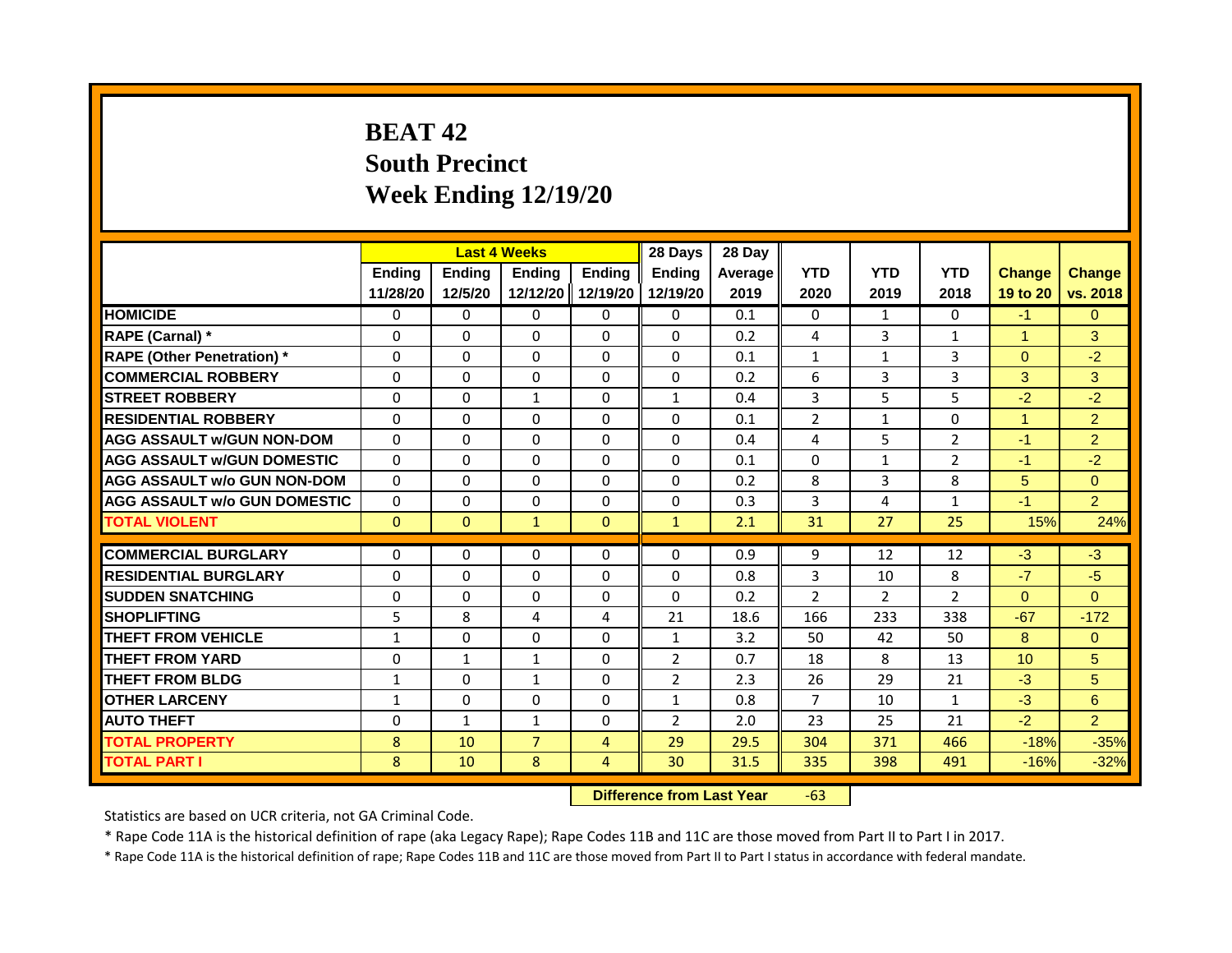# BEAT 42
## South Precinct
## Week Ending 12/19/20

| | Last 4 Weeks | | | | 28 Days | 28 Day | | | | | |
|---|---|---|---|---|---|---|---|---|---|---|---|
| | Ending 11/28/20 | Ending 12/5/20 | Ending 12/12/20 | Ending 12/19/20 | Ending 12/19/20 | Average 2019 | YTD 2020 | YTD 2019 | YTD 2018 | Change 19 to 20 | Change vs. 2018 |
| HOMICIDE | 0 | 0 | 0 | 0 | 0 | 0.1 | 0 | 1 | 0 | -1 | 0 |
| RAPE (Carnal) * | 0 | 0 | 0 | 0 | 0 | 0.2 | 4 | 3 | 1 | 1 | 3 |
| RAPE (Other Penetration) * | 0 | 0 | 0 | 0 | 0 | 0.1 | 1 | 1 | 3 | 0 | -2 |
| COMMERCIAL ROBBERY | 0 | 0 | 0 | 0 | 0 | 0.2 | 6 | 3 | 3 | 3 | 3 |
| STREET ROBBERY | 0 | 0 | 1 | 0 | 1 | 0.4 | 3 | 5 | 5 | -2 | -2 |
| RESIDENTIAL ROBBERY | 0 | 0 | 0 | 0 | 0 | 0.1 | 2 | 1 | 0 | 1 | 2 |
| AGG ASSAULT w/GUN NON-DOM | 0 | 0 | 0 | 0 | 0 | 0.4 | 4 | 5 | 2 | -1 | 2 |
| AGG ASSAULT w/GUN DOMESTIC | 0 | 0 | 0 | 0 | 0 | 0.1 | 0 | 1 | 2 | -1 | -2 |
| AGG ASSAULT w/o GUN NON-DOM | 0 | 0 | 0 | 0 | 0 | 0.2 | 8 | 3 | 8 | 5 | 0 |
| AGG ASSAULT w/o GUN DOMESTIC | 0 | 0 | 0 | 0 | 0 | 0.3 | 3 | 4 | 1 | -1 | 2 |
| TOTAL VIOLENT | 0 | 0 | 1 | 0 | 1 | 2.1 | 31 | 27 | 25 | 15% | 24% |
| COMMERCIAL BURGLARY | 0 | 0 | 0 | 0 | 0 | 0.9 | 9 | 12 | 12 | -3 | -3 |
| RESIDENTIAL BURGLARY | 0 | 0 | 0 | 0 | 0 | 0.8 | 3 | 10 | 8 | -7 | -5 |
| SUDDEN SNATCHING | 0 | 0 | 0 | 0 | 0 | 0.2 | 2 | 2 | 2 | 0 | 0 |
| SHOPLIFTING | 5 | 8 | 4 | 4 | 21 | 18.6 | 166 | 233 | 338 | -67 | -172 |
| THEFT FROM VEHICLE | 1 | 0 | 0 | 0 | 1 | 3.2 | 50 | 42 | 50 | 8 | 0 |
| THEFT FROM YARD | 0 | 1 | 1 | 0 | 2 | 0.7 | 18 | 8 | 13 | 10 | 5 |
| THEFT FROM BLDG | 1 | 0 | 1 | 0 | 2 | 2.3 | 26 | 29 | 21 | -3 | 5 |
| OTHER LARCENY | 1 | 0 | 0 | 0 | 1 | 0.8 | 7 | 10 | 1 | -3 | 6 |
| AUTO THEFT | 0 | 1 | 1 | 0 | 2 | 2.0 | 23 | 25 | 21 | -2 | 2 |
| TOTAL PROPERTY | 8 | 10 | 7 | 4 | 29 | 29.5 | 304 | 371 | 466 | -18% | -35% |
| TOTAL PART I | 8 | 10 | 8 | 4 | 30 | 31.5 | 335 | 398 | 491 | -16% | -32% |

**Difference from Last Year** -63

Statistics are based on UCR criteria, not GA Criminal Code.

* Rape Code 11A is the historical definition of rape (aka Legacy Rape); Rape Codes 11B and 11C are those moved from Part II to Part I in 2017.

* Rape Code 11A is the historical definition of rape; Rape Codes 11B and 11C are those moved from Part II to Part I status in accordance with federal mandate.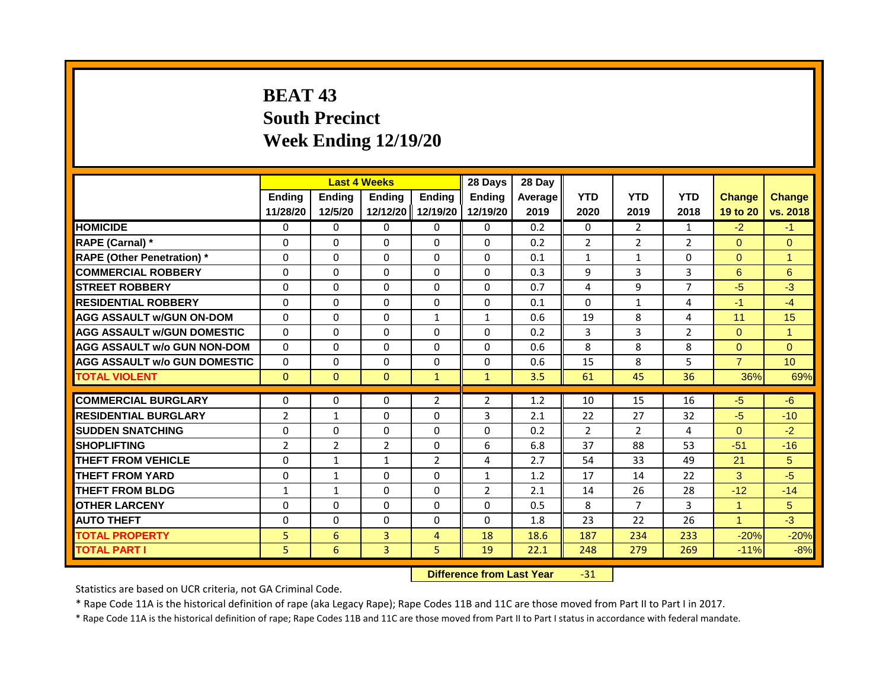# BEAT 43
# South Precinct
# Week Ending 12/19/20

| | Last 4 Weeks | | | | 28 Days | 28 Day | | | | | |
|---|---|---|---|---|---|---|---|---|---|---|---|
| | Ending 11/28/20 | Ending 12/5/20 | Ending 12/12/20 | Ending 12/19/20 | Ending 12/19/20 | Average 2019 | YTD 2020 | YTD 2019 | YTD 2018 | Change 19 to 20 | Change vs. 2018 |
| HOMICIDE | 0 | 0 | 0 | 0 | 0 | 0.2 | 0 | 2 | 1 | -2 | -1 |
| RAPE (Carnal) * | 0 | 0 | 0 | 0 | 0 | 0.2 | 2 | 2 | 2 | 0 | 0 |
| RAPE (Other Penetration) * | 0 | 0 | 0 | 0 | 0 | 0.1 | 1 | 1 | 0 | 0 | 1 |
| COMMERCIAL ROBBERY | 0 | 0 | 0 | 0 | 0 | 0.3 | 9 | 3 | 3 | 6 | 6 |
| STREET ROBBERY | 0 | 0 | 0 | 0 | 0 | 0.7 | 4 | 9 | 7 | -5 | -3 |
| RESIDENTIAL ROBBERY | 0 | 0 | 0 | 0 | 0 | 0.1 | 0 | 1 | 4 | -1 | -4 |
| AGG ASSAULT w/GUN ON-DOM | 0 | 0 | 0 | 1 | 1 | 0.6 | 19 | 8 | 4 | 11 | 15 |
| AGG ASSAULT w/GUN DOMESTIC | 0 | 0 | 0 | 0 | 0 | 0.2 | 3 | 3 | 2 | 0 | 1 |
| AGG ASSAULT w/o GUN NON-DOM | 0 | 0 | 0 | 0 | 0 | 0.6 | 8 | 8 | 8 | 0 | 0 |
| AGG ASSAULT w/o GUN DOMESTIC | 0 | 0 | 0 | 0 | 0 | 0.6 | 15 | 8 | 5 | 7 | 10 |
| TOTAL VIOLENT | 0 | 0 | 0 | 1 | 1 | 3.5 | 61 | 45 | 36 | 36% | 69% |
| COMMERCIAL BURGLARY | 0 | 0 | 0 | 2 | 2 | 1.2 | 10 | 15 | 16 | -5 | -6 |
| RESIDENTIAL BURGLARY | 2 | 1 | 0 | 0 | 3 | 2.1 | 22 | 27 | 32 | -5 | -10 |
| SUDDEN SNATCHING | 0 | 0 | 0 | 0 | 0 | 0.2 | 2 | 2 | 4 | 0 | -2 |
| SHOPLIFTING | 2 | 2 | 2 | 0 | 6 | 6.8 | 37 | 88 | 53 | -51 | -16 |
| THEFT FROM VEHICLE | 0 | 1 | 1 | 2 | 4 | 2.7 | 54 | 33 | 49 | 21 | 5 |
| THEFT FROM YARD | 0 | 1 | 0 | 0 | 1 | 1.2 | 17 | 14 | 22 | 3 | -5 |
| THEFT FROM BLDG | 1 | 1 | 0 | 0 | 2 | 2.1 | 14 | 26 | 28 | -12 | -14 |
| OTHER LARCENY | 0 | 0 | 0 | 0 | 0 | 0.5 | 8 | 7 | 3 | 1 | 5 |
| AUTO THEFT | 0 | 0 | 0 | 0 | 0 | 1.8 | 23 | 22 | 26 | 1 | -3 |
| TOTAL PROPERTY | 5 | 6 | 3 | 4 | 18 | 18.6 | 187 | 234 | 233 | -20% | -20% |
| TOTAL PART I | 5 | 6 | 3 | 5 | 19 | 22.1 | 248 | 279 | 269 | -11% | -8% |

**Difference from Last Year** -31

Statistics are based on UCR criteria, not GA Criminal Code.

* Rape Code 11A is the historical definition of rape (aka Legacy Rape); Rape Codes 11B and 11C are those moved from Part II to Part I in 2017.

* Rape Code 11A is the historical definition of rape; Rape Codes 11B and 11C are those moved from Part II to Part I status in accordance with federal mandate.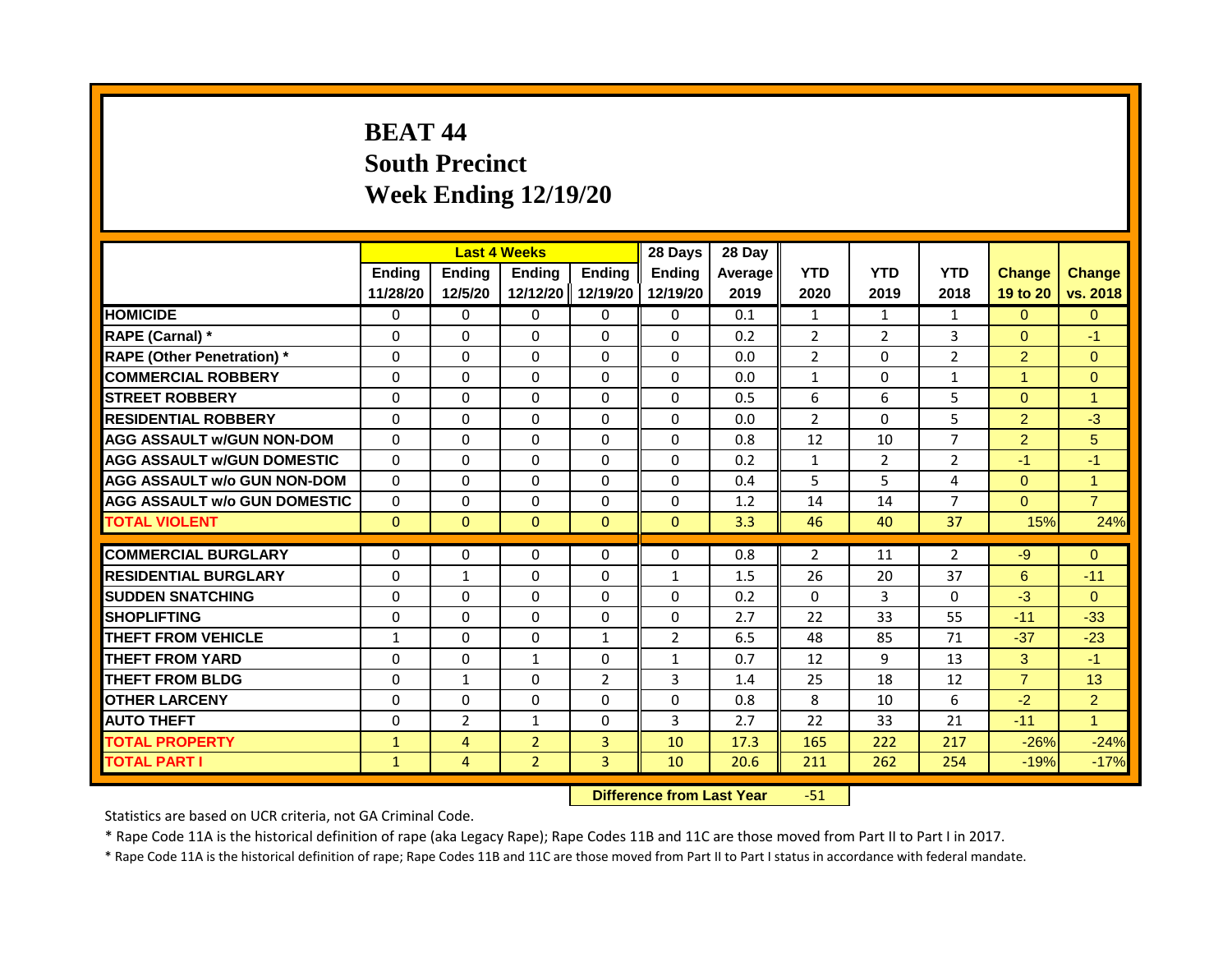# BEAT 44
## South Precinct
## Week Ending 12/19/20

| | Last 4 Weeks | | | | 28 Days | 28 Day | | | | | |
|---|---|---|---|---|---|---|---|---|---|---|---|
| | Ending 11/28/20 | Ending 12/5/20 | Ending 12/12/20 | Ending 12/19/20 | Ending 12/19/20 | Average 2019 | YTD 2020 | YTD 2019 | YTD 2018 | Change 19 to 20 | Change vs. 2018 |
| HOMICIDE | 0 | 0 | 0 | 0 | 0 | 0.1 | 1 | 1 | 1 | 0 | 0 |
| RAPE (Carnal) * | 0 | 0 | 0 | 0 | 0 | 0.2 | 2 | 2 | 3 | 0 | -1 |
| RAPE (Other Penetration) * | 0 | 0 | 0 | 0 | 0 | 0.0 | 2 | 0 | 2 | 2 | 0 |
| COMMERCIAL ROBBERY | 0 | 0 | 0 | 0 | 0 | 0.0 | 1 | 0 | 1 | 1 | 0 |
| STREET ROBBERY | 0 | 0 | 0 | 0 | 0 | 0.5 | 6 | 6 | 5 | 0 | 1 |
| RESIDENTIAL ROBBERY | 0 | 0 | 0 | 0 | 0 | 0.0 | 2 | 0 | 5 | 2 | -3 |
| AGG ASSAULT w/GUN NON-DOM | 0 | 0 | 0 | 0 | 0 | 0.8 | 12 | 10 | 7 | 2 | 5 |
| AGG ASSAULT w/GUN DOMESTIC | 0 | 0 | 0 | 0 | 0 | 0.2 | 1 | 2 | 2 | -1 | -1 |
| AGG ASSAULT w/o GUN NON-DOM | 0 | 0 | 0 | 0 | 0 | 0.4 | 5 | 5 | 4 | 0 | 1 |
| AGG ASSAULT w/o GUN DOMESTIC | 0 | 0 | 0 | 0 | 0 | 1.2 | 14 | 14 | 7 | 0 | 7 |
| TOTAL VIOLENT | 0 | 0 | 0 | 0 | 0 | 3.3 | 46 | 40 | 37 | 15% | 24% |
| COMMERCIAL BURGLARY | 0 | 0 | 0 | 0 | 0 | 0.8 | 2 | 11 | 2 | -9 | 0 |
| RESIDENTIAL BURGLARY | 0 | 1 | 0 | 0 | 1 | 1.5 | 26 | 20 | 37 | 6 | -11 |
| SUDDEN SNATCHING | 0 | 0 | 0 | 0 | 0 | 0.2 | 0 | 3 | 0 | -3 | 0 |
| SHOPLIFTING | 0 | 0 | 0 | 0 | 0 | 2.7 | 22 | 33 | 55 | -11 | -33 |
| THEFT FROM VEHICLE | 1 | 0 | 0 | 1 | 2 | 6.5 | 48 | 85 | 71 | -37 | -23 |
| THEFT FROM YARD | 0 | 0 | 1 | 0 | 1 | 0.7 | 12 | 9 | 13 | 3 | -1 |
| THEFT FROM BLDG | 0 | 1 | 0 | 2 | 3 | 1.4 | 25 | 18 | 12 | 7 | 13 |
| OTHER LARCENY | 0 | 0 | 0 | 0 | 0 | 0.8 | 8 | 10 | 6 | -2 | 2 |
| AUTO THEFT | 0 | 2 | 1 | 0 | 3 | 2.7 | 22 | 33 | 21 | -11 | 1 |
| TOTAL PROPERTY | 1 | 4 | 2 | 3 | 10 | 17.3 | 165 | 222 | 217 | -26% | -24% |
| TOTAL PART I | 1 | 4 | 2 | 3 | 10 | 20.6 | 211 | 262 | 254 | -19% | -17% |

**Difference from Last Year** -51

Statistics are based on UCR criteria, not GA Criminal Code.

* Rape Code 11A is the historical definition of rape (aka Legacy Rape); Rape Codes 11B and 11C are those moved from Part II to Part I in 2017.

* Rape Code 11A is the historical definition of rape; Rape Codes 11B and 11C are those moved from Part II to Part I status in accordance with federal mandate.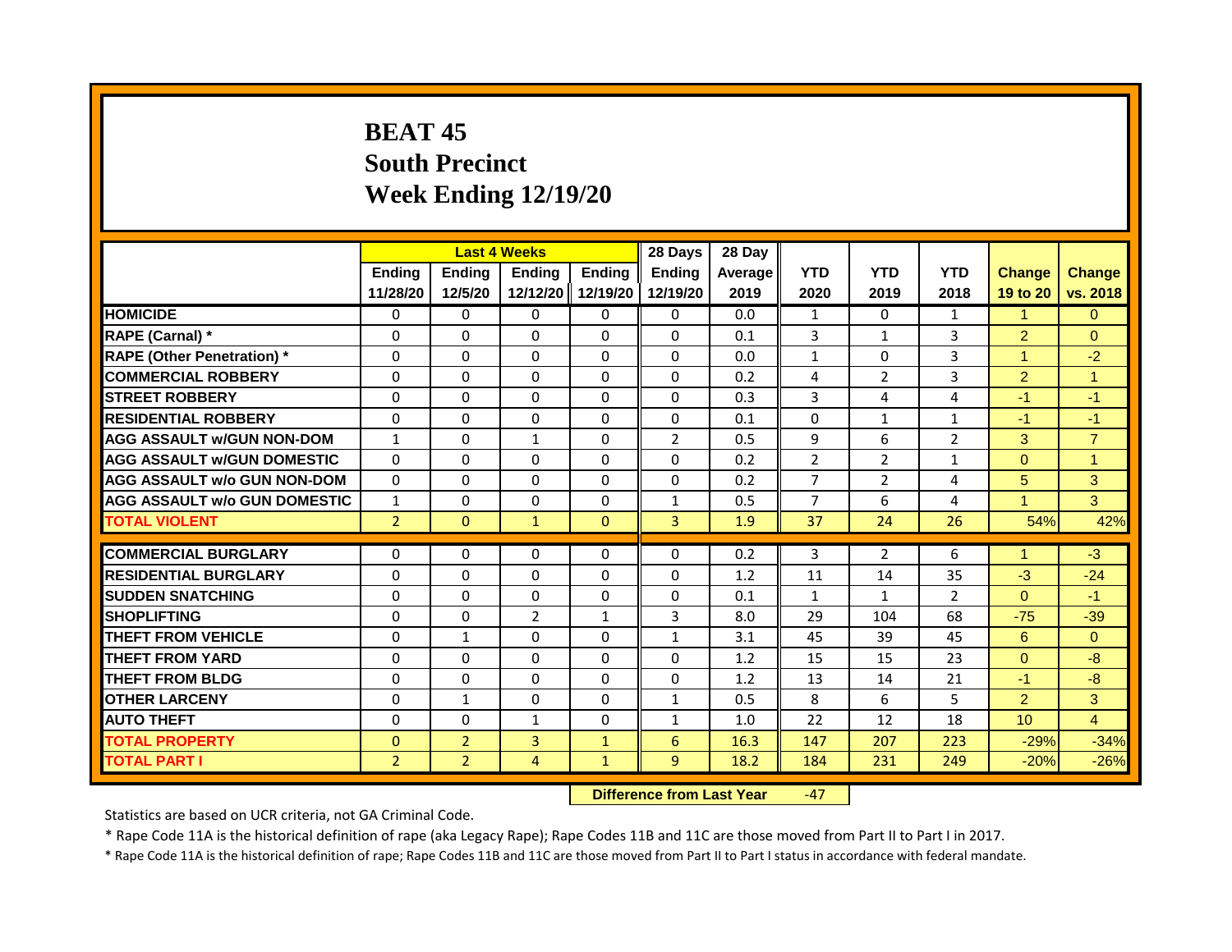# BEAT 45
# South Precinct
# Week Ending 12/19/20

| | Last 4 Weeks | | | | 28 Days | 28 Day | | | | | |
|---|---|---|---|---|---|---|---|---|---|---|---|
| | Ending 11/28/20 | Ending 12/5/20 | Ending 12/12/20 | Ending 12/19/20 | Ending 12/19/20 | Average 2019 | YTD 2020 | YTD 2019 | YTD 2018 | Change 19 to 20 | Change vs. 2018 |
| **HOMICIDE** | 0 | 0 | 0 | 0 | 0 | 0.0 | 1 | 0 | 1 | 1 | 0 |
| **RAPE (Carnal) *** | 0 | 0 | 0 | 0 | 0 | 0.1 | 3 | 1 | 3 | 2 | 0 |
| **RAPE (Other Penetration) *** | 0 | 0 | 0 | 0 | 0 | 0.0 | 1 | 0 | 3 | 1 | -2 |
| **COMMERCIAL ROBBERY** | 0 | 0 | 0 | 0 | 0 | 0.2 | 4 | 2 | 3 | 2 | 1 |
| **STREET ROBBERY** | 0 | 0 | 0 | 0 | 0 | 0.3 | 3 | 4 | 4 | -1 | -1 |
| **RESIDENTIAL ROBBERY** | 0 | 0 | 0 | 0 | 0 | 0.1 | 0 | 1 | 1 | -1 | -1 |
| **AGG ASSAULT w/GUN NON-DOM** | 1 | 0 | 1 | 0 | 2 | 0.5 | 9 | 6 | 2 | 3 | 7 |
| **AGG ASSAULT w/GUN DOMESTIC** | 0 | 0 | 0 | 0 | 0 | 0.2 | 2 | 2 | 1 | 0 | 1 |
| **AGG ASSAULT w/o GUN NON-DOM** | 0 | 0 | 0 | 0 | 0 | 0.2 | 7 | 2 | 4 | 5 | 3 |
| **AGG ASSAULT w/o GUN DOMESTIC** | 1 | 0 | 0 | 0 | 1 | 0.5 | 7 | 6 | 4 | 1 | 3 |
| **TOTAL VIOLENT** | 2 | 0 | 1 | 0 | 3 | 1.9 | 37 | 24 | 26 | 54% | 42% |
| **COMMERCIAL BURGLARY** | 0 | 0 | 0 | 0 | 0 | 0.2 | 3 | 2 | 6 | 1 | -3 |
| **RESIDENTIAL BURGLARY** | 0 | 0 | 0 | 0 | 0 | 1.2 | 11 | 14 | 35 | -3 | -24 |
| **SUDDEN SNATCHING** | 0 | 0 | 0 | 0 | 0 | 0.1 | 1 | 1 | 2 | 0 | -1 |
| **SHOPLIFTING** | 0 | 0 | 2 | 1 | 3 | 8.0 | 29 | 104 | 68 | -75 | -39 |
| **THEFT FROM VEHICLE** | 0 | 1 | 0 | 0 | 1 | 3.1 | 45 | 39 | 45 | 6 | 0 |
| **THEFT FROM YARD** | 0 | 0 | 0 | 0 | 0 | 1.2 | 15 | 15 | 23 | 0 | -8 |
| **THEFT FROM BLDG** | 0 | 0 | 0 | 0 | 0 | 1.2 | 13 | 14 | 21 | -1 | -8 |
| **OTHER LARCENY** | 0 | 1 | 0 | 0 | 1 | 0.5 | 8 | 6 | 5 | 2 | 3 |
| **AUTO THEFT** | 0 | 0 | 1 | 0 | 1 | 1.0 | 22 | 12 | 18 | 10 | 4 |
| **TOTAL PROPERTY** | 0 | 2 | 3 | 1 | 6 | 16.3 | 147 | 207 | 223 | -29% | -34% |
| **TOTAL PART I** | 2 | 2 | 4 | 1 | 9 | 18.2 | 184 | 231 | 249 | -20% | -26% |

**Difference from Last Year** -47

Statistics are based on UCR criteria, not GA Criminal Code.

* Rape Code 11A is the historical definition of rape (aka Legacy Rape); Rape Codes 11B and 11C are those moved from Part II to Part I in 2017.

* Rape Code 11A is the historical definition of rape; Rape Codes 11B and 11C are those moved from Part II to Part I status in accordance with federal mandate.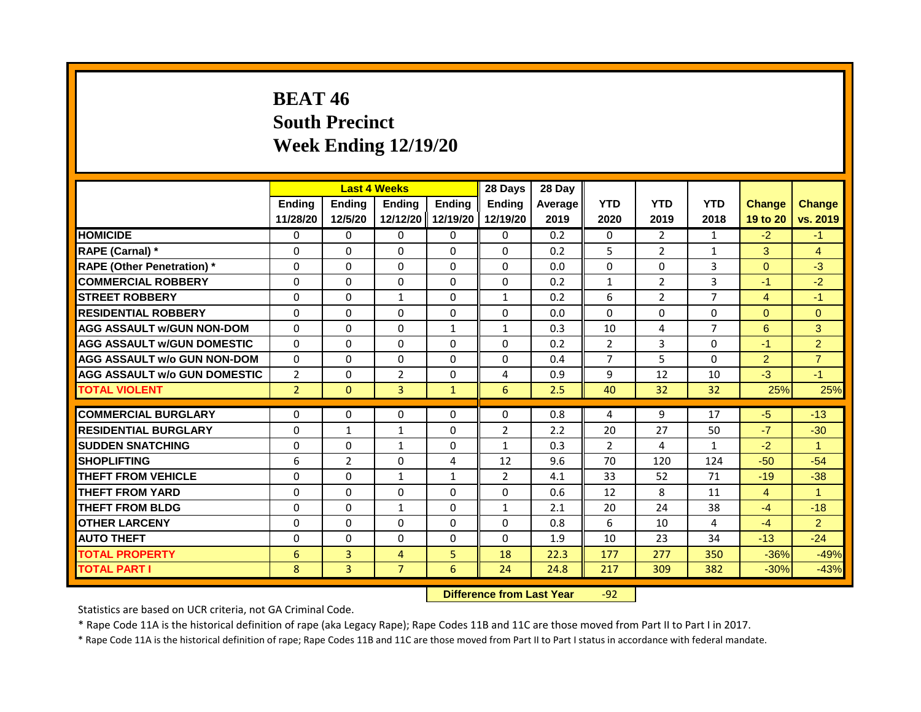# BEAT 46
## South Precinct
## Week Ending 12/19/20

| | Last 4 Weeks | | | | 28 Days | 28 Day | | | | | |
|---|---|---|---|---|---|---|---|---|---|---|---|
| | Ending 11/28/20 | Ending 12/5/20 | Ending 12/12/20 | Ending 12/19/20 | Ending 12/19/20 | Average 2019 | YTD 2020 | YTD 2019 | YTD 2018 | Change 19 to 20 | Change vs. 2019 |
| HOMICIDE | 0 | 0 | 0 | 0 | 0 | 0.2 | 0 | 2 | 1 | -2 | -1 |
| RAPE (Carnal) * | 0 | 0 | 0 | 0 | 0 | 0.2 | 5 | 2 | 1 | 3 | 4 |
| RAPE (Other Penetration) * | 0 | 0 | 0 | 0 | 0 | 0.0 | 0 | 0 | 3 | 0 | -3 |
| COMMERCIAL ROBBERY | 0 | 0 | 0 | 0 | 0 | 0.2 | 1 | 2 | 3 | -1 | -2 |
| STREET ROBBERY | 0 | 0 | 1 | 0 | 1 | 0.2 | 6 | 2 | 7 | 4 | -1 |
| RESIDENTIAL ROBBERY | 0 | 0 | 0 | 0 | 0 | 0.0 | 0 | 0 | 0 | 0 | 0 |
| AGG ASSAULT w/GUN NON-DOM | 0 | 0 | 0 | 1 | 1 | 0.3 | 10 | 4 | 7 | 6 | 3 |
| AGG ASSAULT w/GUN DOMESTIC | 0 | 0 | 0 | 0 | 0 | 0.2 | 2 | 3 | 0 | -1 | 2 |
| AGG ASSAULT w/o GUN NON-DOM | 0 | 0 | 0 | 0 | 0 | 0.4 | 7 | 5 | 0 | 2 | 7 |
| AGG ASSAULT w/o GUN DOMESTIC | 2 | 0 | 2 | 0 | 4 | 0.9 | 9 | 12 | 10 | -3 | -1 |
| TOTAL VIOLENT | 2 | 0 | 3 | 1 | 6 | 2.5 | 40 | 32 | 32 | 25% | 25% |
| COMMERCIAL BURGLARY | 0 | 0 | 0 | 0 | 0 | 0.8 | 4 | 9 | 17 | -5 | -13 |
| RESIDENTIAL BURGLARY | 0 | 1 | 1 | 0 | 2 | 2.2 | 20 | 27 | 50 | -7 | -30 |
| SUDDEN SNATCHING | 0 | 0 | 1 | 0 | 1 | 0.3 | 2 | 4 | 1 | -2 | 1 |
| SHOPLIFTING | 6 | 2 | 0 | 4 | 12 | 9.6 | 70 | 120 | 124 | -50 | -54 |
| THEFT FROM VEHICLE | 0 | 0 | 1 | 1 | 2 | 4.1 | 33 | 52 | 71 | -19 | -38 |
| THEFT FROM YARD | 0 | 0 | 0 | 0 | 0 | 0.6 | 12 | 8 | 11 | 4 | 1 |
| THEFT FROM BLDG | 0 | 0 | 1 | 0 | 1 | 2.1 | 20 | 24 | 38 | -4 | -18 |
| OTHER LARCENY | 0 | 0 | 0 | 0 | 0 | 0.8 | 6 | 10 | 4 | -4 | 2 |
| AUTO THEFT | 0 | 0 | 0 | 0 | 0 | 1.9 | 10 | 23 | 34 | -13 | -24 |
| TOTAL PROPERTY | 6 | 3 | 4 | 5 | 18 | 22.3 | 177 | 277 | 350 | -36% | -49% |
| TOTAL PART I | 8 | 3 | 7 | 6 | 24 | 24.8 | 217 | 309 | 382 | -30% | -43% |

**Difference from Last Year** -92

Statistics are based on UCR criteria, not GA Criminal Code.

* Rape Code 11A is the historical definition of rape (aka Legacy Rape); Rape Codes 11B and 11C are those moved from Part II to Part I in 2017.

* Rape Code 11A is the historical definition of rape; Rape Codes 11B and 11C are those moved from Part II to Part I status in accordance with federal mandate.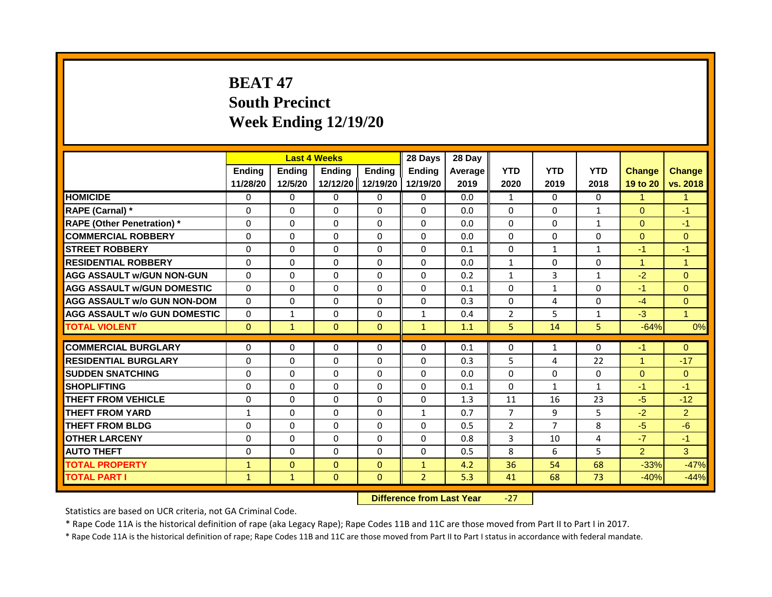# BEAT 47
## South Precinct
## Week Ending 12/19/20

| | Last 4 Weeks | | | | 28 Days | 28 Day | | | | | |
|---|---|---|---|---|---|---|---|---|---|---|---|
| | Ending 11/28/20 | Ending 12/5/20 | Ending 12/12/20 | Ending 12/19/20 | Ending 12/19/20 | Average 2019 | YTD 2020 | YTD 2019 | YTD 2018 | Change 19 to 20 | Change vs. 2018 |
| HOMICIDE | 0 | 0 | 0 | 0 | 0 | 0.0 | 1 | 0 | 0 | 1 | 1 |
| RAPE (Carnal) * | 0 | 0 | 0 | 0 | 0 | 0.0 | 0 | 0 | 1 | 0 | -1 |
| RAPE (Other Penetration) * | 0 | 0 | 0 | 0 | 0 | 0.0 | 0 | 0 | 1 | 0 | -1 |
| COMMERCIAL ROBBERY | 0 | 0 | 0 | 0 | 0 | 0.0 | 0 | 0 | 0 | 0 | 0 |
| STREET ROBBERY | 0 | 0 | 0 | 0 | 0 | 0.1 | 0 | 1 | 1 | -1 | -1 |
| RESIDENTIAL ROBBERY | 0 | 0 | 0 | 0 | 0 | 0.0 | 1 | 0 | 0 | 1 | 1 |
| AGG ASSAULT w/GUN NON-GUN | 0 | 0 | 0 | 0 | 0 | 0.2 | 1 | 3 | 1 | -2 | 0 |
| AGG ASSAULT w/GUN DOMESTIC | 0 | 0 | 0 | 0 | 0 | 0.1 | 0 | 1 | 0 | -1 | 0 |
| AGG ASSAULT w/o GUN NON-DOM | 0 | 0 | 0 | 0 | 0 | 0.3 | 0 | 4 | 0 | -4 | 0 |
| AGG ASSAULT w/o GUN DOMESTIC | 0 | 1 | 0 | 0 | 1 | 0.4 | 2 | 5 | 1 | -3 | 1 |
| TOTAL VIOLENT | 0 | 1 | 0 | 0 | 1 | 1.1 | 5 | 14 | 5 | -64% | 0% |
| COMMERCIAL BURGLARY | 0 | 0 | 0 | 0 | 0 | 0.1 | 0 | 1 | 0 | -1 | 0 |
| RESIDENTIAL BURGLARY | 0 | 0 | 0 | 0 | 0 | 0.3 | 5 | 4 | 22 | 1 | -17 |
| SUDDEN SNATCHING | 0 | 0 | 0 | 0 | 0 | 0.0 | 0 | 0 | 0 | 0 | 0 |
| SHOPLIFTING | 0 | 0 | 0 | 0 | 0 | 0.1 | 0 | 1 | 1 | -1 | -1 |
| THEFT FROM VEHICLE | 0 | 0 | 0 | 0 | 0 | 1.3 | 11 | 16 | 23 | -5 | -12 |
| THEFT FROM YARD | 1 | 0 | 0 | 0 | 1 | 0.7 | 7 | 9 | 5 | -2 | 2 |
| THEFT FROM BLDG | 0 | 0 | 0 | 0 | 0 | 0.5 | 2 | 7 | 8 | -5 | -6 |
| OTHER LARCENY | 0 | 0 | 0 | 0 | 0 | 0.8 | 3 | 10 | 4 | -7 | -1 |
| AUTO THEFT | 0 | 0 | 0 | 0 | 0 | 0.5 | 8 | 6 | 5 | 2 | 3 |
| TOTAL PROPERTY | 1 | 0 | 0 | 0 | 1 | 4.2 | 36 | 54 | 68 | -33% | -47% |
| TOTAL PART I | 1 | 1 | 0 | 0 | 2 | 5.3 | 41 | 68 | 73 | -40% | -44% |

**Difference from Last Year** -27

Statistics are based on UCR criteria, not GA Criminal Code.

* Rape Code 11A is the historical definition of rape (aka Legacy Rape); Rape Codes 11B and 11C are those moved from Part II to Part I in 2017.

* Rape Code 11A is the historical definition of rape; Rape Codes 11B and 11C are those moved from Part II to Part I status in accordance with federal mandate.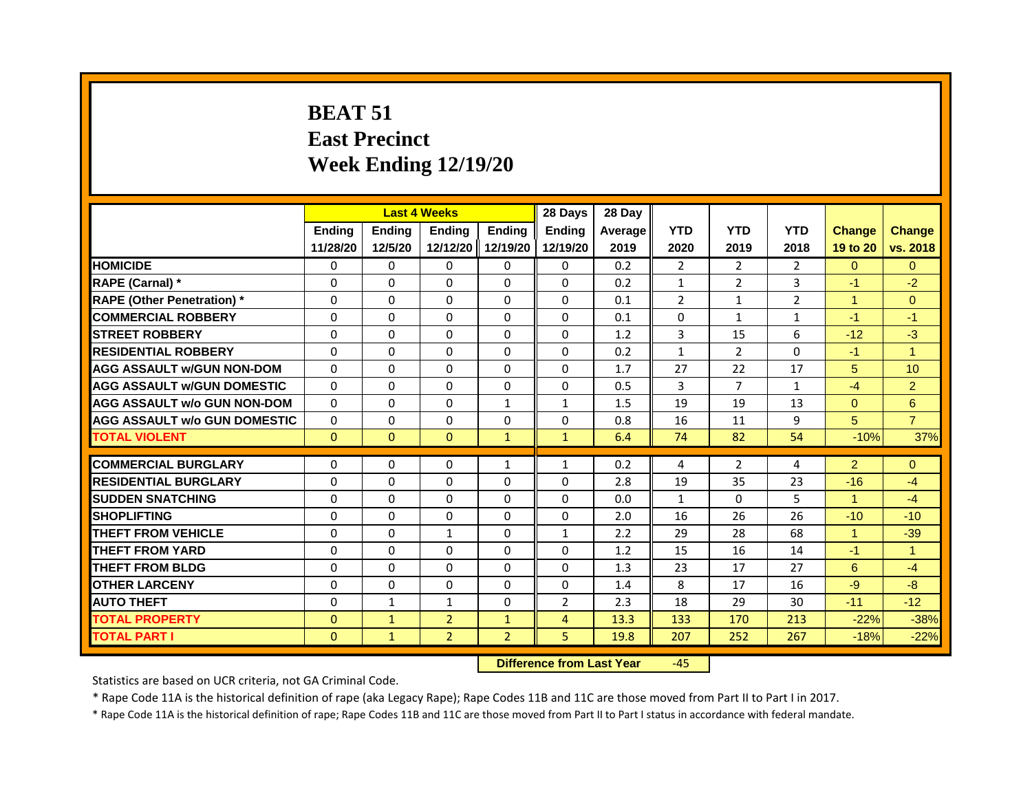# BEAT 51
# East Precinct
# Week Ending 12/19/20

| | Last 4 Weeks | | | | 28 Days | 28 Day | | | | | |
|---|---|---|---|---|---|---|---|---|---|---|---|
| | Ending 11/28/20 | Ending 12/5/20 | Ending 12/12/20 | Ending 12/19/20 | Ending 12/19/20 | Average 2019 | YTD 2020 | YTD 2019 | YTD 2018 | Change 19 to 20 | Change vs. 2018 |
| HOMICIDE | 0 | 0 | 0 | 0 | 0 | 0.2 | 2 | 2 | 2 | 0 | 0 |
| RAPE (Carnal) * | 0 | 0 | 0 | 0 | 0 | 0.2 | 1 | 2 | 3 | -1 | -2 |
| RAPE (Other Penetration) * | 0 | 0 | 0 | 0 | 0 | 0.1 | 2 | 1 | 2 | 1 | 0 |
| COMMERCIAL ROBBERY | 0 | 0 | 0 | 0 | 0 | 0.1 | 0 | 1 | 1 | -1 | -1 |
| STREET ROBBERY | 0 | 0 | 0 | 0 | 0 | 1.2 | 3 | 15 | 6 | -12 | -3 |
| RESIDENTIAL ROBBERY | 0 | 0 | 0 | 0 | 0 | 0.2 | 1 | 2 | 0 | -1 | 1 |
| AGG ASSAULT w/GUN NON-DOM | 0 | 0 | 0 | 0 | 0 | 1.7 | 27 | 22 | 17 | 5 | 10 |
| AGG ASSAULT w/GUN DOMESTIC | 0 | 0 | 0 | 0 | 0 | 0.5 | 3 | 7 | 1 | -4 | 2 |
| AGG ASSAULT w/o GUN NON-DOM | 0 | 0 | 0 | 1 | 1 | 1.5 | 19 | 19 | 13 | 0 | 6 |
| AGG ASSAULT w/o GUN DOMESTIC | 0 | 0 | 0 | 0 | 0 | 0.8 | 16 | 11 | 9 | 5 | 7 |
| TOTAL VIOLENT | 0 | 0 | 0 | 1 | 1 | 6.4 | 74 | 82 | 54 | -10% | 37% |
| COMMERCIAL BURGLARY | 0 | 0 | 0 | 1 | 1 | 0.2 | 4 | 2 | 4 | 2 | 0 |
| RESIDENTIAL BURGLARY | 0 | 0 | 0 | 0 | 0 | 2.8 | 19 | 35 | 23 | -16 | -4 |
| SUDDEN SNATCHING | 0 | 0 | 0 | 0 | 0 | 0.0 | 1 | 0 | 5 | 1 | -4 |
| SHOPLIFTING | 0 | 0 | 0 | 0 | 0 | 2.0 | 16 | 26 | 26 | -10 | -10 |
| THEFT FROM VEHICLE | 0 | 0 | 1 | 0 | 1 | 2.2 | 29 | 28 | 68 | 1 | -39 |
| THEFT FROM YARD | 0 | 0 | 0 | 0 | 0 | 1.2 | 15 | 16 | 14 | -1 | 1 |
| THEFT FROM BLDG | 0 | 0 | 0 | 0 | 0 | 1.3 | 23 | 17 | 27 | 6 | -4 |
| OTHER LARCENY | 0 | 0 | 0 | 0 | 0 | 1.4 | 8 | 17 | 16 | -9 | -8 |
| AUTO THEFT | 0 | 1 | 1 | 0 | 2 | 2.3 | 18 | 29 | 30 | -11 | -12 |
| TOTAL PROPERTY | 0 | 1 | 2 | 1 | 4 | 13.3 | 133 | 170 | 213 | -22% | -38% |
| TOTAL PART I | 0 | 1 | 2 | 2 | 5 | 19.8 | 207 | 252 | 267 | -18% | -22% |

**Difference from Last Year** -45

Statistics are based on UCR criteria, not GA Criminal Code.

* Rape Code 11A is the historical definition of rape (aka Legacy Rape); Rape Codes 11B and 11C are those moved from Part II to Part I in 2017.

* Rape Code 11A is the historical definition of rape; Rape Codes 11B and 11C are those moved from Part II to Part I status in accordance with federal mandate.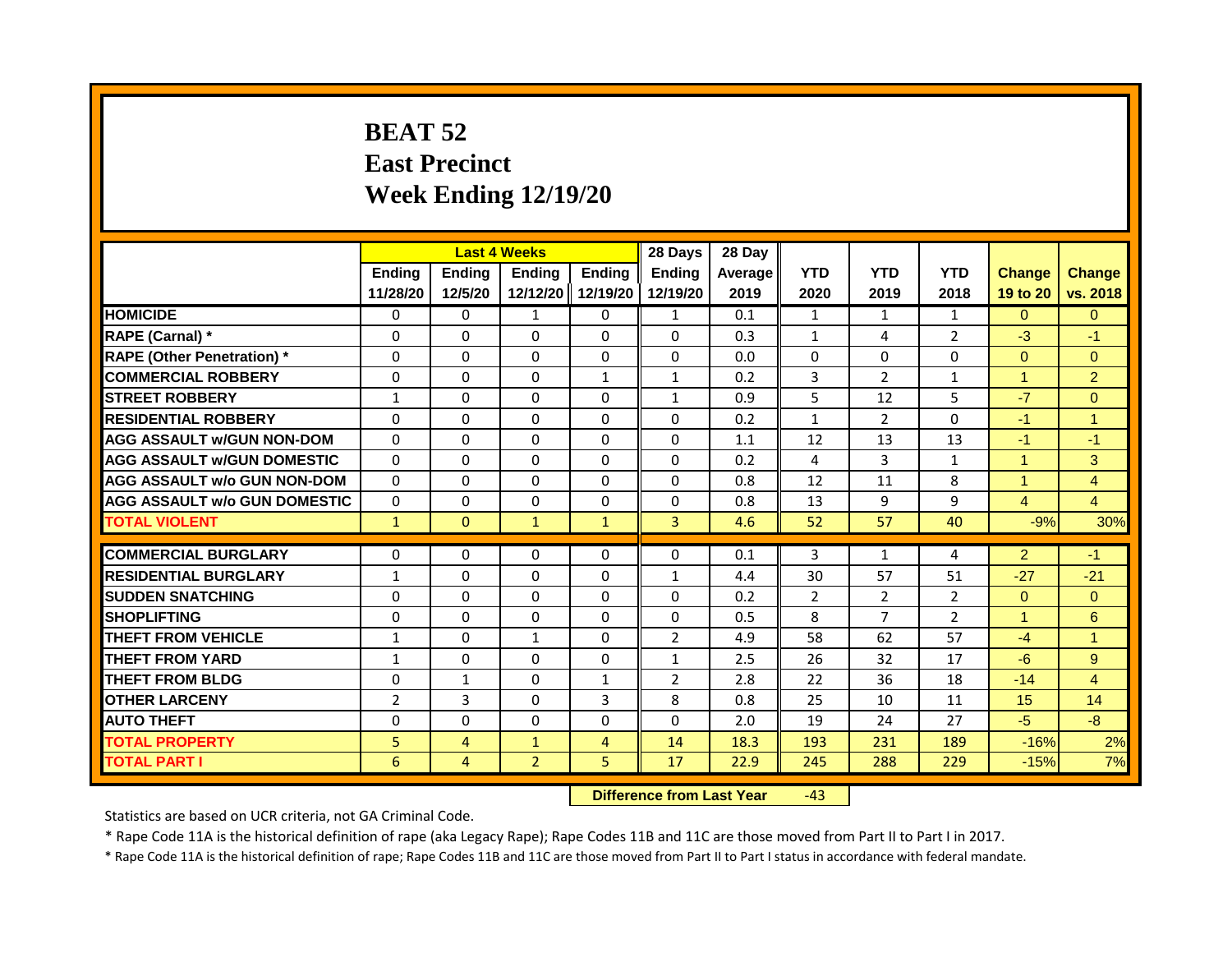# BEAT 52
## East Precinct
## Week Ending 12/19/20

| | Last 4 Weeks | | | | 28 Days | 28 Day | | | | | |
|---|---|---|---|---|---|---|---|---|---|---|---|
| | Ending 11/28/20 | Ending 12/5/20 | Ending 12/12/20 | Ending 12/19/20 | Ending 12/19/20 | Average 2019 | YTD 2020 | YTD 2019 | YTD 2018 | Change 19 to 20 | Change vs. 2018 |
| HOMICIDE | 0 | 0 | 1 | 0 | 1 | 0.1 | 1 | 1 | 1 | 0 | 0 |
| RAPE (Carnal) * | 0 | 0 | 0 | 0 | 0 | 0.3 | 1 | 4 | 2 | -3 | -1 |
| RAPE (Other Penetration) * | 0 | 0 | 0 | 0 | 0 | 0.0 | 0 | 0 | 0 | 0 | 0 |
| COMMERCIAL ROBBERY | 0 | 0 | 0 | 1 | 1 | 0.2 | 3 | 2 | 1 | 1 | 2 |
| STREET ROBBERY | 1 | 0 | 0 | 0 | 1 | 0.9 | 5 | 12 | 5 | -7 | 0 |
| RESIDENTIAL ROBBERY | 0 | 0 | 0 | 0 | 0 | 0.2 | 1 | 2 | 0 | -1 | 1 |
| AGG ASSAULT w/GUN NON-DOM | 0 | 0 | 0 | 0 | 0 | 1.1 | 12 | 13 | 13 | -1 | -1 |
| AGG ASSAULT w/GUN DOMESTIC | 0 | 0 | 0 | 0 | 0 | 0.2 | 4 | 3 | 1 | 1 | 3 |
| AGG ASSAULT w/o GUN NON-DOM | 0 | 0 | 0 | 0 | 0 | 0.8 | 12 | 11 | 8 | 1 | 4 |
| AGG ASSAULT w/o GUN DOMESTIC | 0 | 0 | 0 | 0 | 0 | 0.8 | 13 | 9 | 9 | 4 | 4 |
| TOTAL VIOLENT | 1 | 0 | 1 | 1 | 3 | 4.6 | 52 | 57 | 40 | -9% | 30% |
| COMMERCIAL BURGLARY | 0 | 0 | 0 | 0 | 0 | 0.1 | 3 | 1 | 4 | 2 | -1 |
| RESIDENTIAL BURGLARY | 1 | 0 | 0 | 0 | 1 | 4.4 | 30 | 57 | 51 | -27 | -21 |
| SUDDEN SNATCHING | 0 | 0 | 0 | 0 | 0 | 0.2 | 2 | 2 | 2 | 0 | 0 |
| SHOPLIFTING | 0 | 0 | 0 | 0 | 0 | 0.5 | 8 | 7 | 2 | 1 | 6 |
| THEFT FROM VEHICLE | 1 | 0 | 1 | 0 | 2 | 4.9 | 58 | 62 | 57 | -4 | 1 |
| THEFT FROM YARD | 1 | 0 | 0 | 0 | 1 | 2.5 | 26 | 32 | 17 | -6 | 9 |
| THEFT FROM BLDG | 0 | 1 | 0 | 1 | 2 | 2.8 | 22 | 36 | 18 | -14 | 4 |
| OTHER LARCENY | 2 | 3 | 0 | 3 | 8 | 0.8 | 25 | 10 | 11 | 15 | 14 |
| AUTO THEFT | 0 | 0 | 0 | 0 | 0 | 2.0 | 19 | 24 | 27 | -5 | -8 |
| TOTAL PROPERTY | 5 | 4 | 1 | 4 | 14 | 18.3 | 193 | 231 | 189 | -16% | 2% |
| TOTAL PART I | 6 | 4 | 2 | 5 | 17 | 22.9 | 245 | 288 | 229 | -15% | 7% |

**Difference from Last Year** -43

Statistics are based on UCR criteria, not GA Criminal Code.

* Rape Code 11A is the historical definition of rape (aka Legacy Rape); Rape Codes 11B and 11C are those moved from Part II to Part I in 2017.

* Rape Code 11A is the historical definition of rape; Rape Codes 11B and 11C are those moved from Part II to Part I status in accordance with federal mandate.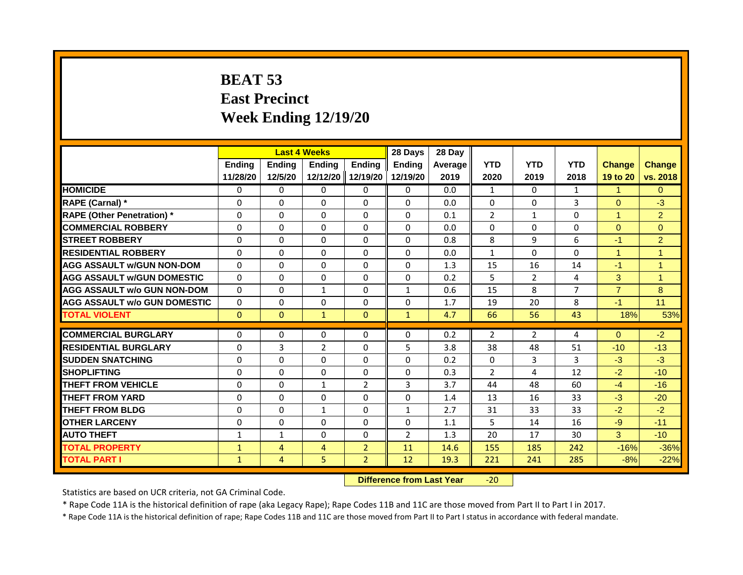# BEAT 53
## East Precinct
## Week Ending 12/19/20

| | Last 4 Weeks | | | | 28 Days | 28 Day | | | | | |
|---|---|---|---|---|---|---|---|---|---|---|---|
| | Ending 11/28/20 | Ending 12/5/20 | Ending 12/12/20 | Ending 12/19/20 | Ending 12/19/20 | Average 2019 | YTD 2020 | YTD 2019 | YTD 2018 | Change 19 to 20 | Change vs. 2018 |
| HOMICIDE | 0 | 0 | 0 | 0 | 0 | 0.0 | 1 | 0 | 1 | 1 | 0 |
| RAPE (Carnal) * | 0 | 0 | 0 | 0 | 0 | 0.0 | 0 | 0 | 3 | 0 | -3 |
| RAPE (Other Penetration) * | 0 | 0 | 0 | 0 | 0 | 0.1 | 2 | 1 | 0 | 1 | 2 |
| COMMERCIAL ROBBERY | 0 | 0 | 0 | 0 | 0 | 0.0 | 0 | 0 | 0 | 0 | 0 |
| STREET ROBBERY | 0 | 0 | 0 | 0 | 0 | 0.8 | 8 | 9 | 6 | -1 | 2 |
| RESIDENTIAL ROBBERY | 0 | 0 | 0 | 0 | 0 | 0.0 | 1 | 0 | 0 | 1 | 1 |
| AGG ASSAULT w/GUN NON-DOM | 0 | 0 | 0 | 0 | 0 | 1.3 | 15 | 16 | 14 | -1 | 1 |
| AGG ASSAULT w/GUN DOMESTIC | 0 | 0 | 0 | 0 | 0 | 0.2 | 5 | 2 | 4 | 3 | 1 |
| AGG ASSAULT w/o GUN NON-DOM | 0 | 0 | 1 | 0 | 1 | 0.6 | 15 | 8 | 7 | 7 | 8 |
| AGG ASSAULT w/o GUN DOMESTIC | 0 | 0 | 0 | 0 | 0 | 1.7 | 19 | 20 | 8 | -1 | 11 |
| TOTAL VIOLENT | 0 | 0 | 1 | 0 | 1 | 4.7 | 66 | 56 | 43 | 18% | 53% |
| COMMERCIAL BURGLARY | 0 | 0 | 0 | 0 | 0 | 0.2 | 2 | 2 | 4 | 0 | -2 |
| RESIDENTIAL BURGLARY | 0 | 3 | 2 | 0 | 5 | 3.8 | 38 | 48 | 51 | -10 | -13 |
| SUDDEN SNATCHING | 0 | 0 | 0 | 0 | 0 | 0.2 | 0 | 3 | 3 | -3 | -3 |
| SHOPLIFTING | 0 | 0 | 0 | 0 | 0 | 0.3 | 2 | 4 | 12 | -2 | -10 |
| THEFT FROM VEHICLE | 0 | 0 | 1 | 2 | 3 | 3.7 | 44 | 48 | 60 | -4 | -16 |
| THEFT FROM YARD | 0 | 0 | 0 | 0 | 0 | 1.4 | 13 | 16 | 33 | -3 | -20 |
| THEFT FROM BLDG | 0 | 0 | 1 | 0 | 1 | 2.7 | 31 | 33 | 33 | -2 | -2 |
| OTHER LARCENY | 0 | 0 | 0 | 0 | 0 | 1.1 | 5 | 14 | 16 | -9 | -11 |
| AUTO THEFT | 1 | 1 | 0 | 0 | 2 | 1.3 | 20 | 17 | 30 | 3 | -10 |
| TOTAL PROPERTY | 1 | 4 | 4 | 2 | 11 | 14.6 | 155 | 185 | 242 | -16% | -36% |
| TOTAL PART I | 1 | 4 | 5 | 2 | 12 | 19.3 | 221 | 241 | 285 | -8% | -22% |

**Difference from Last Year** -20

Statistics are based on UCR criteria, not GA Criminal Code.

* Rape Code 11A is the historical definition of rape (aka Legacy Rape); Rape Codes 11B and 11C are those moved from Part II to Part I in 2017.

* Rape Code 11A is the historical definition of rape; Rape Codes 11B and 11C are those moved from Part II to Part I status in accordance with federal mandate.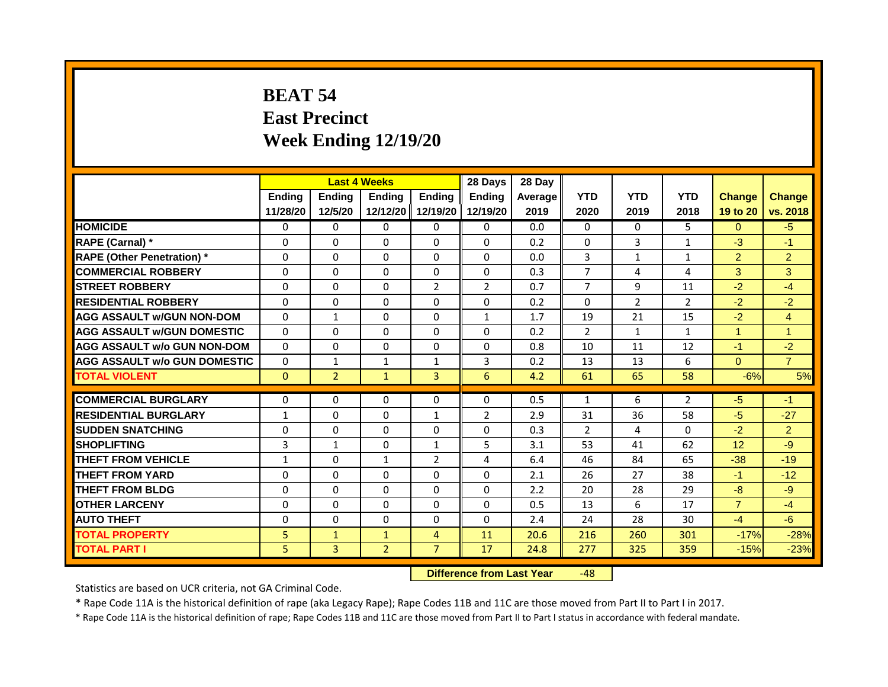# BEAT 54
# East Precinct
# Week Ending 12/19/20

| | Last 4 Weeks | | | | 28 Days | 28 Day | | | | | |
|---|---|---|---|---|---|---|---|---|---|---|---|
| | Ending 11/28/20 | Ending 12/5/20 | Ending 12/12/20 | Ending 12/19/20 | Ending 12/19/20 | Average 2019 | YTD 2020 | YTD 2019 | YTD 2018 | Change 19 to 20 | Change vs. 2018 |
| HOMICIDE | 0 | 0 | 0 | 0 | 0 | 0.0 | 0 | 0 | 5 | 0 | -5 |
| RAPE (Carnal) * | 0 | 0 | 0 | 0 | 0 | 0.2 | 0 | 3 | 1 | -3 | -1 |
| RAPE (Other Penetration) * | 0 | 0 | 0 | 0 | 0 | 0.0 | 3 | 1 | 1 | 2 | 2 |
| COMMERCIAL ROBBERY | 0 | 0 | 0 | 0 | 0 | 0.3 | 7 | 4 | 4 | 3 | 3 |
| STREET ROBBERY | 0 | 0 | 0 | 2 | 2 | 0.7 | 7 | 9 | 11 | -2 | -4 |
| RESIDENTIAL ROBBERY | 0 | 0 | 0 | 0 | 0 | 0.2 | 0 | 2 | 2 | -2 | -2 |
| AGG ASSAULT w/GUN NON-DOM | 0 | 1 | 0 | 0 | 1 | 1.7 | 19 | 21 | 15 | -2 | 4 |
| AGG ASSAULT w/GUN DOMESTIC | 0 | 0 | 0 | 0 | 0 | 0.2 | 2 | 1 | 1 | 1 | 1 |
| AGG ASSAULT w/o GUN NON-DOM | 0 | 0 | 0 | 0 | 0 | 0.8 | 10 | 11 | 12 | -1 | -2 |
| AGG ASSAULT w/o GUN DOMESTIC | 0 | 1 | 1 | 1 | 3 | 0.2 | 13 | 13 | 6 | 0 | 7 |
| TOTAL VIOLENT | 0 | 2 | 1 | 3 | 6 | 4.2 | 61 | 65 | 58 | -6% | 5% |
| COMMERCIAL BURGLARY | 0 | 0 | 0 | 0 | 0 | 0.5 | 1 | 6 | 2 | -5 | -1 |
| RESIDENTIAL BURGLARY | 1 | 0 | 0 | 1 | 2 | 2.9 | 31 | 36 | 58 | -5 | -27 |
| SUDDEN SNATCHING | 0 | 0 | 0 | 0 | 0 | 0.3 | 2 | 4 | 0 | -2 | 2 |
| SHOPLIFTING | 3 | 1 | 0 | 1 | 5 | 3.1 | 53 | 41 | 62 | 12 | -9 |
| THEFT FROM VEHICLE | 1 | 0 | 1 | 2 | 4 | 6.4 | 46 | 84 | 65 | -38 | -19 |
| THEFT FROM YARD | 0 | 0 | 0 | 0 | 0 | 2.1 | 26 | 27 | 38 | -1 | -12 |
| THEFT FROM BLDG | 0 | 0 | 0 | 0 | 0 | 2.2 | 20 | 28 | 29 | -8 | -9 |
| OTHER LARCENY | 0 | 0 | 0 | 0 | 0 | 0.5 | 13 | 6 | 17 | 7 | -4 |
| AUTO THEFT | 0 | 0 | 0 | 0 | 0 | 2.4 | 24 | 28 | 30 | -4 | -6 |
| TOTAL PROPERTY | 5 | 1 | 1 | 4 | 11 | 20.6 | 216 | 260 | 301 | -17% | -28% |
| TOTAL PART I | 5 | 3 | 2 | 7 | 17 | 24.8 | 277 | 325 | 359 | -15% | -23% |

**Difference from Last Year** -48

Statistics are based on UCR criteria, not GA Criminal Code.

* Rape Code 11A is the historical definition of rape (aka Legacy Rape); Rape Codes 11B and 11C are those moved from Part II to Part I in 2017.

* Rape Code 11A is the historical definition of rape; Rape Codes 11B and 11C are those moved from Part II to Part I status in accordance with federal mandate.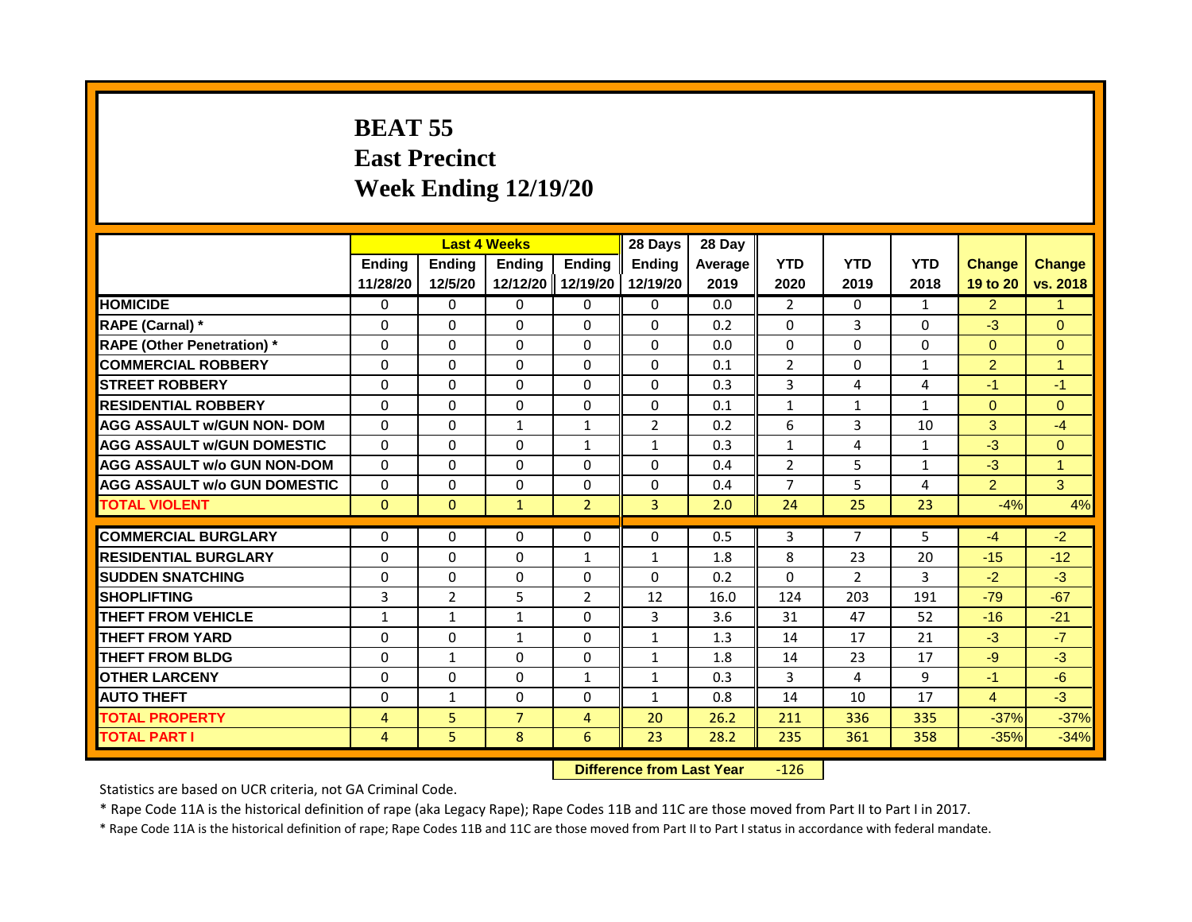# BEAT 55
## East Precinct
## Week Ending 12/19/20

| | Last 4 Weeks | | | | 28 Days | 28 Day | | | | | |
|---|---|---|---|---|---|---|---|---|---|---|---|
| | Ending 11/28/20 | Ending 12/5/20 | Ending 12/12/20 | Ending 12/19/20 | Ending 12/19/20 | Average 2019 | YTD 2020 | YTD 2019 | YTD 2018 | Change 19 to 20 | Change vs. 2018 |
| HOMICIDE | 0 | 0 | 0 | 0 | 0 | 0.0 | 2 | 0 | 1 | 2 | 1 |
| RAPE (Carnal) * | 0 | 0 | 0 | 0 | 0 | 0.2 | 0 | 3 | 0 | -3 | 0 |
| RAPE (Other Penetration) * | 0 | 0 | 0 | 0 | 0 | 0.0 | 0 | 0 | 0 | 0 | 0 |
| COMMERCIAL ROBBERY | 0 | 0 | 0 | 0 | 0 | 0.1 | 2 | 0 | 1 | 2 | 1 |
| STREET ROBBERY | 0 | 0 | 0 | 0 | 0 | 0.3 | 3 | 4 | 4 | -1 | -1 |
| RESIDENTIAL ROBBERY | 0 | 0 | 0 | 0 | 0 | 0.1 | 1 | 1 | 1 | 0 | 0 |
| AGG ASSAULT w/GUN NON- DOM | 0 | 0 | 1 | 1 | 2 | 0.2 | 6 | 3 | 10 | 3 | -4 |
| AGG ASSAULT w/GUN DOMESTIC | 0 | 0 | 0 | 1 | 1 | 0.3 | 1 | 4 | 1 | -3 | 0 |
| AGG ASSAULT w/o GUN NON-DOM | 0 | 0 | 0 | 0 | 0 | 0.4 | 2 | 5 | 1 | -3 | 1 |
| AGG ASSAULT w/o GUN DOMESTIC | 0 | 0 | 0 | 0 | 0 | 0.4 | 7 | 5 | 4 | 2 | 3 |
| TOTAL VIOLENT | 0 | 0 | 1 | 2 | 3 | 2.0 | 24 | 25 | 23 | -4% | 4% |
| COMMERCIAL BURGLARY | 0 | 0 | 0 | 0 | 0 | 0.5 | 3 | 7 | 5 | -4 | -2 |
| RESIDENTIAL BURGLARY | 0 | 0 | 0 | 1 | 1 | 1.8 | 8 | 23 | 20 | -15 | -12 |
| SUDDEN SNATCHING | 0 | 0 | 0 | 0 | 0 | 0.2 | 0 | 2 | 3 | -2 | -3 |
| SHOPLIFTING | 3 | 2 | 5 | 2 | 12 | 16.0 | 124 | 203 | 191 | -79 | -67 |
| THEFT FROM VEHICLE | 1 | 1 | 1 | 0 | 3 | 3.6 | 31 | 47 | 52 | -16 | -21 |
| THEFT FROM YARD | 0 | 0 | 1 | 0 | 1 | 1.3 | 14 | 17 | 21 | -3 | -7 |
| THEFT FROM BLDG | 0 | 1 | 0 | 0 | 1 | 1.8 | 14 | 23 | 17 | -9 | -3 |
| OTHER LARCENY | 0 | 0 | 0 | 1 | 1 | 0.3 | 3 | 4 | 9 | -1 | -6 |
| AUTO THEFT | 0 | 1 | 0 | 0 | 1 | 0.8 | 14 | 10 | 17 | 4 | -3 |
| TOTAL PROPERTY | 4 | 5 | 7 | 4 | 20 | 26.2 | 211 | 336 | 335 | -37% | -37% |
| TOTAL PART I | 4 | 5 | 8 | 6 | 23 | 28.2 | 235 | 361 | 358 | -35% | -34% |

**Difference from Last Year** -126

Statistics are based on UCR criteria, not GA Criminal Code.

* Rape Code 11A is the historical definition of rape (aka Legacy Rape); Rape Codes 11B and 11C are those moved from Part II to Part I in 2017.

* Rape Code 11A is the historical definition of rape; Rape Codes 11B and 11C are those moved from Part II to Part I status in accordance with federal mandate.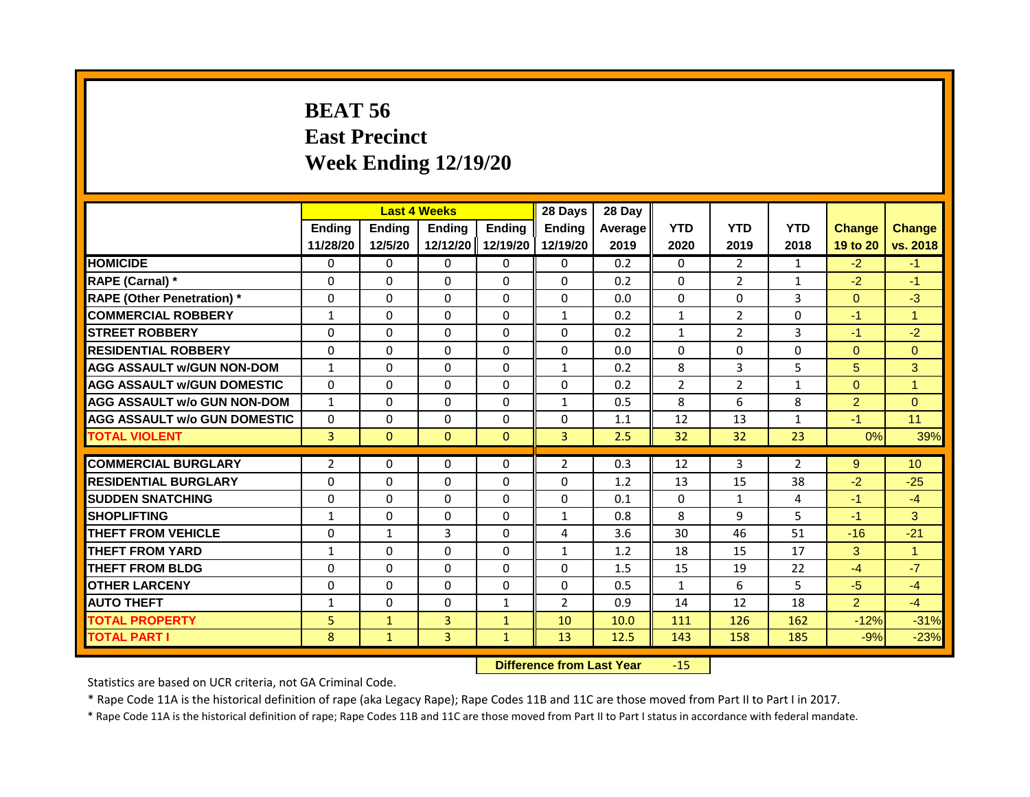# BEAT 56
## East Precinct
## Week Ending 12/19/20

| | Last 4 Weeks | | | | 28 Days | 28 Day | | | | | |
|---|---|---|---|---|---|---|---|---|---|---|---|
| | Ending 11/28/20 | Ending 12/5/20 | Ending 12/12/20 | Ending 12/19/20 | Ending 12/19/20 | Average 2019 | YTD 2020 | YTD 2019 | YTD 2018 | Change 19 to 20 | Change vs. 2018 |
| HOMICIDE | 0 | 0 | 0 | 0 | 0 | 0.2 | 0 | 2 | 1 | -2 | -1 |
| RAPE (Carnal) * | 0 | 0 | 0 | 0 | 0 | 0.2 | 0 | 2 | 1 | -2 | -1 |
| RAPE (Other Penetration) * | 0 | 0 | 0 | 0 | 0 | 0.0 | 0 | 0 | 3 | 0 | -3 |
| COMMERCIAL ROBBERY | 1 | 0 | 0 | 0 | 1 | 0.2 | 1 | 2 | 0 | -1 | 1 |
| STREET ROBBERY | 0 | 0 | 0 | 0 | 0 | 0.2 | 1 | 2 | 3 | -1 | -2 |
| RESIDENTIAL ROBBERY | 0 | 0 | 0 | 0 | 0 | 0.0 | 0 | 0 | 0 | 0 | 0 |
| AGG ASSAULT w/GUN NON-DOM | 1 | 0 | 0 | 0 | 1 | 0.2 | 8 | 3 | 5 | 5 | 3 |
| AGG ASSAULT w/GUN DOMESTIC | 0 | 0 | 0 | 0 | 0 | 0.2 | 2 | 2 | 1 | 0 | 1 |
| AGG ASSAULT w/o GUN NON-DOM | 1 | 0 | 0 | 0 | 1 | 0.5 | 8 | 6 | 8 | 2 | 0 |
| AGG ASSAULT w/o GUN DOMESTIC | 0 | 0 | 0 | 0 | 0 | 1.1 | 12 | 13 | 1 | -1 | 11 |
| TOTAL VIOLENT | 3 | 0 | 0 | 0 | 3 | 2.5 | 32 | 32 | 23 | 0% | 39% |
| COMMERCIAL BURGLARY | 2 | 0 | 0 | 0 | 2 | 0.3 | 12 | 3 | 2 | 9 | 10 |
| RESIDENTIAL BURGLARY | 0 | 0 | 0 | 0 | 0 | 1.2 | 13 | 15 | 38 | -2 | -25 |
| SUDDEN SNATCHING | 0 | 0 | 0 | 0 | 0 | 0.1 | 0 | 1 | 4 | -1 | -4 |
| SHOPLIFTING | 1 | 0 | 0 | 0 | 1 | 0.8 | 8 | 9 | 5 | -1 | 3 |
| THEFT FROM VEHICLE | 0 | 1 | 3 | 0 | 4 | 3.6 | 30 | 46 | 51 | -16 | -21 |
| THEFT FROM YARD | 1 | 0 | 0 | 0 | 1 | 1.2 | 18 | 15 | 17 | 3 | 1 |
| THEFT FROM BLDG | 0 | 0 | 0 | 0 | 0 | 1.5 | 15 | 19 | 22 | -4 | -7 |
| OTHER LARCENY | 0 | 0 | 0 | 0 | 0 | 0.5 | 1 | 6 | 5 | -5 | -4 |
| AUTO THEFT | 1 | 0 | 0 | 1 | 2 | 0.9 | 14 | 12 | 18 | 2 | -4 |
| TOTAL PROPERTY | 5 | 1 | 3 | 1 | 10 | 10.0 | 111 | 126 | 162 | -12% | -31% |
| TOTAL PART I | 8 | 1 | 3 | 1 | 13 | 12.5 | 143 | 158 | 185 | -9% | -23% |

**Difference from Last Year** -15

Statistics are based on UCR criteria, not GA Criminal Code.

* Rape Code 11A is the historical definition of rape (aka Legacy Rape); Rape Codes 11B and 11C are those moved from Part II to Part I in 2017.

* Rape Code 11A is the historical definition of rape; Rape Codes 11B and 11C are those moved from Part II to Part I status in accordance with federal mandate.